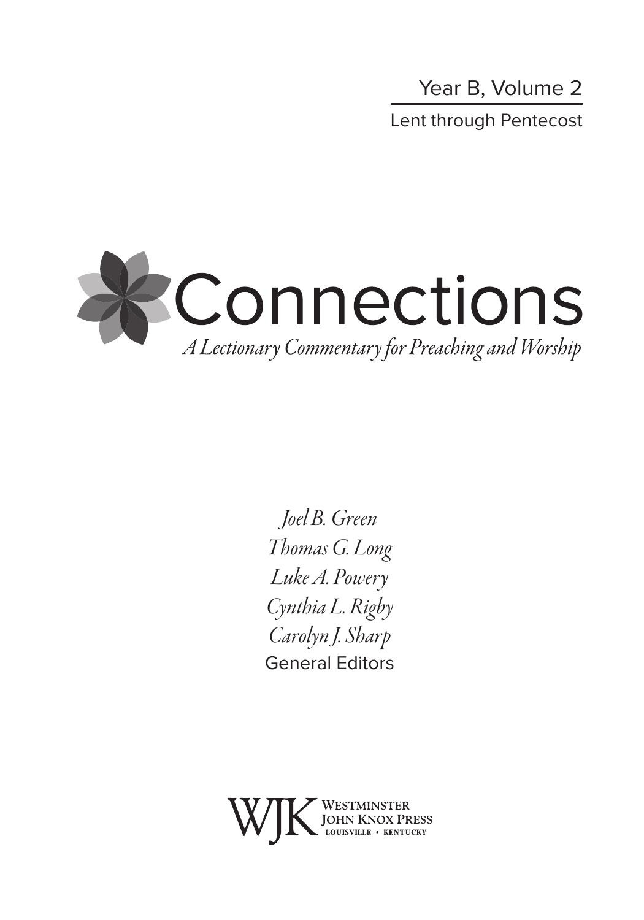Year B, Volume 2

Lent through Pentecost

# Connections

*A Lectionary Commentary for Preaching and Worship*

*Joel B. Green*
*Thomas G. Long*
*Luke A. Powery*
*Cynthia L. Rigby*
*Carolyn J. Sharp*
General Editors

WJK Westminster John Knox Press
Louisville • Kentucky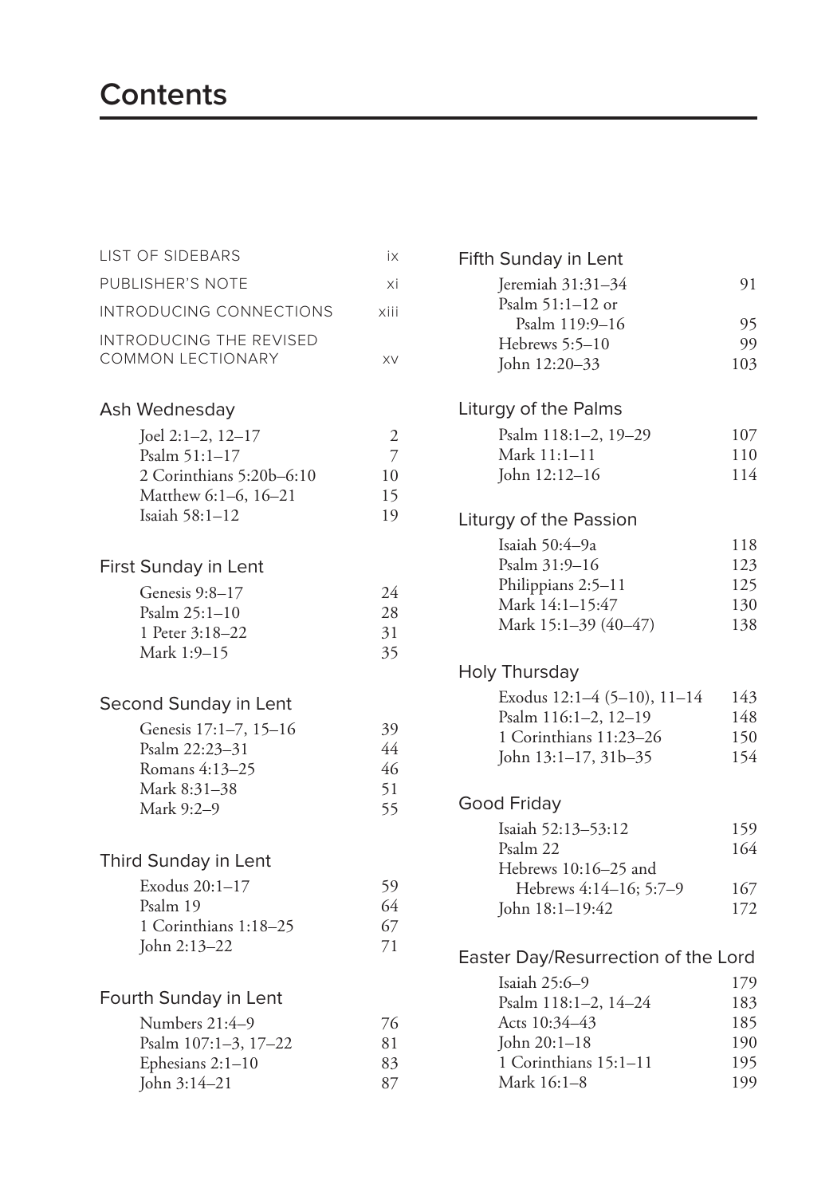# Contents

LIST OF SIDEBARS ix

PUBLISHER'S NOTE xi

INTRODUCING CONNECTIONS xiii

INTRODUCING THE REVISED COMMON LECTIONARY xv

## Ash Wednesday

| | |
|---|---|
| Joel 2:1–2, 12–17 | 2 |
| Psalm 51:1–17 | 7 |
| 2 Corinthians 5:20b–6:10 | 10 |
| Matthew 6:1–6, 16–21 | 15 |
| Isaiah 58:1–12 | 19 |

## First Sunday in Lent

| | |
|---|---|
| Genesis 9:8–17 | 24 |
| Psalm 25:1–10 | 28 |
| 1 Peter 3:18–22 | 31 |
| Mark 1:9–15 | 35 |

## Second Sunday in Lent

| | |
|---|---|
| Genesis 17:1–7, 15–16 | 39 |
| Psalm 22:23–31 | 44 |
| Romans 4:13–25 | 46 |
| Mark 8:31–38 | 51 |
| Mark 9:2–9 | 55 |

## Third Sunday in Lent

| | |
|---|---|
| Exodus 20:1–17 | 59 |
| Psalm 19 | 64 |
| 1 Corinthians 1:18–25 | 67 |
| John 2:13–22 | 71 |

## Fourth Sunday in Lent

| | |
|---|---|
| Numbers 21:4–9 | 76 |
| Psalm 107:1–3, 17–22 | 81 |
| Ephesians 2:1–10 | 83 |
| John 3:14–21 | 87 |

## Fifth Sunday in Lent

| | |
|---|---|
| Jeremiah 31:31–34 | 91 |
| Psalm 51:1–12 or Psalm 119:9–16 | 95 |
| Hebrews 5:5–10 | 99 |
| John 12:20–33 | 103 |

## Liturgy of the Palms

| | |
|---|---|
| Psalm 118:1–2, 19–29 | 107 |
| Mark 11:1–11 | 110 |
| John 12:12–16 | 114 |

## Liturgy of the Passion

| | |
|---|---|
| Isaiah 50:4–9a | 118 |
| Psalm 31:9–16 | 123 |
| Philippians 2:5–11 | 125 |
| Mark 14:1–15:47 | 130 |
| Mark 15:1–39 (40–47) | 138 |

## Holy Thursday

| | |
|---|---|
| Exodus 12:1–4 (5–10), 11–14 | 143 |
| Psalm 116:1–2, 12–19 | 148 |
| 1 Corinthians 11:23–26 | 150 |
| John 13:1–17, 31b–35 | 154 |

## Good Friday

| | |
|---|---|
| Isaiah 52:13–53:12 | 159 |
| Psalm 22 | 164 |
| Hebrews 10:16–25 and Hebrews 4:14–16; 5:7–9 | 167 |
| John 18:1–19:42 | 172 |

## Easter Day/Resurrection of the Lord

| | |
|---|---|
| Isaiah 25:6–9 | 179 |
| Psalm 118:1–2, 14–24 | 183 |
| Acts 10:34–43 | 185 |
| John 20:1–18 | 190 |
| 1 Corinthians 15:1–11 | 195 |
| Mark 16:1–8 | 199 |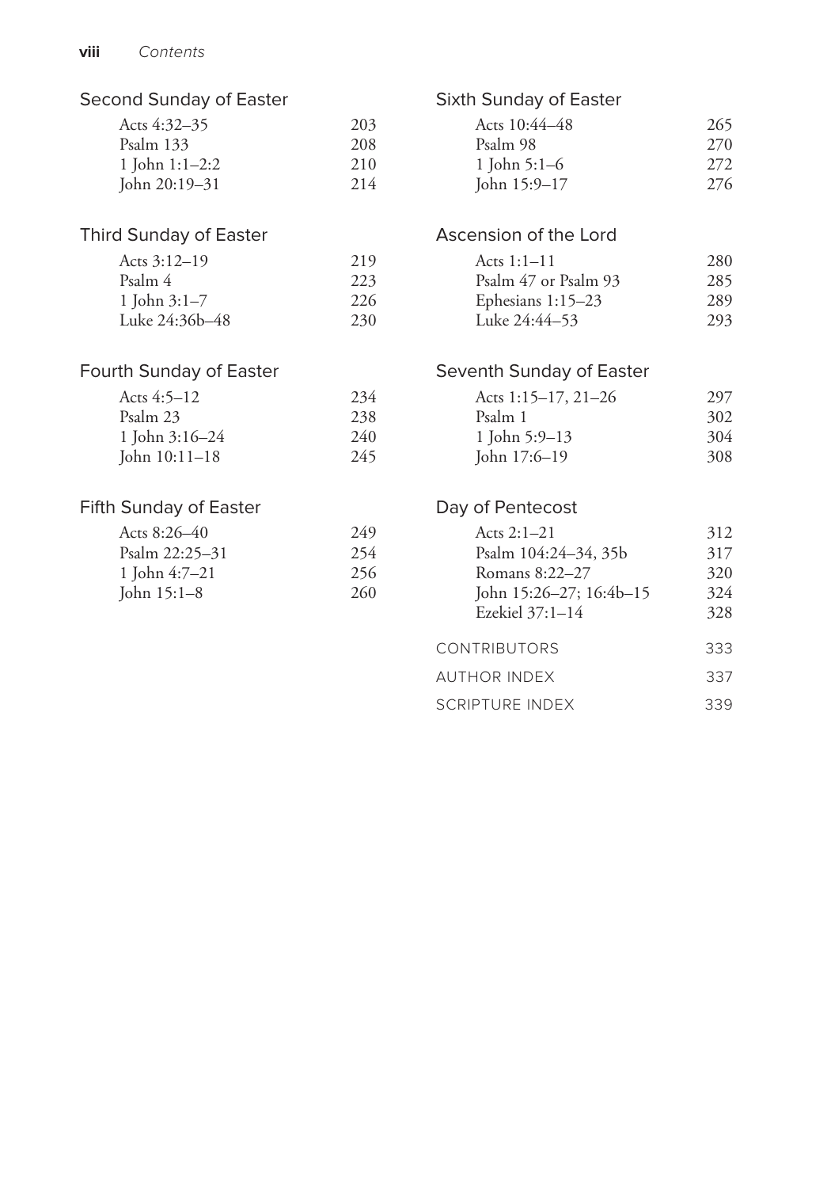## Second Sunday of Easter

| | |
|---|---|
| Acts 4:32–35 | 203 |
| Psalm 133 | 208 |
| 1 John 1:1–2:2 | 210 |
| John 20:19–31 | 214 |

## Third Sunday of Easter

| | |
|---|---|
| Acts 3:12–19 | 219 |
| Psalm 4 | 223 |
| 1 John 3:1–7 | 226 |
| Luke 24:36b–48 | 230 |

## Fourth Sunday of Easter

| | |
|---|---|
| Acts 4:5–12 | 234 |
| Psalm 23 | 238 |
| 1 John 3:16–24 | 240 |
| John 10:11–18 | 245 |

## Fifth Sunday of Easter

| | |
|---|---|
| Acts 8:26–40 | 249 |
| Psalm 22:25–31 | 254 |
| 1 John 4:7–21 | 256 |
| John 15:1–8 | 260 |

## Sixth Sunday of Easter

| | |
|---|---|
| Acts 10:44–48 | 265 |
| Psalm 98 | 270 |
| 1 John 5:1–6 | 272 |
| John 15:9–17 | 276 |

## Ascension of the Lord

| | |
|---|---|
| Acts 1:1–11 | 280 |
| Psalm 47 or Psalm 93 | 285 |
| Ephesians 1:15–23 | 289 |
| Luke 24:44–53 | 293 |

## Seventh Sunday of Easter

| | |
|---|---|
| Acts 1:15–17, 21–26 | 297 |
| Psalm 1 | 302 |
| 1 John 5:9–13 | 304 |
| John 17:6–19 | 308 |

## Day of Pentecost

| | |
|---|---|
| Acts 2:1–21 | 312 |
| Psalm 104:24–34, 35b | 317 |
| Romans 8:22–27 | 320 |
| John 15:26–27; 16:4b–15 | 324 |
| Ezekiel 37:1–14 | 328 |

| | |
|---|---|
| CONTRIBUTORS | 333 |
| AUTHOR INDEX | 337 |
| SCRIPTURE INDEX | 339 |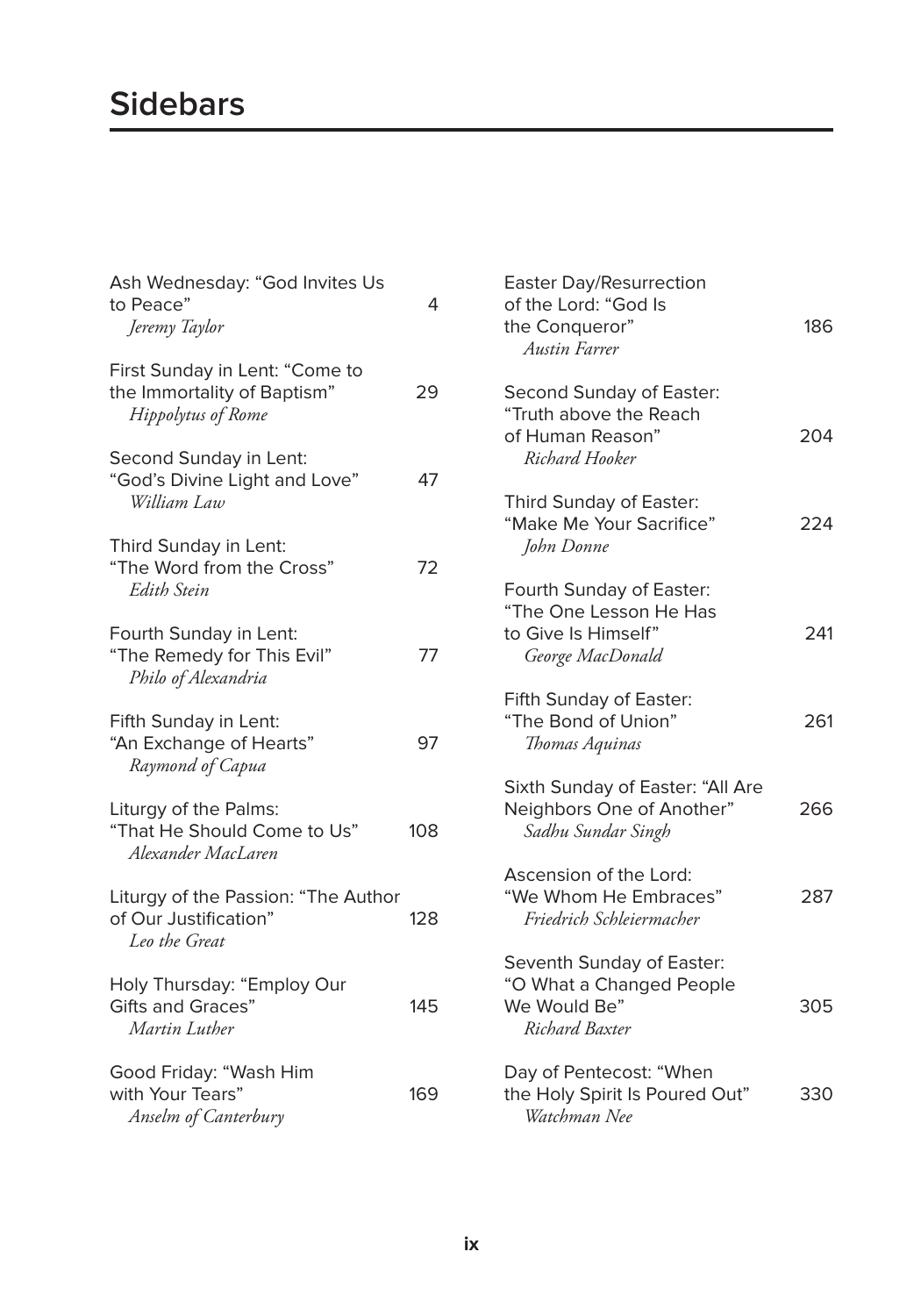# Sidebars

Ash Wednesday: "God Invites Us to Peace" 4
*Jeremy Taylor*

First Sunday in Lent: "Come to the Immortality of Baptism" 29
*Hippolytus of Rome*

Second Sunday in Lent: "God's Divine Light and Love" 47
*William Law*

Third Sunday in Lent: "The Word from the Cross" 72
*Edith Stein*

Fourth Sunday in Lent: "The Remedy for This Evil" 77
*Philo of Alexandria*

Fifth Sunday in Lent: "An Exchange of Hearts" 97
*Raymond of Capua*

Liturgy of the Palms: "That He Should Come to Us" 108
*Alexander MacLaren*

Liturgy of the Passion: "The Author of Our Justification" 128
*Leo the Great*

Holy Thursday: "Employ Our Gifts and Graces" 145
*Martin Luther*

Good Friday: "Wash Him with Your Tears" 169
*Anselm of Canterbury*

Easter Day/Resurrection of the Lord: "God Is the Conqueror" 186
*Austin Farrer*

Second Sunday of Easter: "Truth above the Reach of Human Reason" 204
*Richard Hooker*

Third Sunday of Easter: "Make Me Your Sacrifice" 224
*John Donne*

Fourth Sunday of Easter: "The One Lesson He Has to Give Is Himself" 241
*George MacDonald*

Fifth Sunday of Easter: "The Bond of Union" 261
*Thomas Aquinas*

Sixth Sunday of Easter: "All Are Neighbors One of Another" 266
*Sadhu Sundar Singh*

Ascension of the Lord: "We Whom He Embraces" 287
*Friedrich Schleiermacher*

Seventh Sunday of Easter: "O What a Changed People We Would Be" 305
*Richard Baxter*

Day of Pentecost: "When the Holy Spirit Is Poured Out" 330
*Watchman Nee*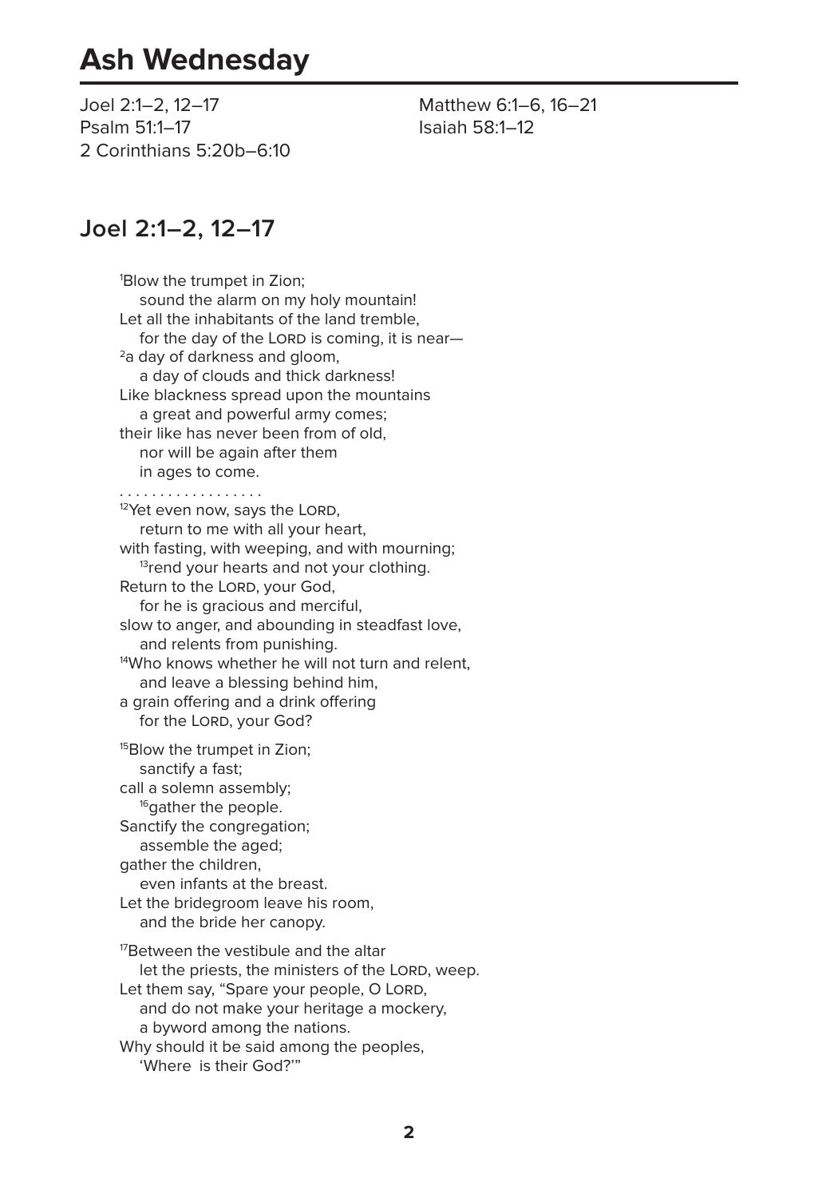# Ash Wednesday

Joel 2:1–2, 12–17
Psalm 51:1–17
2 Corinthians 5:20b–6:10
Matthew 6:1–6, 16–21
Isaiah 58:1–12

## Joel 2:1–2, 12–17

[1]Blow the trumpet in Zion;
sound the alarm on my holy mountain!
Let all the inhabitants of the land tremble,
for the day of the LORD is coming, it is near—
[2]a day of darkness and gloom,
a day of clouds and thick darkness!
Like blackness spread upon the mountains
a great and powerful army comes;
their like has never been from of old,
nor will be again after them
in ages to come.

. . . . . . . . . . . . . . . . . .

[12]Yet even now, says the LORD,
return to me with all your heart,
with fasting, with weeping, and with mourning;
[13]rend your hearts and not your clothing.
Return to the LORD, your God,
for he is gracious and merciful,
slow to anger, and abounding in steadfast love,
and relents from punishing.
[14]Who knows whether he will not turn and relent,
and leave a blessing behind him,
a grain offering and a drink offering
for the LORD, your God?

[15]Blow the trumpet in Zion;
sanctify a fast;
call a solemn assembly;
[16]gather the people.
Sanctify the congregation;
assemble the aged;
gather the children,
even infants at the breast.
Let the bridegroom leave his room,
and the bride her canopy.

[17]Between the vestibule and the altar
let the priests, the ministers of the LORD, weep.
Let them say, "Spare your people, O LORD,
and do not make your heritage a mockery,
a byword among the nations.
Why should it be said among the peoples,
'Where is their God?'"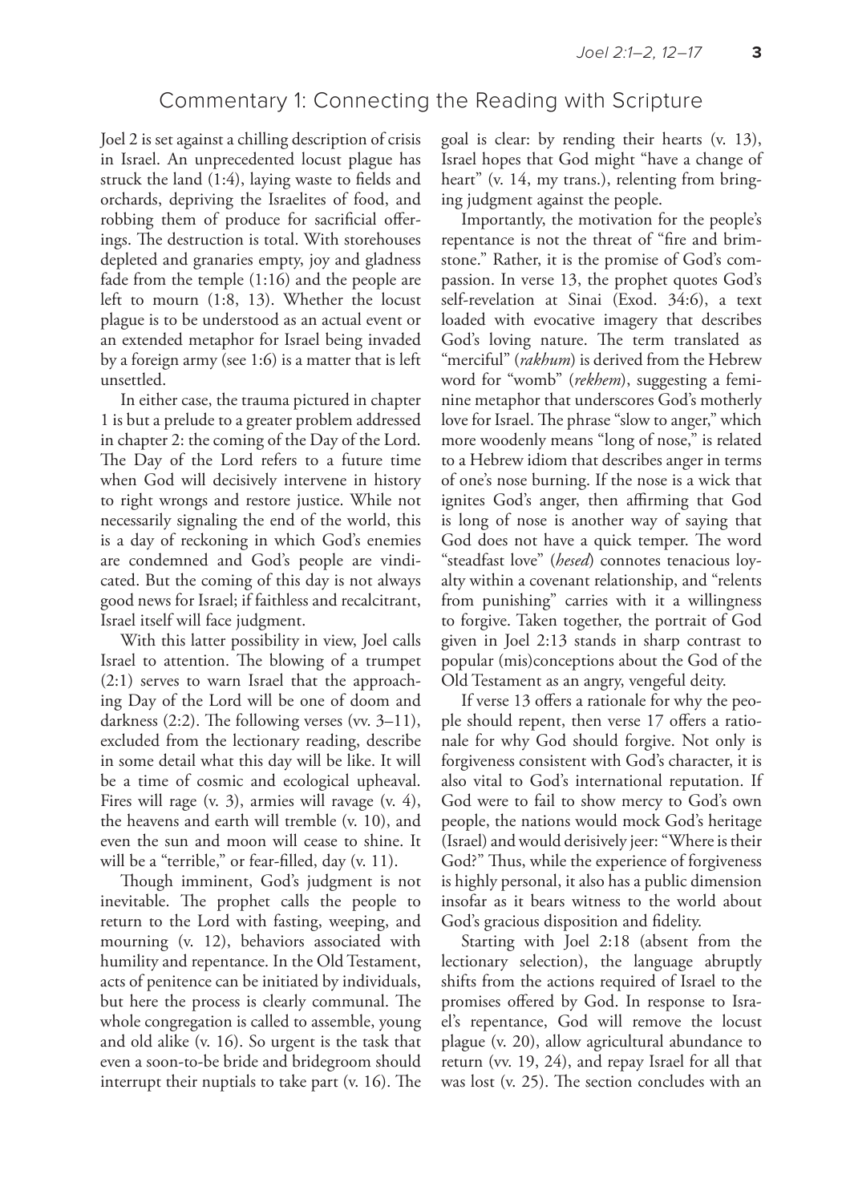## Commentary 1: Connecting the Reading with Scripture

Joel 2 is set against a chilling description of crisis in Israel. An unprecedented locust plague has struck the land (1:4), laying waste to fields and orchards, depriving the Israelites of food, and robbing them of produce for sacrificial offerings. The destruction is total. With storehouses depleted and granaries empty, joy and gladness fade from the temple (1:16) and the people are left to mourn (1:8, 13). Whether the locust plague is to be understood as an actual event or an extended metaphor for Israel being invaded by a foreign army (see 1:6) is a matter that is left unsettled.

In either case, the trauma pictured in chapter 1 is but a prelude to a greater problem addressed in chapter 2: the coming of the Day of the Lord. The Day of the Lord refers to a future time when God will decisively intervene in history to right wrongs and restore justice. While not necessarily signaling the end of the world, this is a day of reckoning in which God's enemies are condemned and God's people are vindicated. But the coming of this day is not always good news for Israel; if faithless and recalcitrant, Israel itself will face judgment.

With this latter possibility in view, Joel calls Israel to attention. The blowing of a trumpet (2:1) serves to warn Israel that the approaching Day of the Lord will be one of doom and darkness (2:2). The following verses (vv. 3–11), excluded from the lectionary reading, describe in some detail what this day will be like. It will be a time of cosmic and ecological upheaval. Fires will rage (v. 3), armies will ravage (v. 4), the heavens and earth will tremble (v. 10), and even the sun and moon will cease to shine. It will be a "terrible," or fear-filled, day (v. 11).

Though imminent, God's judgment is not inevitable. The prophet calls the people to return to the Lord with fasting, weeping, and mourning (v. 12), behaviors associated with humility and repentance. In the Old Testament, acts of penitence can be initiated by individuals, but here the process is clearly communal. The whole congregation is called to assemble, young and old alike (v. 16). So urgent is the task that even a soon-to-be bride and bridegroom should interrupt their nuptials to take part (v. 16). The goal is clear: by rending their hearts (v. 13), Israel hopes that God might "have a change of heart" (v. 14, my trans.), relenting from bringing judgment against the people.

Importantly, the motivation for the people's repentance is not the threat of "fire and brimstone." Rather, it is the promise of God's compassion. In verse 13, the prophet quotes God's self-revelation at Sinai (Exod. 34:6), a text loaded with evocative imagery that describes God's loving nature. The term translated as "merciful" (*rakhum*) is derived from the Hebrew word for "womb" (*rekhem*), suggesting a feminine metaphor that underscores God's motherly love for Israel. The phrase "slow to anger," which more woodenly means "long of nose," is related to a Hebrew idiom that describes anger in terms of one's nose burning. If the nose is a wick that ignites God's anger, then affirming that God is long of nose is another way of saying that God does not have a quick temper. The word "steadfast love" (*hesed*) connotes tenacious loyalty within a covenant relationship, and "relents from punishing" carries with it a willingness to forgive. Taken together, the portrait of God given in Joel 2:13 stands in sharp contrast to popular (mis)conceptions about the God of the Old Testament as an angry, vengeful deity.

If verse 13 offers a rationale for why the people should repent, then verse 17 offers a rationale for why God should forgive. Not only is forgiveness consistent with God's character, it is also vital to God's international reputation. If God were to fail to show mercy to God's own people, the nations would mock God's heritage (Israel) and would derisively jeer: "Where is their God?" Thus, while the experience of forgiveness is highly personal, it also has a public dimension insofar as it bears witness to the world about God's gracious disposition and fidelity.

Starting with Joel 2:18 (absent from the lectionary selection), the language abruptly shifts from the actions required of Israel to the promises offered by God. In response to Israel's repentance, God will remove the locust plague (v. 20), allow agricultural abundance to return (vv. 19, 24), and repay Israel for all that was lost (v. 25). The section concludes with an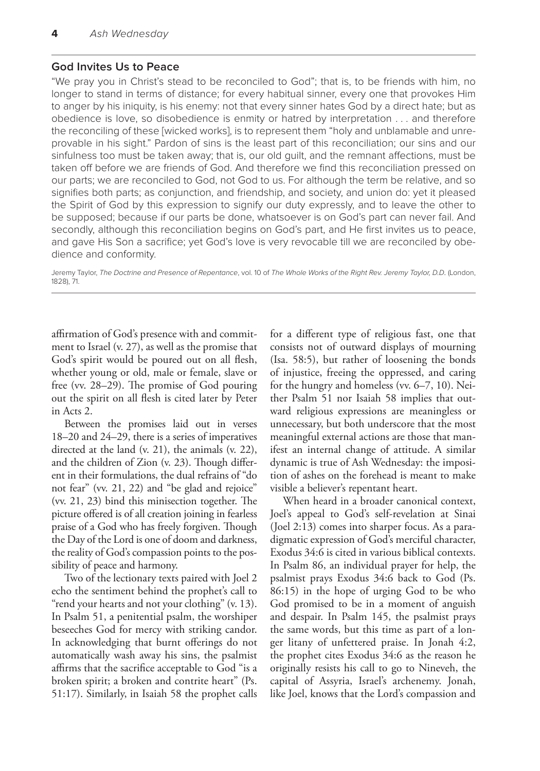## God Invites Us to Peace

"We pray you in Christ's stead to be reconciled to God"; that is, to be friends with him, no longer to stand in terms of distance; for every habitual sinner, every one that provokes Him to anger by his iniquity, is his enemy: not that every sinner hates God by a direct hate; but as obedience is love, so disobedience is enmity or hatred by interpretation . . . and therefore the reconciling of these [wicked works], is to represent them "holy and unblamable and unreprovable in his sight." Pardon of sins is the least part of this reconciliation; our sins and our sinfulness too must be taken away; that is, our old guilt, and the remnant affections, must be taken off before we are friends of God. And therefore we find this reconciliation pressed on our parts; we are reconciled to God, not God to us. For although the term be relative, and so signifies both parts; as conjunction, and friendship, and society, and union do: yet it pleased the Spirit of God by this expression to signify our duty expressly, and to leave the other to be supposed; because if our parts be done, whatsoever is on God's part can never fail. And secondly, although this reconciliation begins on God's part, and He first invites us to peace, and gave His Son a sacrifice; yet God's love is very revocable till we are reconciled by obedience and conformity.

Jeremy Taylor, *The Doctrine and Presence of Repentance*, vol. 10 of *The Whole Works of the Right Rev. Jeremy Taylor, D.D.* (London, 1828), 71.

---

affirmation of God's presence with and commitment to Israel (v. 27), as well as the promise that God's spirit would be poured out on all flesh, whether young or old, male or female, slave or free (vv. 28–29). The promise of God pouring out the spirit on all flesh is cited later by Peter in Acts 2.

Between the promises laid out in verses 18–20 and 24–29, there is a series of imperatives directed at the land (v. 21), the animals (v. 22), and the children of Zion (v. 23). Though different in their formulations, the dual refrains of "do not fear" (vv. 21, 22) and "be glad and rejoice" (vv. 21, 23) bind this minisection together. The picture offered is of all creation joining in fearless praise of a God who has freely forgiven. Though the Day of the Lord is one of doom and darkness, the reality of God's compassion points to the possibility of peace and harmony.

Two of the lectionary texts paired with Joel 2 echo the sentiment behind the prophet's call to "rend your hearts and not your clothing" (v. 13). In Psalm 51, a penitential psalm, the worshiper beseeches God for mercy with striking candor. In acknowledging that burnt offerings do not automatically wash away his sins, the psalmist affirms that the sacrifice acceptable to God "is a broken spirit; a broken and contrite heart" (Ps. 51:17). Similarly, in Isaiah 58 the prophet calls for a different type of religious fast, one that consists not of outward displays of mourning (Isa. 58:5), but rather of loosening the bonds of injustice, freeing the oppressed, and caring for the hungry and homeless (vv. 6–7, 10). Neither Psalm 51 nor Isaiah 58 implies that outward religious expressions are meaningless or unnecessary, but both underscore that the most meaningful external actions are those that manifest an internal change of attitude. A similar dynamic is true of Ash Wednesday: the imposition of ashes on the forehead is meant to make visible a believer's repentant heart.

When heard in a broader canonical context, Joel's appeal to God's self-revelation at Sinai (Joel 2:13) comes into sharper focus. As a paradigmatic expression of God's merciful character, Exodus 34:6 is cited in various biblical contexts. In Psalm 86, an individual prayer for help, the psalmist prays Exodus 34:6 back to God (Ps. 86:15) in the hope of urging God to be who God promised to be in a moment of anguish and despair. In Psalm 145, the psalmist prays the same words, but this time as part of a longer litany of unfettered praise. In Jonah 4:2, the prophet cites Exodus 34:6 as the reason he originally resists his call to go to Nineveh, the capital of Assyria, Israel's archenemy. Jonah, like Joel, knows that the Lord's compassion and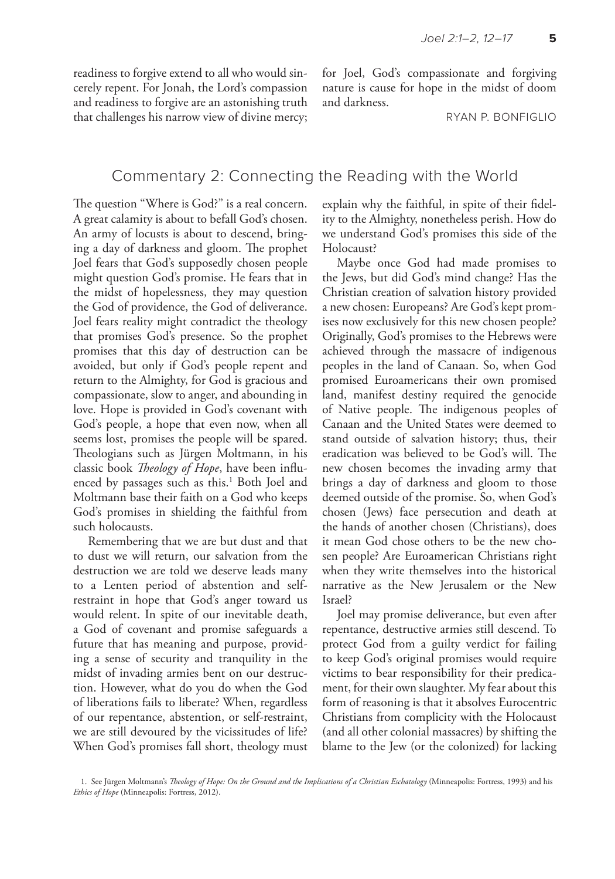readiness to forgive extend to all who would sincerely repent. For Jonah, the Lord's compassion and readiness to forgive are an astonishing truth that challenges his narrow view of divine mercy; for Joel, God's compassionate and forgiving nature is cause for hope in the midst of doom and darkness.

RYAN P. BONFIGLIO

## Commentary 2: Connecting the Reading with the World

The question "Where is God?" is a real concern. A great calamity is about to befall God's chosen. An army of locusts is about to descend, bringing a day of darkness and gloom. The prophet Joel fears that God's supposedly chosen people might question God's promise. He fears that in the midst of hopelessness, they may question the God of providence, the God of deliverance. Joel fears reality might contradict the theology that promises God's presence. So the prophet promises that this day of destruction can be avoided, but only if God's people repent and return to the Almighty, for God is gracious and compassionate, slow to anger, and abounding in love. Hope is provided in God's covenant with God's people, a hope that even now, when all seems lost, promises the people will be spared. Theologians such as Jürgen Moltmann, in his classic book *Theology of Hope*, have been influenced by passages such as this.[1] Both Joel and Moltmann base their faith on a God who keeps God's promises in shielding the faithful from such holocausts.

Remembering that we are but dust and that to dust we will return, our salvation from the destruction we are told we deserve leads many to a Lenten period of abstention and self-restraint in hope that God's anger toward us would relent. In spite of our inevitable death, a God of covenant and promise safeguards a future that has meaning and purpose, providing a sense of security and tranquility in the midst of invading armies bent on our destruction. However, what do you do when the God of liberations fails to liberate? When, regardless of our repentance, abstention, or self-restraint, we are still devoured by the vicissitudes of life? When God's promises fall short, theology must explain why the faithful, in spite of their fidelity to the Almighty, nonetheless perish. How do we understand God's promises this side of the Holocaust?

Maybe once God had made promises to the Jews, but did God's mind change? Has the Christian creation of salvation history provided a new chosen: Europeans? Are God's kept promises now exclusively for this new chosen people? Originally, God's promises to the Hebrews were achieved through the massacre of indigenous peoples in the land of Canaan. So, when God promised Euroamericans their own promised land, manifest destiny required the genocide of Native people. The indigenous peoples of Canaan and the United States were deemed to stand outside of salvation history; thus, their eradication was believed to be God's will. The new chosen becomes the invading army that brings a day of darkness and gloom to those deemed outside of the promise. So, when God's chosen (Jews) face persecution and death at the hands of another chosen (Christians), does it mean God chose others to be the new chosen people? Are Euroamerican Christians right when they write themselves into the historical narrative as the New Jerusalem or the New Israel?

Joel may promise deliverance, but even after repentance, destructive armies still descend. To protect God from a guilty verdict for failing to keep God's original promises would require victims to bear responsibility for their predicament, for their own slaughter. My fear about this form of reasoning is that it absolves Eurocentric Christians from complicity with the Holocaust (and all other colonial massacres) by shifting the blame to the Jew (or the colonized) for lacking

1. See Jürgen Moltmann's *Theology of Hope: On the Ground and the Implications of a Christian Eschatology* (Minneapolis: Fortress, 1993) and his *Ethics of Hope* (Minneapolis: Fortress, 2012).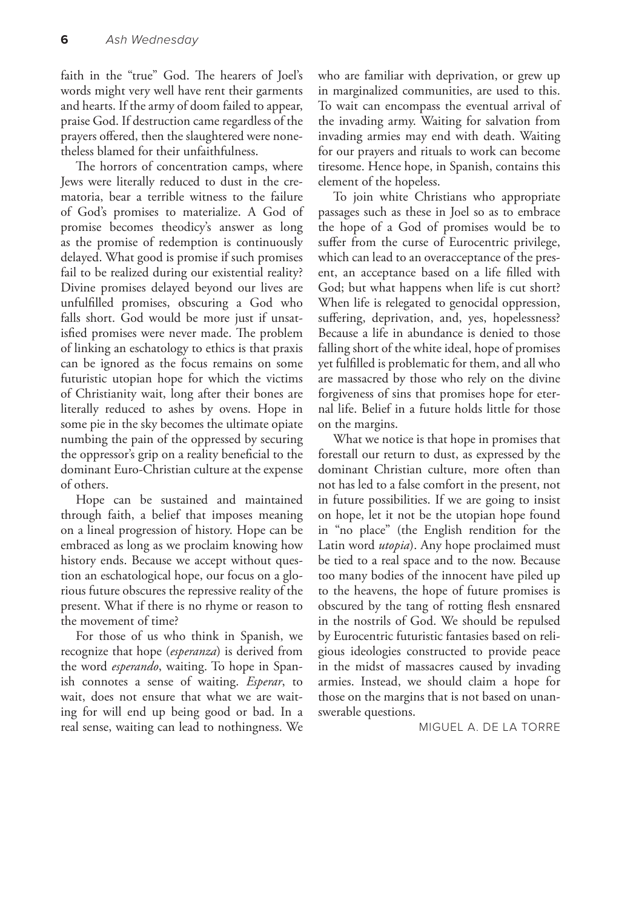faith in the "true" God. The hearers of Joel's words might very well have rent their garments and hearts. If the army of doom failed to appear, praise God. If destruction came regardless of the prayers offered, then the slaughtered were nonetheless blamed for their unfaithfulness.

The horrors of concentration camps, where Jews were literally reduced to dust in the crematoria, bear a terrible witness to the failure of God's promises to materialize. A God of promise becomes theodicy's answer as long as the promise of redemption is continuously delayed. What good is promise if such promises fail to be realized during our existential reality? Divine promises delayed beyond our lives are unfulfilled promises, obscuring a God who falls short. God would be more just if unsatisfied promises were never made. The problem of linking an eschatology to ethics is that praxis can be ignored as the focus remains on some futuristic utopian hope for which the victims of Christianity wait, long after their bones are literally reduced to ashes by ovens. Hope in some pie in the sky becomes the ultimate opiate numbing the pain of the oppressed by securing the oppressor's grip on a reality beneficial to the dominant Euro-Christian culture at the expense of others.

Hope can be sustained and maintained through faith, a belief that imposes meaning on a lineal progression of history. Hope can be embraced as long as we proclaim knowing how history ends. Because we accept without question an eschatological hope, our focus on a glorious future obscures the repressive reality of the present. What if there is no rhyme or reason to the movement of time?

For those of us who think in Spanish, we recognize that hope (*esperanza*) is derived from the word *esperando*, waiting. To hope in Spanish connotes a sense of waiting. *Esperar*, to wait, does not ensure that what we are waiting for will end up being good or bad. In a real sense, waiting can lead to nothingness. We who are familiar with deprivation, or grew up in marginalized communities, are used to this. To wait can encompass the eventual arrival of the invading army. Waiting for salvation from invading armies may end with death. Waiting for our prayers and rituals to work can become tiresome. Hence hope, in Spanish, contains this element of the hopeless.

To join white Christians who appropriate passages such as these in Joel so as to embrace the hope of a God of promises would be to suffer from the curse of Eurocentric privilege, which can lead to an overacceptance of the present, an acceptance based on a life filled with God; but what happens when life is cut short? When life is relegated to genocidal oppression, suffering, deprivation, and, yes, hopelessness? Because a life in abundance is denied to those falling short of the white ideal, hope of promises yet fulfilled is problematic for them, and all who are massacred by those who rely on the divine forgiveness of sins that promises hope for eternal life. Belief in a future holds little for those on the margins.

What we notice is that hope in promises that forestall our return to dust, as expressed by the dominant Christian culture, more often than not has led to a false comfort in the present, not in future possibilities. If we are going to insist on hope, let it not be the utopian hope found in "no place" (the English rendition for the Latin word *utopia*). Any hope proclaimed must be tied to a real space and to the now. Because too many bodies of the innocent have piled up to the heavens, the hope of future promises is obscured by the tang of rotting flesh ensnared in the nostrils of God. We should be repulsed by Eurocentric futuristic fantasies based on religious ideologies constructed to provide peace in the midst of massacres caused by invading armies. Instead, we should claim a hope for those on the margins that is not based on unanswerable questions.

MIGUEL A. DE LA TORRE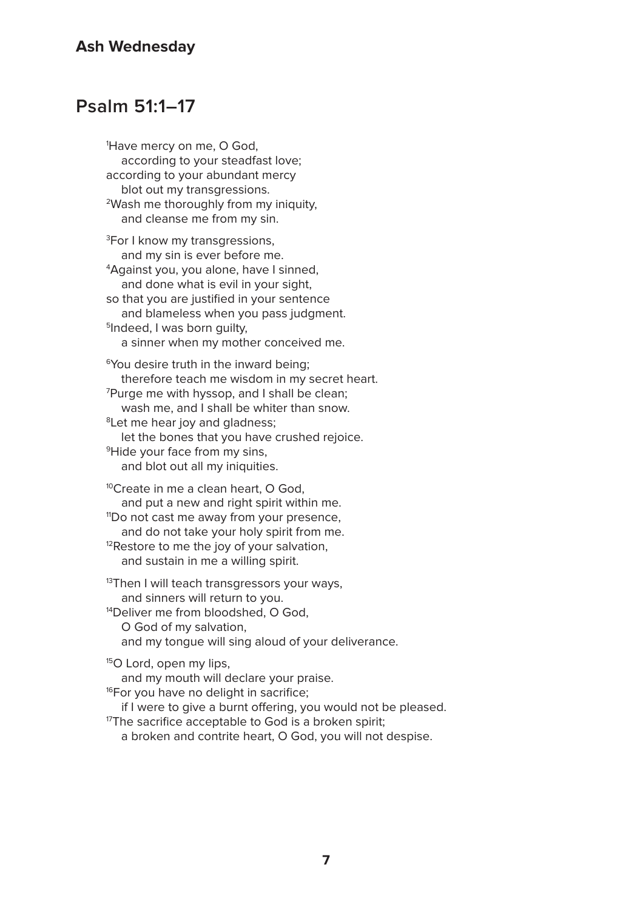## Ash Wednesday

## Psalm 51:1–17

[1]Have mercy on me, O God,
according to your steadfast love;
according to your abundant mercy
blot out my transgressions.
[2]Wash me thoroughly from my iniquity,
and cleanse me from my sin.

[3]For I know my transgressions,
and my sin is ever before me.
[4]Against you, you alone, have I sinned,
and done what is evil in your sight,
so that you are justified in your sentence
and blameless when you pass judgment.
[5]Indeed, I was born guilty,
a sinner when my mother conceived me.

[6]You desire truth in the inward being;
therefore teach me wisdom in my secret heart.
[7]Purge me with hyssop, and I shall be clean;
wash me, and I shall be whiter than snow.
[8]Let me hear joy and gladness;
let the bones that you have crushed rejoice.
[9]Hide your face from my sins,
and blot out all my iniquities.

[10]Create in me a clean heart, O God,
and put a new and right spirit within me.
[11]Do not cast me away from your presence,
and do not take your holy spirit from me.
[12]Restore to me the joy of your salvation,
and sustain in me a willing spirit.

[13]Then I will teach transgressors your ways,
and sinners will return to you.
[14]Deliver me from bloodshed, O God,
O God of my salvation,
and my tongue will sing aloud of your deliverance.

[15]O Lord, open my lips,
and my mouth will declare your praise.
[16]For you have no delight in sacrifice;
if I were to give a burnt offering, you would not be pleased.
[17]The sacrifice acceptable to God is a broken spirit;
a broken and contrite heart, O God, you will not despise.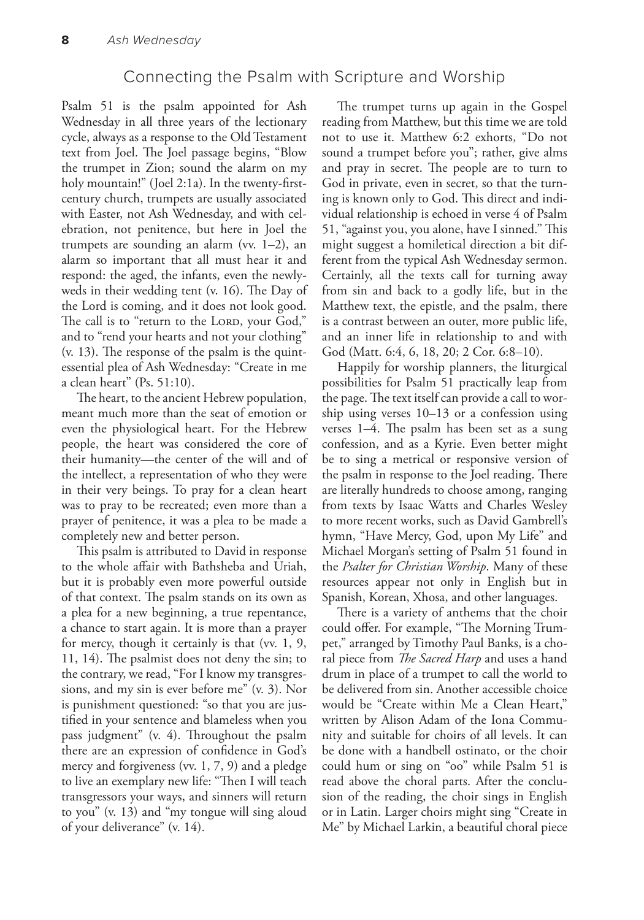## Connecting the Psalm with Scripture and Worship

Psalm 51 is the psalm appointed for Ash Wednesday in all three years of the lectionary cycle, always as a response to the Old Testament text from Joel. The Joel passage begins, "Blow the trumpet in Zion; sound the alarm on my holy mountain!" (Joel 2:1a). In the twenty-first-century church, trumpets are usually associated with Easter, not Ash Wednesday, and with celebration, not penitence, but here in Joel the trumpets are sounding an alarm (vv. 1–2), an alarm so important that all must hear it and respond: the aged, the infants, even the newlyweds in their wedding tent (v. 16). The Day of the Lord is coming, and it does not look good. The call is to "return to the Lord, your God," and to "rend your hearts and not your clothing" (v. 13). The response of the psalm is the quintessential plea of Ash Wednesday: "Create in me a clean heart" (Ps. 51:10).

The heart, to the ancient Hebrew population, meant much more than the seat of emotion or even the physiological heart. For the Hebrew people, the heart was considered the core of their humanity—the center of the will and of the intellect, a representation of who they were in their very beings. To pray for a clean heart was to pray to be recreated; even more than a prayer of penitence, it was a plea to be made a completely new and better person.

This psalm is attributed to David in response to the whole affair with Bathsheba and Uriah, but it is probably even more powerful outside of that context. The psalm stands on its own as a plea for a new beginning, a true repentance, a chance to start again. It is more than a prayer for mercy, though it certainly is that (vv. 1, 9, 11, 14). The psalmist does not deny the sin; to the contrary, we read, "For I know my transgressions, and my sin is ever before me" (v. 3). Nor is punishment questioned: "so that you are justified in your sentence and blameless when you pass judgment" (v. 4). Throughout the psalm there are an expression of confidence in God's mercy and forgiveness (vv. 1, 7, 9) and a pledge to live an exemplary new life: "Then I will teach transgressors your ways, and sinners will return to you" (v. 13) and "my tongue will sing aloud of your deliverance" (v. 14).

The trumpet turns up again in the Gospel reading from Matthew, but this time we are told not to use it. Matthew 6:2 exhorts, "Do not sound a trumpet before you"; rather, give alms and pray in secret. The people are to turn to God in private, even in secret, so that the turning is known only to God. This direct and individual relationship is echoed in verse 4 of Psalm 51, "against you, you alone, have I sinned." This might suggest a homiletical direction a bit different from the typical Ash Wednesday sermon. Certainly, all the texts call for turning away from sin and back to a godly life, but in the Matthew text, the epistle, and the psalm, there is a contrast between an outer, more public life, and an inner life in relationship to and with God (Matt. 6:4, 6, 18, 20; 2 Cor. 6:8–10).

Happily for worship planners, the liturgical possibilities for Psalm 51 practically leap from the page. The text itself can provide a call to worship using verses 10–13 or a confession using verses 1–4. The psalm has been set as a sung confession, and as a Kyrie. Even better might be to sing a metrical or responsive version of the psalm in response to the Joel reading. There are literally hundreds to choose among, ranging from texts by Isaac Watts and Charles Wesley to more recent works, such as David Gambrell's hymn, "Have Mercy, God, upon My Life" and Michael Morgan's setting of Psalm 51 found in the *Psalter for Christian Worship*. Many of these resources appear not only in English but in Spanish, Korean, Xhosa, and other languages.

There is a variety of anthems that the choir could offer. For example, "The Morning Trumpet," arranged by Timothy Paul Banks, is a choral piece from *The Sacred Harp* and uses a hand drum in place of a trumpet to call the world to be delivered from sin. Another accessible choice would be "Create within Me a Clean Heart," written by Alison Adam of the Iona Community and suitable for choirs of all levels. It can be done with a handbell ostinato, or the choir could hum or sing on "oo" while Psalm 51 is read above the choral parts. After the conclusion of the reading, the choir sings in English or in Latin. Larger choirs might sing "Create in Me" by Michael Larkin, a beautiful choral piece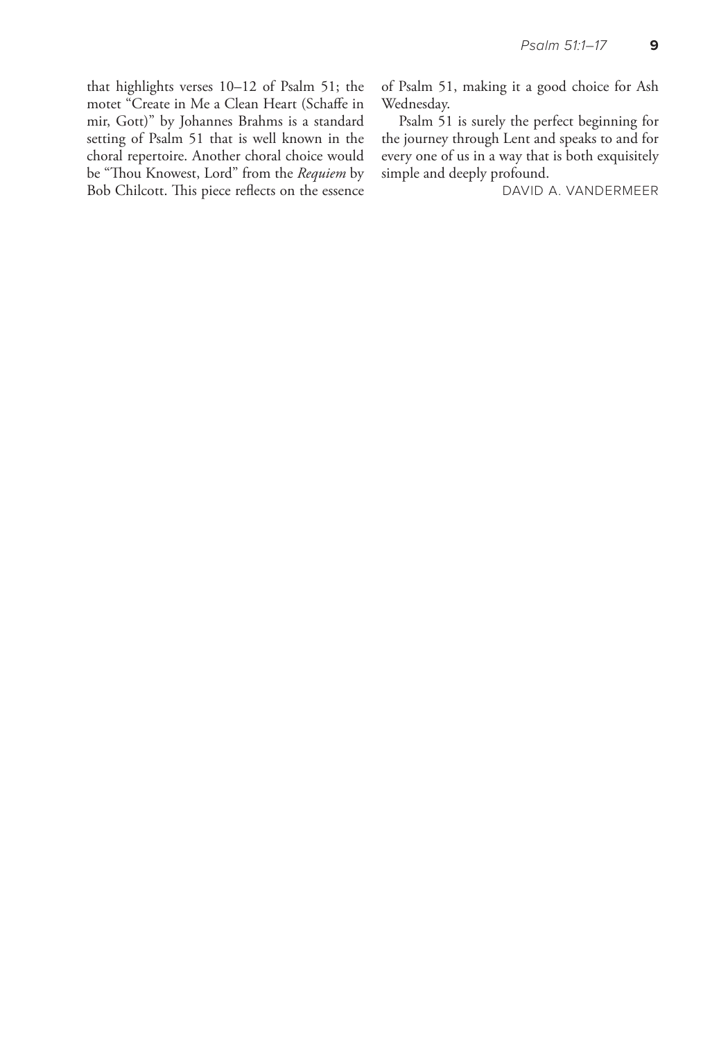that highlights verses 10–12 of Psalm 51; the motet "Create in Me a Clean Heart (Schaffe in mir, Gott)" by Johannes Brahms is a standard setting of Psalm 51 that is well known in the choral repertoire. Another choral choice would be "Thou Knowest, Lord" from the *Requiem* by Bob Chilcott. This piece reflects on the essence of Psalm 51, making it a good choice for Ash Wednesday.

Psalm 51 is surely the perfect beginning for the journey through Lent and speaks to and for every one of us in a way that is both exquisitely simple and deeply profound.

DAVID A. VANDERMEER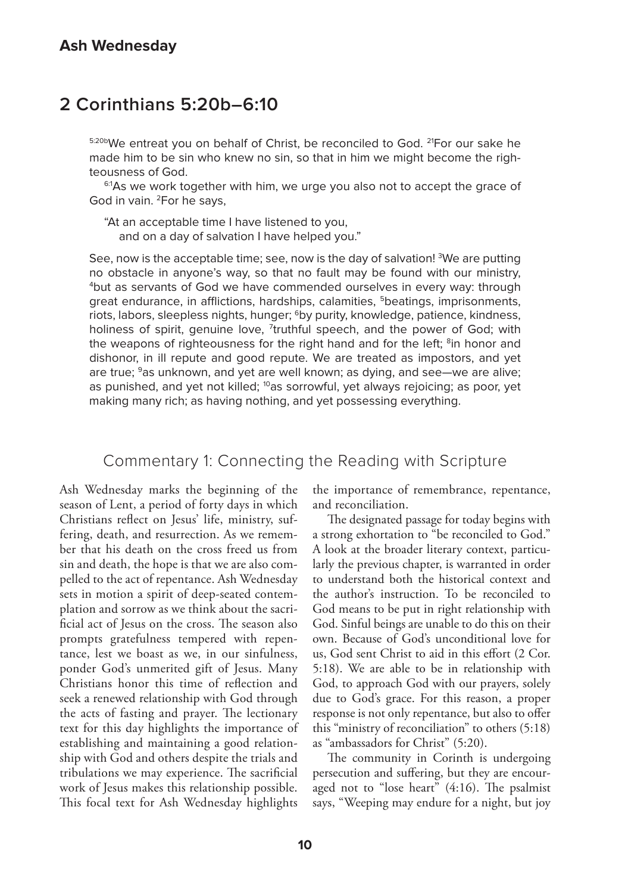**Ash Wednesday**

## 2 Corinthians 5:20b–6:10

> [5:20b]We entreat you on behalf of Christ, be reconciled to God. [21]For our sake he made him to be sin who knew no sin, so that in him we might become the righteousness of God.
>
> [6:1]As we work together with him, we urge you also not to accept the grace of God in vain. [2]For he says,
>
> "At an acceptable time I have listened to you,
> and on a day of salvation I have helped you."
>
> See, now is the acceptable time; see, now is the day of salvation! [3]We are putting no obstacle in anyone's way, so that no fault may be found with our ministry, [4]but as servants of God we have commended ourselves in every way: through great endurance, in afflictions, hardships, calamities, [5]beatings, imprisonments, riots, labors, sleepless nights, hunger; [6]by purity, knowledge, patience, kindness, holiness of spirit, genuine love, [7]truthful speech, and the power of God; with the weapons of righteousness for the right hand and for the left; [8]in honor and dishonor, in ill repute and good repute. We are treated as impostors, and yet are true; [9]as unknown, and yet are well known; as dying, and see—we are alive; as punished, and yet not killed; [10]as sorrowful, yet always rejoicing; as poor, yet making many rich; as having nothing, and yet possessing everything.

### Commentary 1: Connecting the Reading with Scripture

Ash Wednesday marks the beginning of the season of Lent, a period of forty days in which Christians reflect on Jesus' life, ministry, suffering, death, and resurrection. As we remember that his death on the cross freed us from sin and death, the hope is that we are also compelled to the act of repentance. Ash Wednesday sets in motion a spirit of deep-seated contemplation and sorrow as we think about the sacrificial act of Jesus on the cross. The season also prompts gratefulness tempered with repentance, lest we boast as we, in our sinfulness, ponder God's unmerited gift of Jesus. Many Christians honor this time of reflection and seek a renewed relationship with God through the acts of fasting and prayer. The lectionary text for this day highlights the importance of establishing and maintaining a good relationship with God and others despite the trials and tribulations we may experience. The sacrificial work of Jesus makes this relationship possible. This focal text for Ash Wednesday highlights the importance of remembrance, repentance, and reconciliation.

The designated passage for today begins with a strong exhortation to "be reconciled to God." A look at the broader literary context, particularly the previous chapter, is warranted in order to understand both the historical context and the author's instruction. To be reconciled to God means to be put in right relationship with God. Sinful beings are unable to do this on their own. Because of God's unconditional love for us, God sent Christ to aid in this effort (2 Cor. 5:18). We are able to be in relationship with God, to approach God with our prayers, solely due to God's grace. For this reason, a proper response is not only repentance, but also to offer this "ministry of reconciliation" to others (5:18) as "ambassadors for Christ" (5:20).

The community in Corinth is undergoing persecution and suffering, but they are encouraged not to "lose heart" (4:16). The psalmist says, "Weeping may endure for a night, but joy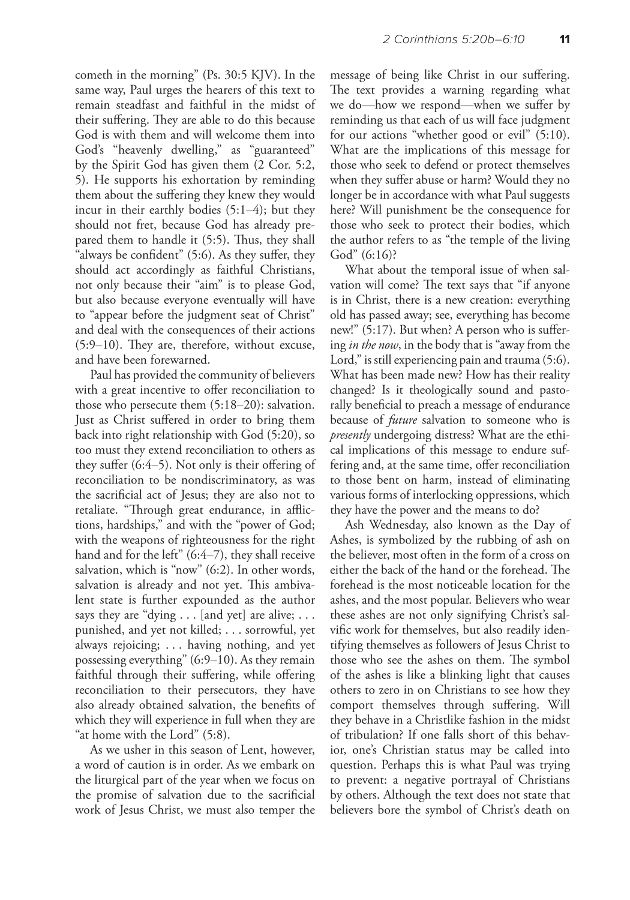cometh in the morning" (Ps. 30:5 KJV). In the same way, Paul urges the hearers of this text to remain steadfast and faithful in the midst of their suffering. They are able to do this because God is with them and will welcome them into God's "heavenly dwelling," as "guaranteed" by the Spirit God has given them (2 Cor. 5:2, 5). He supports his exhortation by reminding them about the suffering they knew they would incur in their earthly bodies (5:1–4); but they should not fret, because God has already prepared them to handle it (5:5). Thus, they shall "always be confident" (5:6). As they suffer, they should act accordingly as faithful Christians, not only because their "aim" is to please God, but also because everyone eventually will have to "appear before the judgment seat of Christ" and deal with the consequences of their actions (5:9–10). They are, therefore, without excuse, and have been forewarned.

Paul has provided the community of believers with a great incentive to offer reconciliation to those who persecute them (5:18–20): salvation. Just as Christ suffered in order to bring them back into right relationship with God (5:20), so too must they extend reconciliation to others as they suffer (6:4–5). Not only is their offering of reconciliation to be nondiscriminatory, as was the sacrificial act of Jesus; they are also not to retaliate. "Through great endurance, in afflictions, hardships," and with the "power of God; with the weapons of righteousness for the right hand and for the left" (6:4–7), they shall receive salvation, which is "now" (6:2). In other words, salvation is already and not yet. This ambivalent state is further expounded as the author says they are "dying . . . [and yet] are alive; . . . punished, and yet not killed; . . . sorrowful, yet always rejoicing; . . . having nothing, and yet possessing everything" (6:9–10). As they remain faithful through their suffering, while offering reconciliation to their persecutors, they have also already obtained salvation, the benefits of which they will experience in full when they are "at home with the Lord" (5:8).

As we usher in this season of Lent, however, a word of caution is in order. As we embark on the liturgical part of the year when we focus on the promise of salvation due to the sacrificial work of Jesus Christ, we must also temper the message of being like Christ in our suffering. The text provides a warning regarding what we do—how we respond—when we suffer by reminding us that each of us will face judgment for our actions "whether good or evil" (5:10). What are the implications of this message for those who seek to defend or protect themselves when they suffer abuse or harm? Would they no longer be in accordance with what Paul suggests here? Will punishment be the consequence for those who seek to protect their bodies, which the author refers to as "the temple of the living God" (6:16)?

What about the temporal issue of when salvation will come? The text says that "if anyone is in Christ, there is a new creation: everything old has passed away; see, everything has become new!" (5:17). But when? A person who is suffering *in the now*, in the body that is "away from the Lord," is still experiencing pain and trauma (5:6). What has been made new? How has their reality changed? Is it theologically sound and pastorally beneficial to preach a message of endurance because of *future* salvation to someone who is *presently* undergoing distress? What are the ethical implications of this message to endure suffering and, at the same time, offer reconciliation to those bent on harm, instead of eliminating various forms of interlocking oppressions, which they have the power and the means to do?

Ash Wednesday, also known as the Day of Ashes, is symbolized by the rubbing of ash on the believer, most often in the form of a cross on either the back of the hand or the forehead. The forehead is the most noticeable location for the ashes, and the most popular. Believers who wear these ashes are not only signifying Christ's salvific work for themselves, but also readily identifying themselves as followers of Jesus Christ to those who see the ashes on them. The symbol of the ashes is like a blinking light that causes others to zero in on Christians to see how they comport themselves through suffering. Will they behave in a Christlike fashion in the midst of tribulation? If one falls short of this behavior, one's Christian status may be called into question. Perhaps this is what Paul was trying to prevent: a negative portrayal of Christians by others. Although the text does not state that believers bore the symbol of Christ's death on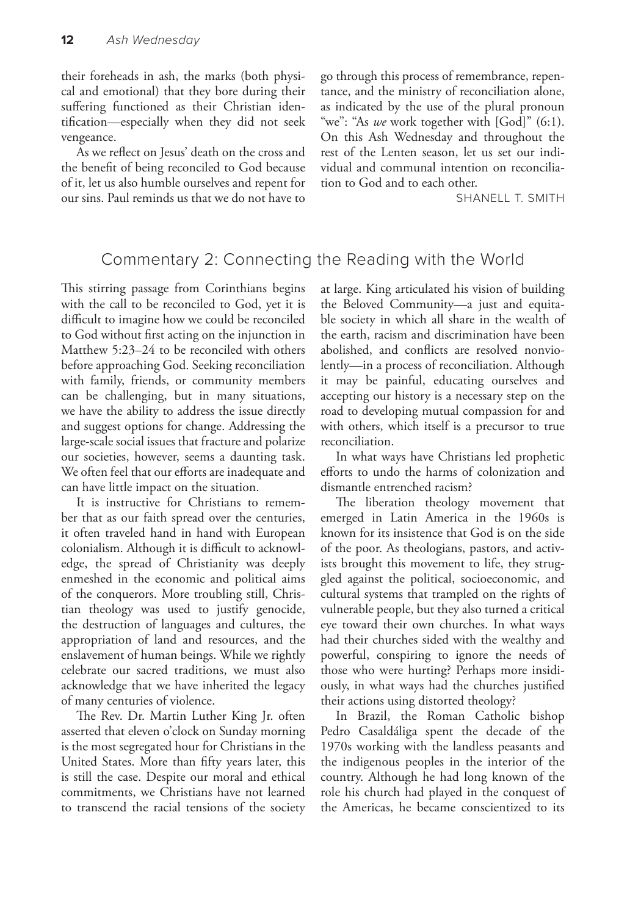their foreheads in ash, the marks (both physical and emotional) that they bore during their suffering functioned as their Christian identification—especially when they did not seek vengeance.

As we reflect on Jesus' death on the cross and the benefit of being reconciled to God because of it, let us also humble ourselves and repent for our sins. Paul reminds us that we do not have to go through this process of remembrance, repentance, and the ministry of reconciliation alone, as indicated by the use of the plural pronoun "we": "As *we* work together with [God]" (6:1). On this Ash Wednesday and throughout the rest of the Lenten season, let us set our individual and communal intention on reconciliation to God and to each other.

SHANELL T. SMITH

## Commentary 2: Connecting the Reading with the World

This stirring passage from Corinthians begins with the call to be reconciled to God, yet it is difficult to imagine how we could be reconciled to God without first acting on the injunction in Matthew 5:23–24 to be reconciled with others before approaching God. Seeking reconciliation with family, friends, or community members can be challenging, but in many situations, we have the ability to address the issue directly and suggest options for change. Addressing the large-scale social issues that fracture and polarize our societies, however, seems a daunting task. We often feel that our efforts are inadequate and can have little impact on the situation.

It is instructive for Christians to remember that as our faith spread over the centuries, it often traveled hand in hand with European colonialism. Although it is difficult to acknowledge, the spread of Christianity was deeply enmeshed in the economic and political aims of the conquerors. More troubling still, Christian theology was used to justify genocide, the destruction of languages and cultures, the appropriation of land and resources, and the enslavement of human beings. While we rightly celebrate our sacred traditions, we must also acknowledge that we have inherited the legacy of many centuries of violence.

The Rev. Dr. Martin Luther King Jr. often asserted that eleven o'clock on Sunday morning is the most segregated hour for Christians in the United States. More than fifty years later, this is still the case. Despite our moral and ethical commitments, we Christians have not learned to transcend the racial tensions of the society at large. King articulated his vision of building the Beloved Community—a just and equitable society in which all share in the wealth of the earth, racism and discrimination have been abolished, and conflicts are resolved nonviolently—in a process of reconciliation. Although it may be painful, educating ourselves and accepting our history is a necessary step on the road to developing mutual compassion for and with others, which itself is a precursor to true reconciliation.

In what ways have Christians led prophetic efforts to undo the harms of colonization and dismantle entrenched racism?

The liberation theology movement that emerged in Latin America in the 1960s is known for its insistence that God is on the side of the poor. As theologians, pastors, and activists brought this movement to life, they struggled against the political, socioeconomic, and cultural systems that trampled on the rights of vulnerable people, but they also turned a critical eye toward their own churches. In what ways had their churches sided with the wealthy and powerful, conspiring to ignore the needs of those who were hurting? Perhaps more insidiously, in what ways had the churches justified their actions using distorted theology?

In Brazil, the Roman Catholic bishop Pedro Casaldáliga spent the decade of the 1970s working with the landless peasants and the indigenous peoples in the interior of the country. Although he had long known of the role his church had played in the conquest of the Americas, he became conscientized to its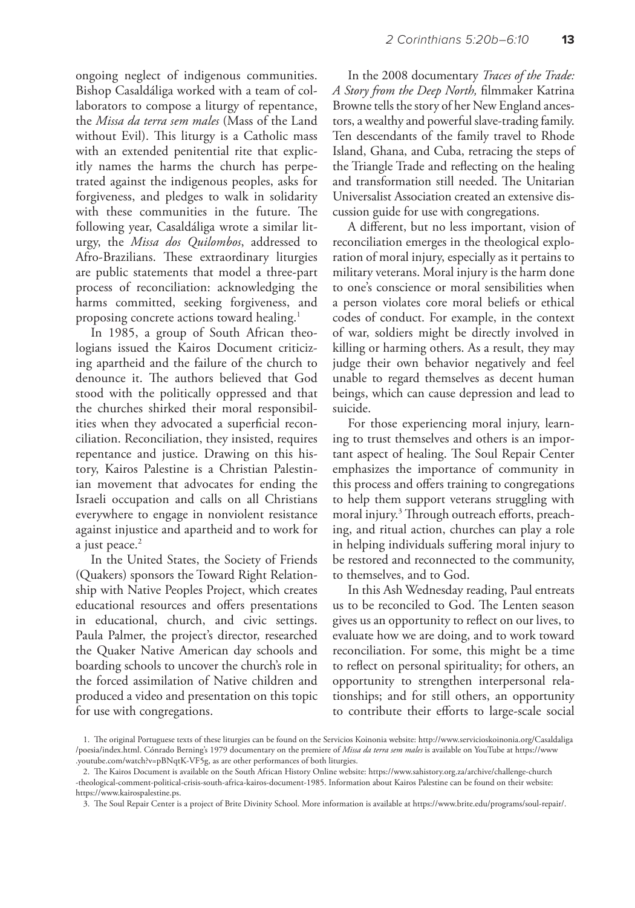ongoing neglect of indigenous communities. Bishop Casaldáliga worked with a team of collaborators to compose a liturgy of repentance, the *Missa da terra sem males* (Mass of the Land without Evil). This liturgy is a Catholic mass with an extended penitential rite that explicitly names the harms the church has perpetrated against the indigenous peoples, asks for forgiveness, and pledges to walk in solidarity with these communities in the future. The following year, Casaldáliga wrote a similar liturgy, the *Missa dos Quilombos*, addressed to Afro-Brazilians. These extraordinary liturgies are public statements that model a three-part process of reconciliation: acknowledging the harms committed, seeking forgiveness, and proposing concrete actions toward healing.[1]

In 1985, a group of South African theologians issued the Kairos Document criticizing apartheid and the failure of the church to denounce it. The authors believed that God stood with the politically oppressed and that the churches shirked their moral responsibilities when they advocated a superficial reconciliation. Reconciliation, they insisted, requires repentance and justice. Drawing on this history, Kairos Palestine is a Christian Palestinian movement that advocates for ending the Israeli occupation and calls on all Christians everywhere to engage in nonviolent resistance against injustice and apartheid and to work for a just peace.[2]

In the United States, the Society of Friends (Quakers) sponsors the Toward Right Relationship with Native Peoples Project, which creates educational resources and offers presentations in educational, church, and civic settings. Paula Palmer, the project's director, researched the Quaker Native American day schools and boarding schools to uncover the church's role in the forced assimilation of Native children and produced a video and presentation on this topic for use with congregations.

In the 2008 documentary *Traces of the Trade: A Story from the Deep North,* filmmaker Katrina Browne tells the story of her New England ancestors, a wealthy and powerful slave-trading family. Ten descendants of the family travel to Rhode Island, Ghana, and Cuba, retracing the steps of the Triangle Trade and reflecting on the healing and transformation still needed. The Unitarian Universalist Association created an extensive discussion guide for use with congregations.

A different, but no less important, vision of reconciliation emerges in the theological exploration of moral injury, especially as it pertains to military veterans. Moral injury is the harm done to one's conscience or moral sensibilities when a person violates core moral beliefs or ethical codes of conduct. For example, in the context of war, soldiers might be directly involved in killing or harming others. As a result, they may judge their own behavior negatively and feel unable to regard themselves as decent human beings, which can cause depression and lead to suicide.

For those experiencing moral injury, learning to trust themselves and others is an important aspect of healing. The Soul Repair Center emphasizes the importance of community in this process and offers training to congregations to help them support veterans struggling with moral injury.[3] Through outreach efforts, preaching, and ritual action, churches can play a role in helping individuals suffering moral injury to be restored and reconnected to the community, to themselves, and to God.

In this Ash Wednesday reading, Paul entreats us to be reconciled to God. The Lenten season gives us an opportunity to reflect on our lives, to evaluate how we are doing, and to work toward reconciliation. For some, this might be a time to reflect on personal spirituality; for others, an opportunity to strengthen interpersonal relationships; and for still others, an opportunity to contribute their efforts to large-scale social

1. The original Portuguese texts of these liturgies can be found on the Servicios Koinonia website: http://www.servicioskoinonia.org/Casaldaliga/poesia/index.html. Cónrado Berning's 1979 documentary on the premiere of *Missa da terra sem males* is available on YouTube at https://www.youtube.com/watch?v=pBNqtK-VF5g, as are other performances of both liturgies.

2. The Kairos Document is available on the South African History Online website: https://www.sahistory.org.za/archive/challenge-church-theological-comment-political-crisis-south-africa-kairos-document-1985. Information about Kairos Palestine can be found on their website: https://www.kairospalestine.ps.

3. The Soul Repair Center is a project of Brite Divinity School. More information is available at https://www.brite.edu/programs/soul-repair/.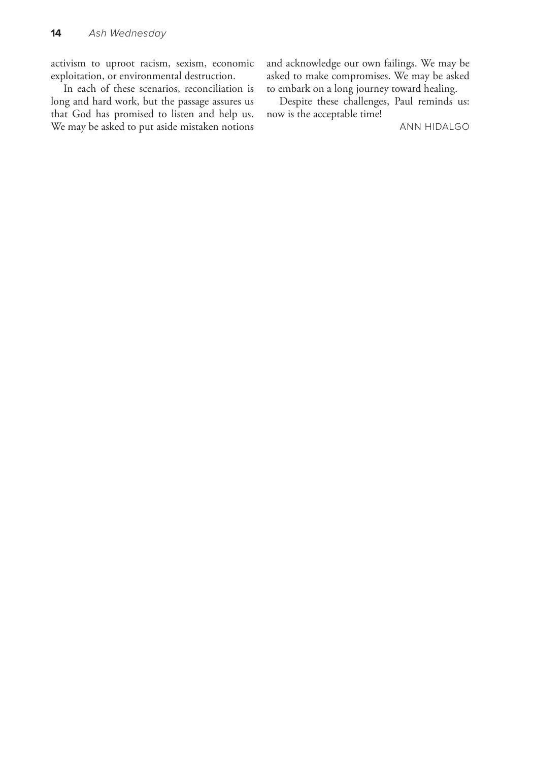activism to uproot racism, sexism, economic exploitation, or environmental destruction.

In each of these scenarios, reconciliation is long and hard work, but the passage assures us that God has promised to listen and help us. We may be asked to put aside mistaken notions and acknowledge our own failings. We may be asked to make compromises. We may be asked to embark on a long journey toward healing.

Despite these challenges, Paul reminds us: now is the acceptable time!

ANN HIDALGO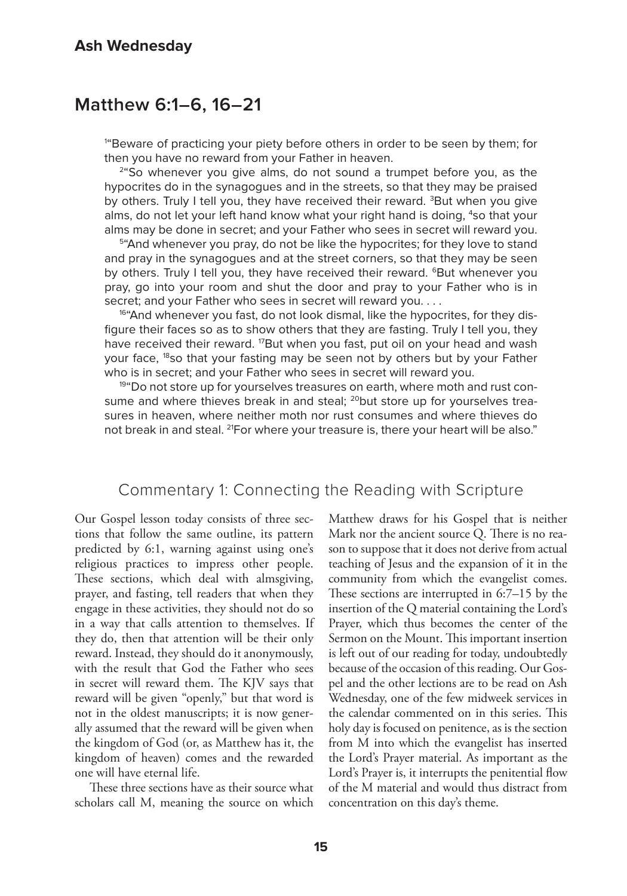## Ash Wednesday

## Matthew 6:1–6, 16–21

[1]"Beware of practicing your piety before others in order to be seen by them; for then you have no reward from your Father in heaven.

[2]"So whenever you give alms, do not sound a trumpet before you, as the hypocrites do in the synagogues and in the streets, so that they may be praised by others. Truly I tell you, they have received their reward. [3]But when you give alms, do not let your left hand know what your right hand is doing, [4]so that your alms may be done in secret; and your Father who sees in secret will reward you.

[5]"And whenever you pray, do not be like the hypocrites; for they love to stand and pray in the synagogues and at the street corners, so that they may be seen by others. Truly I tell you, they have received their reward. [6]But whenever you pray, go into your room and shut the door and pray to your Father who is in secret; and your Father who sees in secret will reward you. . . .

[16]"And whenever you fast, do not look dismal, like the hypocrites, for they disfigure their faces so as to show others that they are fasting. Truly I tell you, they have received their reward. [17]But when you fast, put oil on your head and wash your face, [18]so that your fasting may be seen not by others but by your Father who is in secret; and your Father who sees in secret will reward you.

[19]"Do not store up for yourselves treasures on earth, where moth and rust consume and where thieves break in and steal; [20]but store up for yourselves treasures in heaven, where neither moth nor rust consumes and where thieves do not break in and steal. [21]For where your treasure is, there your heart will be also."

### Commentary 1: Connecting the Reading with Scripture

Our Gospel lesson today consists of three sections that follow the same outline, its pattern predicted by 6:1, warning against using one's religious practices to impress other people. These sections, which deal with almsgiving, prayer, and fasting, tell readers that when they engage in these activities, they should not do so in a way that calls attention to themselves. If they do, then that attention will be their only reward. Instead, they should do it anonymously, with the result that God the Father who sees in secret will reward them. The KJV says that reward will be given "openly," but that word is not in the oldest manuscripts; it is now generally assumed that the reward will be given when the kingdom of God (or, as Matthew has it, the kingdom of heaven) comes and the rewarded one will have eternal life.

These three sections have as their source what scholars call M, meaning the source on which Matthew draws for his Gospel that is neither Mark nor the ancient source Q. There is no reason to suppose that it does not derive from actual teaching of Jesus and the expansion of it in the community from which the evangelist comes. These sections are interrupted in 6:7–15 by the insertion of the Q material containing the Lord's Prayer, which thus becomes the center of the Sermon on the Mount. This important insertion is left out of our reading for today, undoubtedly because of the occasion of this reading. Our Gospel and the other lections are to be read on Ash Wednesday, one of the few midweek services in the calendar commented on in this series. This holy day is focused on penitence, as is the section from M into which the evangelist has inserted the Lord's Prayer material. As important as the Lord's Prayer is, it interrupts the penitential flow of the M material and would thus distract from concentration on this day's theme.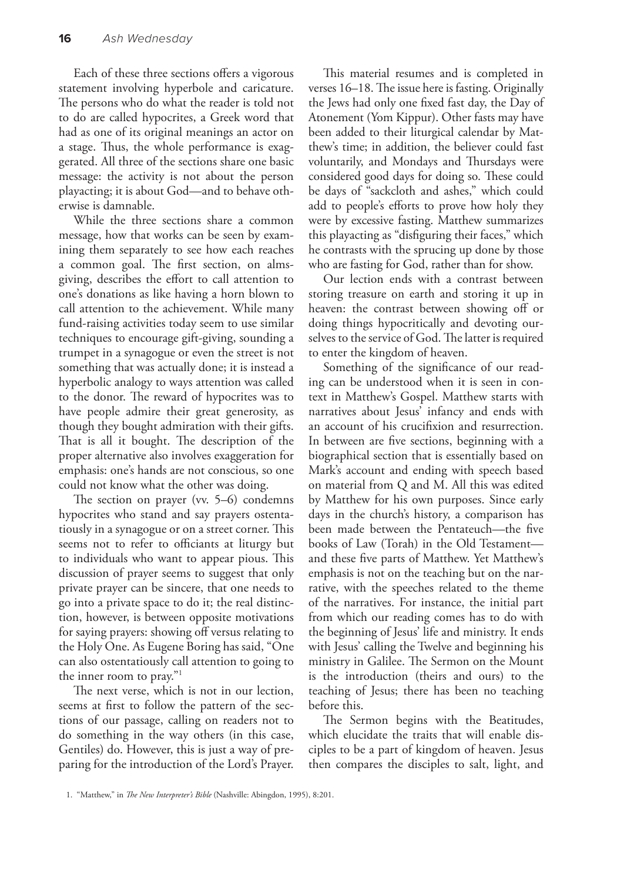Each of these three sections offers a vigorous statement involving hyperbole and caricature. The persons who do what the reader is told not to do are called hypocrites, a Greek word that had as one of its original meanings an actor on a stage. Thus, the whole performance is exaggerated. All three of the sections share one basic message: the activity is not about the person playacting; it is about God—and to behave otherwise is damnable.

While the three sections share a common message, how that works can be seen by examining them separately to see how each reaches a common goal. The first section, on almsgiving, describes the effort to call attention to one's donations as like having a horn blown to call attention to the achievement. While many fund-raising activities today seem to use similar techniques to encourage gift-giving, sounding a trumpet in a synagogue or even the street is not something that was actually done; it is instead a hyperbolic analogy to ways attention was called to the donor. The reward of hypocrites was to have people admire their great generosity, as though they bought admiration with their gifts. That is all it bought. The description of the proper alternative also involves exaggeration for emphasis: one's hands are not conscious, so one could not know what the other was doing.

The section on prayer (vv. 5–6) condemns hypocrites who stand and say prayers ostentatiously in a synagogue or on a street corner. This seems not to refer to officiants at liturgy but to individuals who want to appear pious. This discussion of prayer seems to suggest that only private prayer can be sincere, that one needs to go into a private space to do it; the real distinction, however, is between opposite motivations for saying prayers: showing off versus relating to the Holy One. As Eugene Boring has said, "One can also ostentatiously call attention to going to the inner room to pray."[1]

The next verse, which is not in our lection, seems at first to follow the pattern of the sections of our passage, calling on readers not to do something in the way others (in this case, Gentiles) do. However, this is just a way of preparing for the introduction of the Lord's Prayer.

This material resumes and is completed in verses 16–18. The issue here is fasting. Originally the Jews had only one fixed fast day, the Day of Atonement (Yom Kippur). Other fasts may have been added to their liturgical calendar by Matthew's time; in addition, the believer could fast voluntarily, and Mondays and Thursdays were considered good days for doing so. These could be days of "sackcloth and ashes," which could add to people's efforts to prove how holy they were by excessive fasting. Matthew summarizes this playacting as "disfiguring their faces," which he contrasts with the sprucing up done by those who are fasting for God, rather than for show.

Our lection ends with a contrast between storing treasure on earth and storing it up in heaven: the contrast between showing off or doing things hypocritically and devoting ourselves to the service of God. The latter is required to enter the kingdom of heaven.

Something of the significance of our reading can be understood when it is seen in context in Matthew's Gospel. Matthew starts with narratives about Jesus' infancy and ends with an account of his crucifixion and resurrection. In between are five sections, beginning with a biographical section that is essentially based on Mark's account and ending with speech based on material from Q and M. All this was edited by Matthew for his own purposes. Since early days in the church's history, a comparison has been made between the Pentateuch—the five books of Law (Torah) in the Old Testament—and these five parts of Matthew. Yet Matthew's emphasis is not on the teaching but on the narrative, with the speeches related to the theme of the narratives. For instance, the initial part from which our reading comes has to do with the beginning of Jesus' life and ministry. It ends with Jesus' calling the Twelve and beginning his ministry in Galilee. The Sermon on the Mount is the introduction (theirs and ours) to the teaching of Jesus; there has been no teaching before this.

The Sermon begins with the Beatitudes, which elucidate the traits that will enable disciples to be a part of kingdom of heaven. Jesus then compares the disciples to salt, light, and

1. "Matthew," in *The New Interpreter's Bible* (Nashville: Abingdon, 1995), 8:201.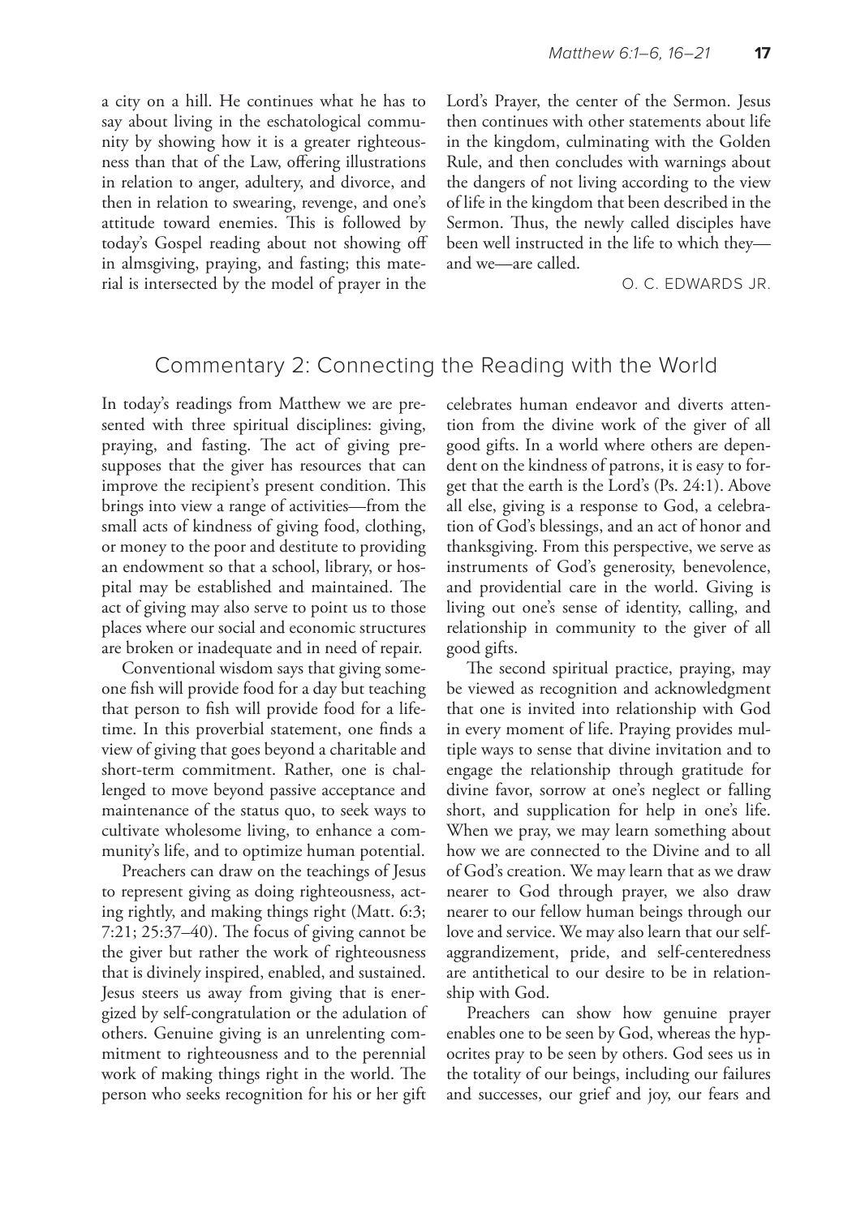a city on a hill. He continues what he has to say about living in the eschatological community by showing how it is a greater righteousness than that of the Law, offering illustrations in relation to anger, adultery, and divorce, and then in relation to swearing, revenge, and one's attitude toward enemies. This is followed by today's Gospel reading about not showing off in almsgiving, praying, and fasting; this material is intersected by the model of prayer in the Lord's Prayer, the center of the Sermon. Jesus then continues with other statements about life in the kingdom, culminating with the Golden Rule, and then concludes with warnings about the dangers of not living according to the view of life in the kingdom that been described in the Sermon. Thus, the newly called disciples have been well instructed in the life to which they—and we—are called.

O. C. EDWARDS JR.

## Commentary 2: Connecting the Reading with the World

In today's readings from Matthew we are presented with three spiritual disciplines: giving, praying, and fasting. The act of giving presupposes that the giver has resources that can improve the recipient's present condition. This brings into view a range of activities—from the small acts of kindness of giving food, clothing, or money to the poor and destitute to providing an endowment so that a school, library, or hospital may be established and maintained. The act of giving may also serve to point us to those places where our social and economic structures are broken or inadequate and in need of repair.

Conventional wisdom says that giving someone fish will provide food for a day but teaching that person to fish will provide food for a lifetime. In this proverbial statement, one finds a view of giving that goes beyond a charitable and short-term commitment. Rather, one is challenged to move beyond passive acceptance and maintenance of the status quo, to seek ways to cultivate wholesome living, to enhance a community's life, and to optimize human potential.

Preachers can draw on the teachings of Jesus to represent giving as doing righteousness, acting rightly, and making things right (Matt. 6:3; 7:21; 25:37–40). The focus of giving cannot be the giver but rather the work of righteousness that is divinely inspired, enabled, and sustained. Jesus steers us away from giving that is energized by self-congratulation or the adulation of others. Genuine giving is an unrelenting commitment to righteousness and to the perennial work of making things right in the world. The person who seeks recognition for his or her gift celebrates human endeavor and diverts attention from the divine work of the giver of all good gifts. In a world where others are dependent on the kindness of patrons, it is easy to forget that the earth is the Lord's (Ps. 24:1). Above all else, giving is a response to God, a celebration of God's blessings, and an act of honor and thanksgiving. From this perspective, we serve as instruments of God's generosity, benevolence, and providential care in the world. Giving is living out one's sense of identity, calling, and relationship in community to the giver of all good gifts.

The second spiritual practice, praying, may be viewed as recognition and acknowledgment that one is invited into relationship with God in every moment of life. Praying provides multiple ways to sense that divine invitation and to engage the relationship through gratitude for divine favor, sorrow at one's neglect or falling short, and supplication for help in one's life. When we pray, we may learn something about how we are connected to the Divine and to all of God's creation. We may learn that as we draw nearer to God through prayer, we also draw nearer to our fellow human beings through our love and service. We may also learn that our self-aggrandizement, pride, and self-centeredness are antithetical to our desire to be in relationship with God.

Preachers can show how genuine prayer enables one to be seen by God, whereas the hypocrites pray to be seen by others. God sees us in the totality of our beings, including our failures and successes, our grief and joy, our fears and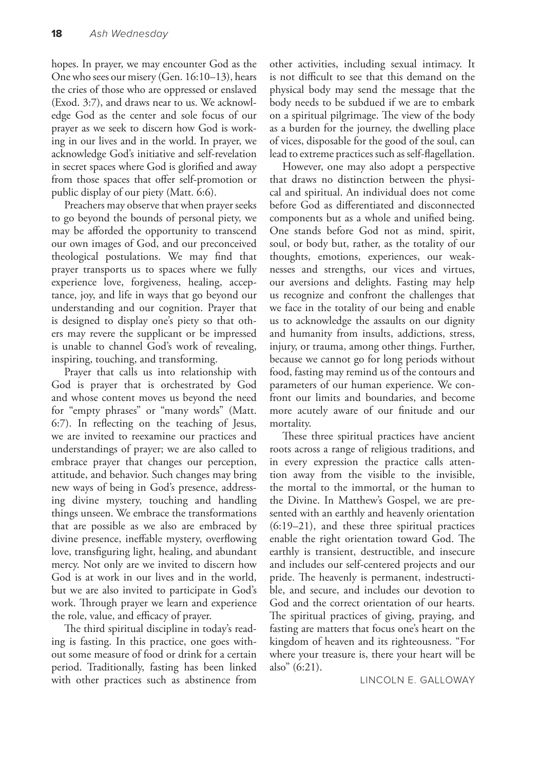hopes. In prayer, we may encounter God as the One who sees our misery (Gen. 16:10–13), hears the cries of those who are oppressed or enslaved (Exod. 3:7), and draws near to us. We acknowledge God as the center and sole focus of our prayer as we seek to discern how God is working in our lives and in the world. In prayer, we acknowledge God's initiative and self-revelation in secret spaces where God is glorified and away from those spaces that offer self-promotion or public display of our piety (Matt. 6:6).

Preachers may observe that when prayer seeks to go beyond the bounds of personal piety, we may be afforded the opportunity to transcend our own images of God, and our preconceived theological postulations. We may find that prayer transports us to spaces where we fully experience love, forgiveness, healing, acceptance, joy, and life in ways that go beyond our understanding and our cognition. Prayer that is designed to display one's piety so that others may revere the supplicant or be impressed is unable to channel God's work of revealing, inspiring, touching, and transforming.

Prayer that calls us into relationship with God is prayer that is orchestrated by God and whose content moves us beyond the need for "empty phrases" or "many words" (Matt. 6:7). In reflecting on the teaching of Jesus, we are invited to reexamine our practices and understandings of prayer; we are also called to embrace prayer that changes our perception, attitude, and behavior. Such changes may bring new ways of being in God's presence, addressing divine mystery, touching and handling things unseen. We embrace the transformations that are possible as we also are embraced by divine presence, ineffable mystery, overflowing love, transfiguring light, healing, and abundant mercy. Not only are we invited to discern how God is at work in our lives and in the world, but we are also invited to participate in God's work. Through prayer we learn and experience the role, value, and efficacy of prayer.

The third spiritual discipline in today's reading is fasting. In this practice, one goes without some measure of food or drink for a certain period. Traditionally, fasting has been linked with other practices such as abstinence from other activities, including sexual intimacy. It is not difficult to see that this demand on the physical body may send the message that the body needs to be subdued if we are to embark on a spiritual pilgrimage. The view of the body as a burden for the journey, the dwelling place of vices, disposable for the good of the soul, can lead to extreme practices such as self-flagellation.

However, one may also adopt a perspective that draws no distinction between the physical and spiritual. An individual does not come before God as differentiated and disconnected components but as a whole and unified being. One stands before God not as mind, spirit, soul, or body but, rather, as the totality of our thoughts, emotions, experiences, our weaknesses and strengths, our vices and virtues, our aversions and delights. Fasting may help us recognize and confront the challenges that we face in the totality of our being and enable us to acknowledge the assaults on our dignity and humanity from insults, addictions, stress, injury, or trauma, among other things. Further, because we cannot go for long periods without food, fasting may remind us of the contours and parameters of our human experience. We confront our limits and boundaries, and become more acutely aware of our finitude and our mortality.

These three spiritual practices have ancient roots across a range of religious traditions, and in every expression the practice calls attention away from the visible to the invisible, the mortal to the immortal, or the human to the Divine. In Matthew's Gospel, we are presented with an earthly and heavenly orientation (6:19–21), and these three spiritual practices enable the right orientation toward God. The earthly is transient, destructible, and insecure and includes our self-centered projects and our pride. The heavenly is permanent, indestructible, and secure, and includes our devotion to God and the correct orientation of our hearts. The spiritual practices of giving, praying, and fasting are matters that focus one's heart on the kingdom of heaven and its righteousness. "For where your treasure is, there your heart will be also" (6:21).

LINCOLN E. GALLOWAY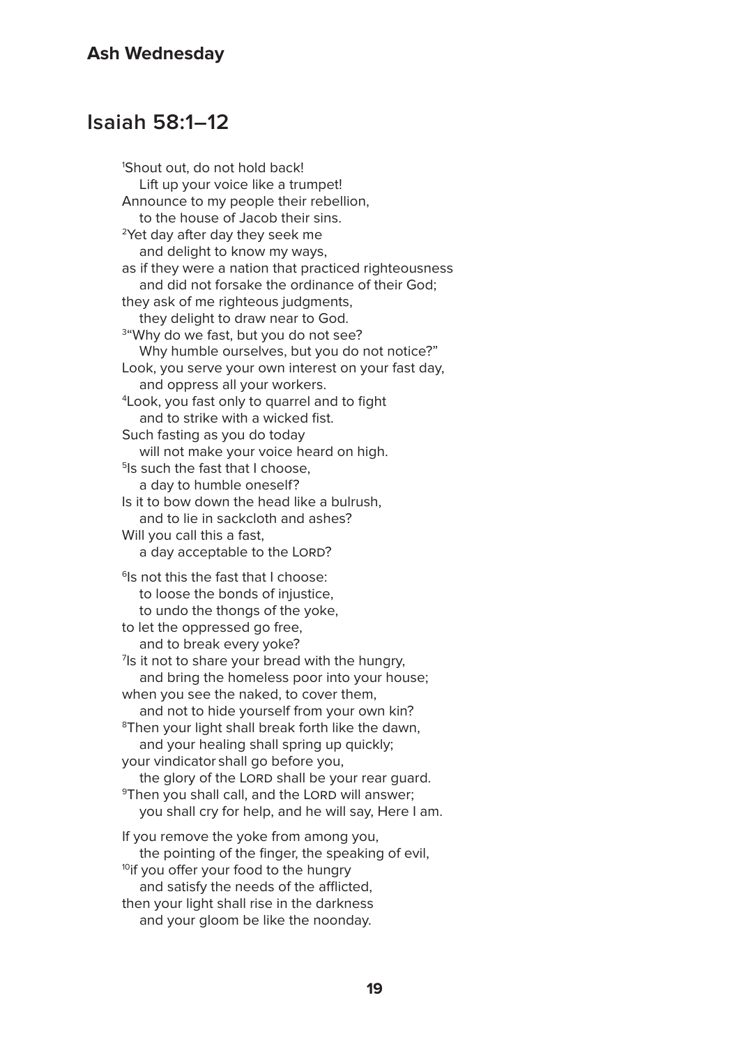**Ash Wednesday**

## Isaiah 58:1–12

[1]Shout out, do not hold back!
  Lift up your voice like a trumpet!
Announce to my people their rebellion,
  to the house of Jacob their sins.
[2]Yet day after day they seek me
  and delight to know my ways,
as if they were a nation that practiced righteousness
  and did not forsake the ordinance of their God;
they ask of me righteous judgments,
  they delight to draw near to God.
[3]"Why do we fast, but you do not see?
  Why humble ourselves, but you do not notice?"
Look, you serve your own interest on your fast day,
  and oppress all your workers.
[4]Look, you fast only to quarrel and to fight
  and to strike with a wicked fist.
Such fasting as you do today
  will not make your voice heard on high.
[5]Is such the fast that I choose,
  a day to humble oneself?
Is it to bow down the head like a bulrush,
  and to lie in sackcloth and ashes?
Will you call this a fast,
  a day acceptable to the LORD?

[6]Is not this the fast that I choose:
  to loose the bonds of injustice,
  to undo the thongs of the yoke,
to let the oppressed go free,
  and to break every yoke?
[7]Is it not to share your bread with the hungry,
  and bring the homeless poor into your house;
when you see the naked, to cover them,
  and not to hide yourself from your own kin?
[8]Then your light shall break forth like the dawn,
  and your healing shall spring up quickly;
your vindicator shall go before you,
  the glory of the LORD shall be your rear guard.
[9]Then you shall call, and the LORD will answer;
  you shall cry for help, and he will say, Here I am.

If you remove the yoke from among you,
  the pointing of the finger, the speaking of evil,
[10]if you offer your food to the hungry
  and satisfy the needs of the afflicted,
then your light shall rise in the darkness
  and your gloom be like the noonday.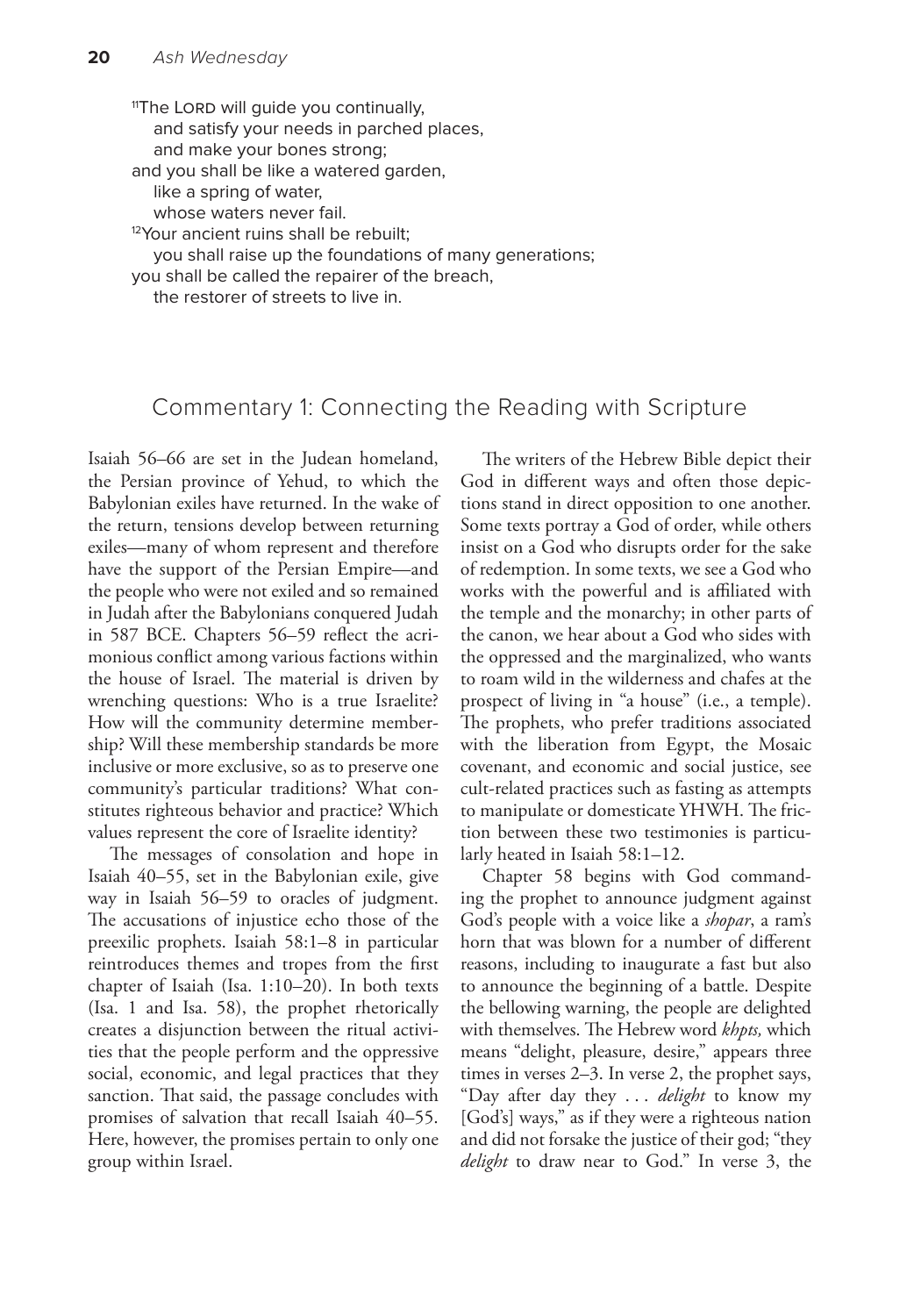[11]The LORD will guide you continually,
  and satisfy your needs in parched places,
  and make your bones strong;
and you shall be like a watered garden,
  like a spring of water,
  whose waters never fail.
[12]Your ancient ruins shall be rebuilt;
  you shall raise up the foundations of many generations;
you shall be called the repairer of the breach,
  the restorer of streets to live in.

## Commentary 1: Connecting the Reading with Scripture

Isaiah 56–66 are set in the Judean homeland, the Persian province of Yehud, to which the Babylonian exiles have returned. In the wake of the return, tensions develop between returning exiles—many of whom represent and therefore have the support of the Persian Empire—and the people who were not exiled and so remained in Judah after the Babylonians conquered Judah in 587 BCE. Chapters 56–59 reflect the acrimonious conflict among various factions within the house of Israel. The material is driven by wrenching questions: Who is a true Israelite? How will the community determine membership? Will these membership standards be more inclusive or more exclusive, so as to preserve one community's particular traditions? What constitutes righteous behavior and practice? Which values represent the core of Israelite identity?

The messages of consolation and hope in Isaiah 40–55, set in the Babylonian exile, give way in Isaiah 56–59 to oracles of judgment. The accusations of injustice echo those of the preexilic prophets. Isaiah 58:1–8 in particular reintroduces themes and tropes from the first chapter of Isaiah (Isa. 1:10–20). In both texts (Isa. 1 and Isa. 58), the prophet rhetorically creates a disjunction between the ritual activities that the people perform and the oppressive social, economic, and legal practices that they sanction. That said, the passage concludes with promises of salvation that recall Isaiah 40–55. Here, however, the promises pertain to only one group within Israel.

The writers of the Hebrew Bible depict their God in different ways and often those depictions stand in direct opposition to one another. Some texts portray a God of order, while others insist on a God who disrupts order for the sake of redemption. In some texts, we see a God who works with the powerful and is affiliated with the temple and the monarchy; in other parts of the canon, we hear about a God who sides with the oppressed and the marginalized, who wants to roam wild in the wilderness and chafes at the prospect of living in "a house" (i.e., a temple). The prophets, who prefer traditions associated with the liberation from Egypt, the Mosaic covenant, and economic and social justice, see cult-related practices such as fasting as attempts to manipulate or domesticate YHWH. The friction between these two testimonies is particularly heated in Isaiah 58:1–12.

Chapter 58 begins with God commanding the prophet to announce judgment against God's people with a voice like a *shopar*, a ram's horn that was blown for a number of different reasons, including to inaugurate a fast but also to announce the beginning of a battle. Despite the bellowing warning, the people are delighted with themselves. The Hebrew word *khpts,* which means "delight, pleasure, desire," appears three times in verses 2–3. In verse 2, the prophet says, "Day after day they . . . *delight* to know my [God's] ways," as if they were a righteous nation and did not forsake the justice of their god; "they *delight* to draw near to God." In verse 3, the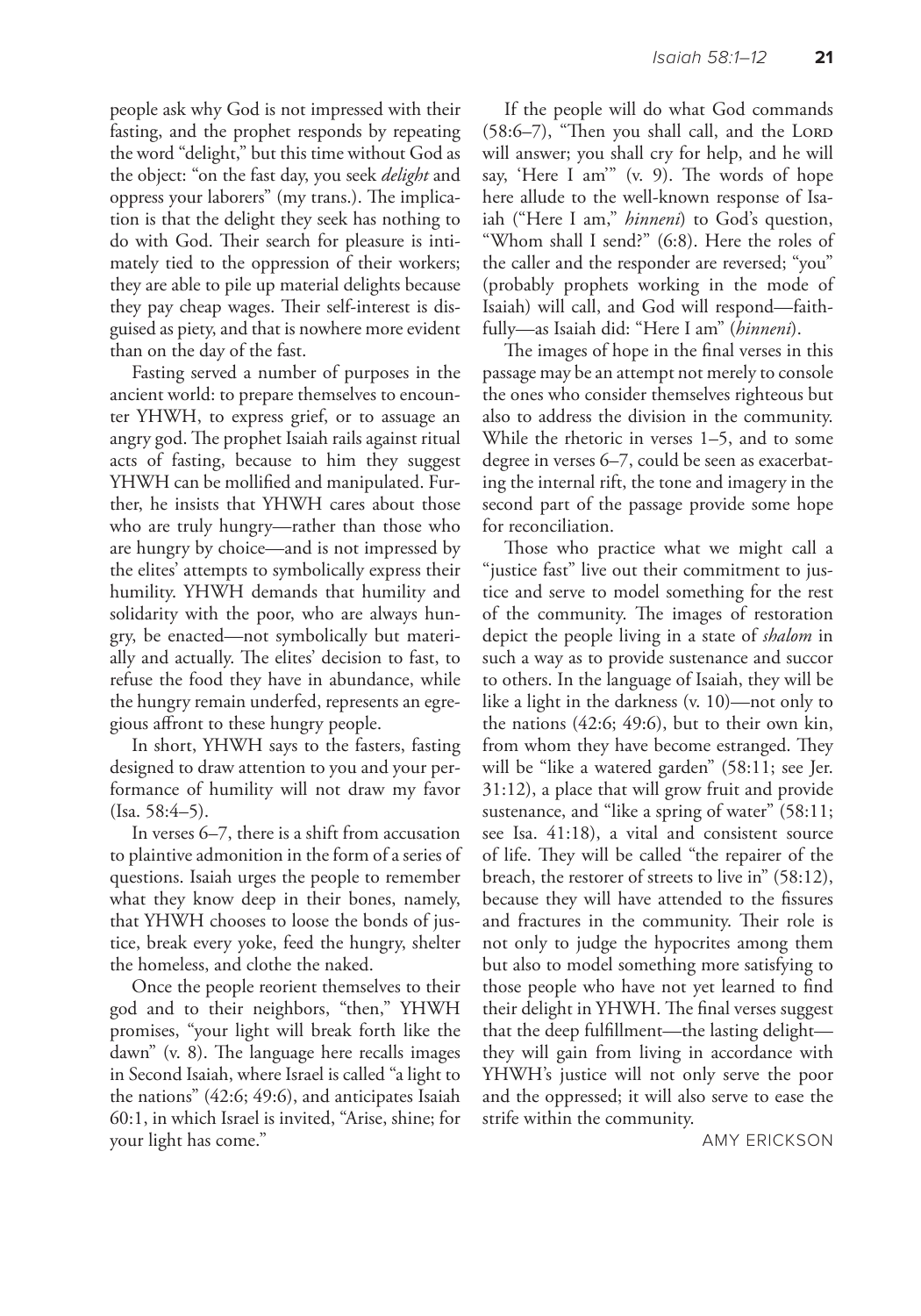people ask why God is not impressed with their fasting, and the prophet responds by repeating the word "delight," but this time without God as the object: "on the fast day, you seek *delight* and oppress your laborers" (my trans.). The implication is that the delight they seek has nothing to do with God. Their search for pleasure is intimately tied to the oppression of their workers; they are able to pile up material delights because they pay cheap wages. Their self-interest is disguised as piety, and that is nowhere more evident than on the day of the fast.

Fasting served a number of purposes in the ancient world: to prepare themselves to encounter YHWH, to express grief, or to assuage an angry god. The prophet Isaiah rails against ritual acts of fasting, because to him they suggest YHWH can be mollified and manipulated. Further, he insists that YHWH cares about those who are truly hungry—rather than those who are hungry by choice—and is not impressed by the elites' attempts to symbolically express their humility. YHWH demands that humility and solidarity with the poor, who are always hungry, be enacted—not symbolically but materially and actually. The elites' decision to fast, to refuse the food they have in abundance, while the hungry remain underfed, represents an egregious affront to these hungry people.

In short, YHWH says to the fasters, fasting designed to draw attention to you and your performance of humility will not draw my favor (Isa. 58:4–5).

In verses 6–7, there is a shift from accusation to plaintive admonition in the form of a series of questions. Isaiah urges the people to remember what they know deep in their bones, namely, that YHWH chooses to loose the bonds of justice, break every yoke, feed the hungry, shelter the homeless, and clothe the naked.

Once the people reorient themselves to their god and to their neighbors, "then," YHWH promises, "your light will break forth like the dawn" (v. 8). The language here recalls images in Second Isaiah, where Israel is called "a light to the nations" (42:6; 49:6), and anticipates Isaiah 60:1, in which Israel is invited, "Arise, shine; for your light has come."

If the people will do what God commands (58:6–7), "Then you shall call, and the Lord will answer; you shall cry for help, and he will say, 'Here I am'" (v. 9). The words of hope here allude to the well-known response of Isaiah ("Here I am," *hinneni*) to God's question, "Whom shall I send?" (6:8). Here the roles of the caller and the responder are reversed; "you" (probably prophets working in the mode of Isaiah) will call, and God will respond—faithfully—as Isaiah did: "Here I am" (*hinneni*).

The images of hope in the final verses in this passage may be an attempt not merely to console the ones who consider themselves righteous but also to address the division in the community. While the rhetoric in verses 1–5, and to some degree in verses 6–7, could be seen as exacerbating the internal rift, the tone and imagery in the second part of the passage provide some hope for reconciliation.

Those who practice what we might call a "justice fast" live out their commitment to justice and serve to model something for the rest of the community. The images of restoration depict the people living in a state of *shalom* in such a way as to provide sustenance and succor to others. In the language of Isaiah, they will be like a light in the darkness (v. 10)—not only to the nations (42:6; 49:6), but to their own kin, from whom they have become estranged. They will be "like a watered garden" (58:11; see Jer. 31:12), a place that will grow fruit and provide sustenance, and "like a spring of water" (58:11; see Isa. 41:18), a vital and consistent source of life. They will be called "the repairer of the breach, the restorer of streets to live in" (58:12), because they will have attended to the fissures and fractures in the community. Their role is not only to judge the hypocrites among them but also to model something more satisfying to those people who have not yet learned to find their delight in YHWH. The final verses suggest that the deep fulfillment—the lasting delight—they will gain from living in accordance with YHWH's justice will not only serve the poor and the oppressed; it will also serve to ease the strife within the community.

AMY ERICKSON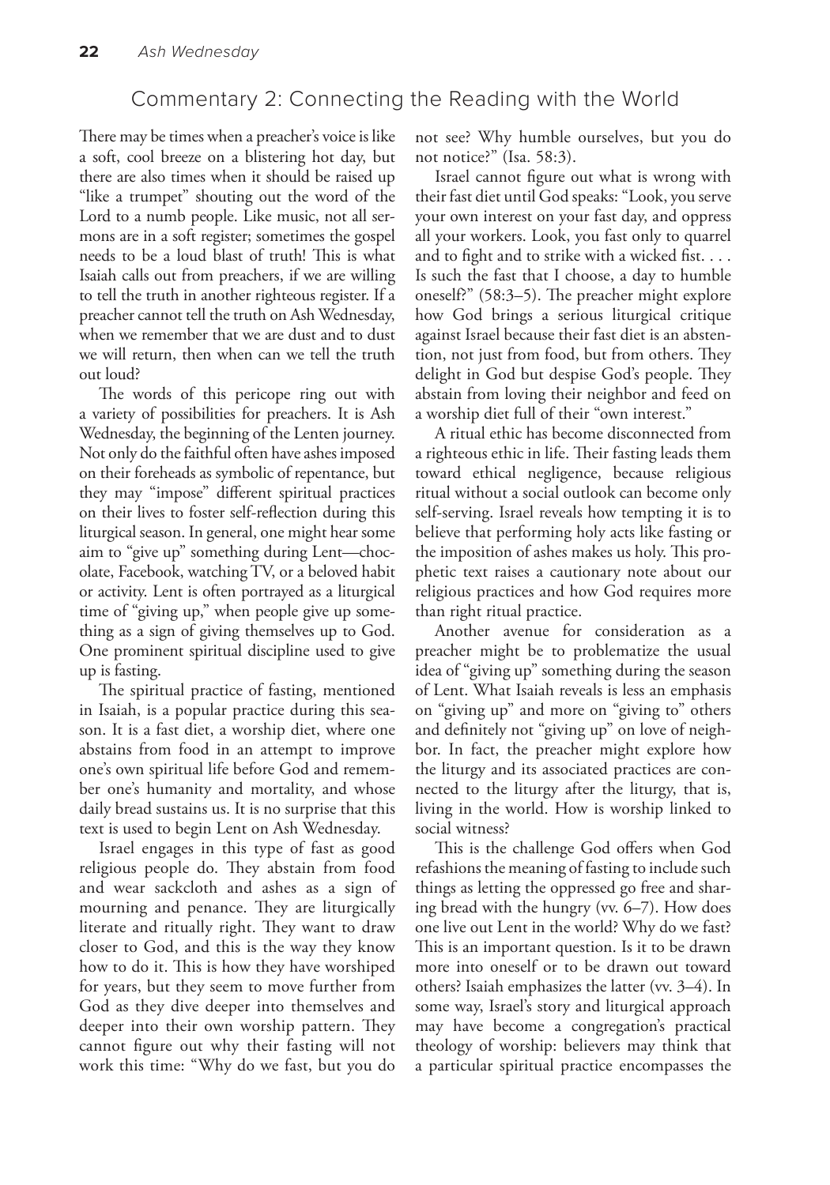## Commentary 2: Connecting the Reading with the World

There may be times when a preacher's voice is like a soft, cool breeze on a blistering hot day, but there are also times when it should be raised up "like a trumpet" shouting out the word of the Lord to a numb people. Like music, not all sermons are in a soft register; sometimes the gospel needs to be a loud blast of truth! This is what Isaiah calls out from preachers, if we are willing to tell the truth in another righteous register. If a preacher cannot tell the truth on Ash Wednesday, when we remember that we are dust and to dust we will return, then when can we tell the truth out loud?

The words of this pericope ring out with a variety of possibilities for preachers. It is Ash Wednesday, the beginning of the Lenten journey. Not only do the faithful often have ashes imposed on their foreheads as symbolic of repentance, but they may "impose" different spiritual practices on their lives to foster self-reflection during this liturgical season. In general, one might hear some aim to "give up" something during Lent—chocolate, Facebook, watching TV, or a beloved habit or activity. Lent is often portrayed as a liturgical time of "giving up," when people give up something as a sign of giving themselves up to God. One prominent spiritual discipline used to give up is fasting.

The spiritual practice of fasting, mentioned in Isaiah, is a popular practice during this season. It is a fast diet, a worship diet, where one abstains from food in an attempt to improve one's own spiritual life before God and remember one's humanity and mortality, and whose daily bread sustains us. It is no surprise that this text is used to begin Lent on Ash Wednesday.

Israel engages in this type of fast as good religious people do. They abstain from food and wear sackcloth and ashes as a sign of mourning and penance. They are liturgically literate and ritually right. They want to draw closer to God, and this is the way they know how to do it. This is how they have worshiped for years, but they seem to move further from God as they dive deeper into themselves and deeper into their own worship pattern. They cannot figure out why their fasting will not work this time: "Why do we fast, but you do not see? Why humble ourselves, but you do not notice?" (Isa. 58:3).

Israel cannot figure out what is wrong with their fast diet until God speaks: "Look, you serve your own interest on your fast day, and oppress all your workers. Look, you fast only to quarrel and to fight and to strike with a wicked fist. . . . Is such the fast that I choose, a day to humble oneself?" (58:3–5). The preacher might explore how God brings a serious liturgical critique against Israel because their fast diet is an abstention, not just from food, but from others. They delight in God but despise God's people. They abstain from loving their neighbor and feed on a worship diet full of their "own interest."

A ritual ethic has become disconnected from a righteous ethic in life. Their fasting leads them toward ethical negligence, because religious ritual without a social outlook can become only self-serving. Israel reveals how tempting it is to believe that performing holy acts like fasting or the imposition of ashes makes us holy. This prophetic text raises a cautionary note about our religious practices and how God requires more than right ritual practice.

Another avenue for consideration as a preacher might be to problematize the usual idea of "giving up" something during the season of Lent. What Isaiah reveals is less an emphasis on "giving up" and more on "giving to" others and definitely not "giving up" on love of neighbor. In fact, the preacher might explore how the liturgy and its associated practices are connected to the liturgy after the liturgy, that is, living in the world. How is worship linked to social witness?

This is the challenge God offers when God refashions the meaning of fasting to include such things as letting the oppressed go free and sharing bread with the hungry (vv. 6–7). How does one live out Lent in the world? Why do we fast? This is an important question. Is it to be drawn more into oneself or to be drawn out toward others? Isaiah emphasizes the latter (vv. 3–4). In some way, Israel's story and liturgical approach may have become a congregation's practical theology of worship: believers may think that a particular spiritual practice encompasses the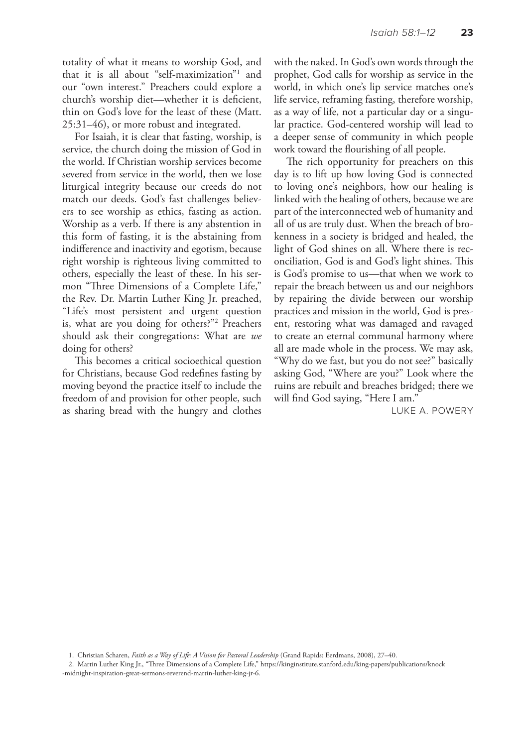totality of what it means to worship God, and that it is all about "self-maximization"[1] and our "own interest." Preachers could explore a church's worship diet—whether it is deficient, thin on God's love for the least of these (Matt. 25:31–46), or more robust and integrated.

For Isaiah, it is clear that fasting, worship, is service, the church doing the mission of God in the world. If Christian worship services become severed from service in the world, then we lose liturgical integrity because our creeds do not match our deeds. God's fast challenges believers to see worship as ethics, fasting as action. Worship as a verb. If there is any abstention in this form of fasting, it is the abstaining from indifference and inactivity and egotism, because right worship is righteous living committed to others, especially the least of these. In his sermon "Three Dimensions of a Complete Life," the Rev. Dr. Martin Luther King Jr. preached, "Life's most persistent and urgent question is, what are you doing for others?"[2] Preachers should ask their congregations: What are *we* doing for others?

This becomes a critical socioethical question for Christians, because God redefines fasting by moving beyond the practice itself to include the freedom of and provision for other people, such as sharing bread with the hungry and clothes with the naked. In God's own words through the prophet, God calls for worship as service in the world, in which one's lip service matches one's life service, reframing fasting, therefore worship, as a way of life, not a particular day or a singular practice. God-centered worship will lead to a deeper sense of community in which people work toward the flourishing of all people.

The rich opportunity for preachers on this day is to lift up how loving God is connected to loving one's neighbors, how our healing is linked with the healing of others, because we are part of the interconnected web of humanity and all of us are truly dust. When the breach of brokenness in a society is bridged and healed, the light of God shines on all. Where there is reconciliation, God is and God's light shines. This is God's promise to us—that when we work to repair the breach between us and our neighbors by repairing the divide between our worship practices and mission in the world, God is present, restoring what was damaged and ravaged to create an eternal communal harmony where all are made whole in the process. We may ask, "Why do we fast, but you do not see?" basically asking God, "Where are you?" Look where the ruins are rebuilt and breaches bridged; there we will find God saying, "Here I am."

LUKE A. POWERY

1. Christian Scharen, *Faith as a Way of Life: A Vision for Pastoral Leadership* (Grand Rapids: Eerdmans, 2008), 27–40.

2. Martin Luther King Jr., "Three Dimensions of a Complete Life," https://kinginstitute.stanford.edu/king-papers/publications/knock-midnight-inspiration-great-sermons-reverend-martin-luther-king-jr-6.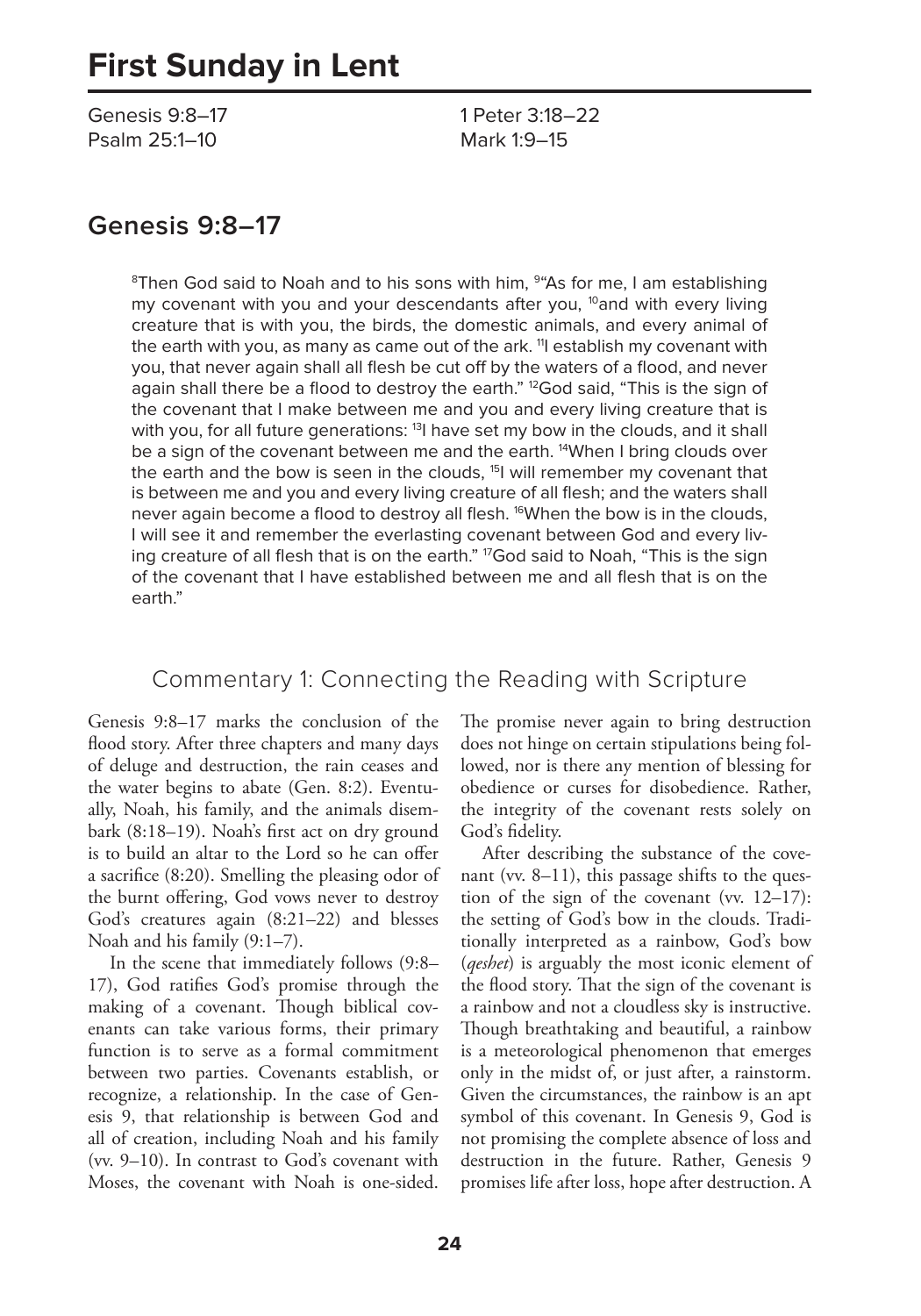# First Sunday in Lent

Genesis 9:8–17
Psalm 25:1–10
1 Peter 3:18–22
Mark 1:9–15

## Genesis 9:8–17

> [8]Then God said to Noah and to his sons with him, [9]"As for me, I am establishing my covenant with you and your descendants after you, [10]and with every living creature that is with you, the birds, the domestic animals, and every animal of the earth with you, as many as came out of the ark. [11]I establish my covenant with you, that never again shall all flesh be cut off by the waters of a flood, and never again shall there be a flood to destroy the earth." [12]God said, "This is the sign of the covenant that I make between me and you and every living creature that is with you, for all future generations: [13]I have set my bow in the clouds, and it shall be a sign of the covenant between me and the earth. [14]When I bring clouds over the earth and the bow is seen in the clouds, [15]I will remember my covenant that is between me and you and every living creature of all flesh; and the waters shall never again become a flood to destroy all flesh. [16]When the bow is in the clouds, I will see it and remember the everlasting covenant between God and every living creature of all flesh that is on the earth." [17]God said to Noah, "This is the sign of the covenant that I have established between me and all flesh that is on the earth."

### Commentary 1: Connecting the Reading with Scripture

Genesis 9:8–17 marks the conclusion of the flood story. After three chapters and many days of deluge and destruction, the rain ceases and the water begins to abate (Gen. 8:2). Eventually, Noah, his family, and the animals disembark (8:18–19). Noah's first act on dry ground is to build an altar to the Lord so he can offer a sacrifice (8:20). Smelling the pleasing odor of the burnt offering, God vows never to destroy God's creatures again (8:21–22) and blesses Noah and his family (9:1–7).

In the scene that immediately follows (9:8–17), God ratifies God's promise through the making of a covenant. Though biblical covenants can take various forms, their primary function is to serve as a formal commitment between two parties. Covenants establish, or recognize, a relationship. In the case of Genesis 9, that relationship is between God and all of creation, including Noah and his family (vv. 9–10). In contrast to God's covenant with Moses, the covenant with Noah is one-sided. The promise never again to bring destruction does not hinge on certain stipulations being followed, nor is there any mention of blessing for obedience or curses for disobedience. Rather, the integrity of the covenant rests solely on God's fidelity.

After describing the substance of the covenant (vv. 8–11), this passage shifts to the question of the sign of the covenant (vv. 12–17): the setting of God's bow in the clouds. Traditionally interpreted as a rainbow, God's bow (*qeshet*) is arguably the most iconic element of the flood story. That the sign of the covenant is a rainbow and not a cloudless sky is instructive. Though breathtaking and beautiful, a rainbow is a meteorological phenomenon that emerges only in the midst of, or just after, a rainstorm. Given the circumstances, the rainbow is an apt symbol of this covenant. In Genesis 9, God is not promising the complete absence of loss and destruction in the future. Rather, Genesis 9 promises life after loss, hope after destruction. A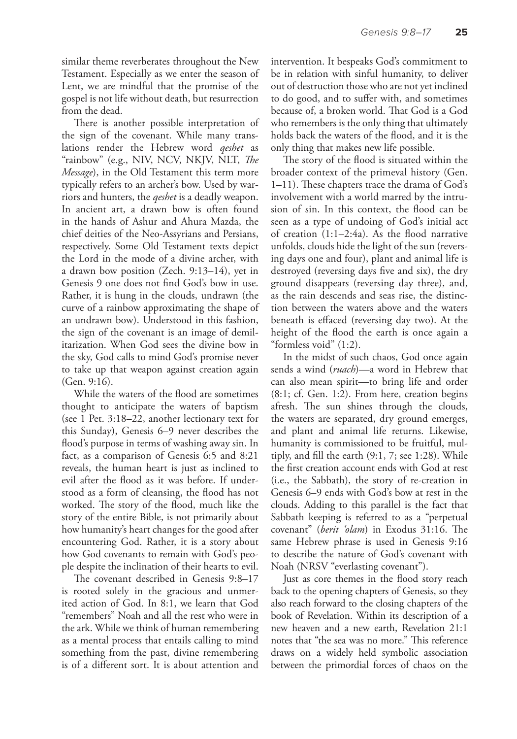similar theme reverberates throughout the New Testament. Especially as we enter the season of Lent, we are mindful that the promise of the gospel is not life without death, but resurrection from the dead.

There is another possible interpretation of the sign of the covenant. While many translations render the Hebrew word *qeshet* as "rainbow" (e.g., NIV, NCV, NKJV, NLT, *The Message*), in the Old Testament this term more typically refers to an archer's bow. Used by warriors and hunters, the *qeshet* is a deadly weapon. In ancient art, a drawn bow is often found in the hands of Ashur and Ahura Mazda, the chief deities of the Neo-Assyrians and Persians, respectively. Some Old Testament texts depict the Lord in the mode of a divine archer, with a drawn bow position (Zech. 9:13–14), yet in Genesis 9 one does not find God's bow in use. Rather, it is hung in the clouds, undrawn (the curve of a rainbow approximating the shape of an undrawn bow). Understood in this fashion, the sign of the covenant is an image of demilitarization. When God sees the divine bow in the sky, God calls to mind God's promise never to take up that weapon against creation again (Gen. 9:16).

While the waters of the flood are sometimes thought to anticipate the waters of baptism (see 1 Pet. 3:18–22, another lectionary text for this Sunday), Genesis 6–9 never describes the flood's purpose in terms of washing away sin. In fact, as a comparison of Genesis 6:5 and 8:21 reveals, the human heart is just as inclined to evil after the flood as it was before. If understood as a form of cleansing, the flood has not worked. The story of the flood, much like the story of the entire Bible, is not primarily about how humanity's heart changes for the good after encountering God. Rather, it is a story about how God covenants to remain with God's people despite the inclination of their hearts to evil.

The covenant described in Genesis 9:8–17 is rooted solely in the gracious and unmerited action of God. In 8:1, we learn that God "remembers" Noah and all the rest who were in the ark. While we think of human remembering as a mental process that entails calling to mind something from the past, divine remembering is of a different sort. It is about attention and intervention. It bespeaks God's commitment to be in relation with sinful humanity, to deliver out of destruction those who are not yet inclined to do good, and to suffer with, and sometimes because of, a broken world. That God is a God who remembers is the only thing that ultimately holds back the waters of the flood, and it is the only thing that makes new life possible.

The story of the flood is situated within the broader context of the primeval history (Gen. 1–11). These chapters trace the drama of God's involvement with a world marred by the intrusion of sin. In this context, the flood can be seen as a type of undoing of God's initial act of creation (1:1–2:4a). As the flood narrative unfolds, clouds hide the light of the sun (reversing days one and four), plant and animal life is destroyed (reversing days five and six), the dry ground disappears (reversing day three), and, as the rain descends and seas rise, the distinction between the waters above and the waters beneath is effaced (reversing day two). At the height of the flood the earth is once again a "formless void" (1:2).

In the midst of such chaos, God once again sends a wind (*ruach*)—a word in Hebrew that can also mean spirit—to bring life and order (8:1; cf. Gen. 1:2). From here, creation begins afresh. The sun shines through the clouds, the waters are separated, dry ground emerges, and plant and animal life returns. Likewise, humanity is commissioned to be fruitful, multiply, and fill the earth (9:1, 7; see 1:28). While the first creation account ends with God at rest (i.e., the Sabbath), the story of re-creation in Genesis 6–9 ends with God's bow at rest in the clouds. Adding to this parallel is the fact that Sabbath keeping is referred to as a "perpetual covenant" (*berit 'olam*) in Exodus 31:16. The same Hebrew phrase is used in Genesis 9:16 to describe the nature of God's covenant with Noah (NRSV "everlasting covenant").

Just as core themes in the flood story reach back to the opening chapters of Genesis, so they also reach forward to the closing chapters of the book of Revelation. Within its description of a new heaven and a new earth, Revelation 21:1 notes that "the sea was no more." This reference draws on a widely held symbolic association between the primordial forces of chaos on the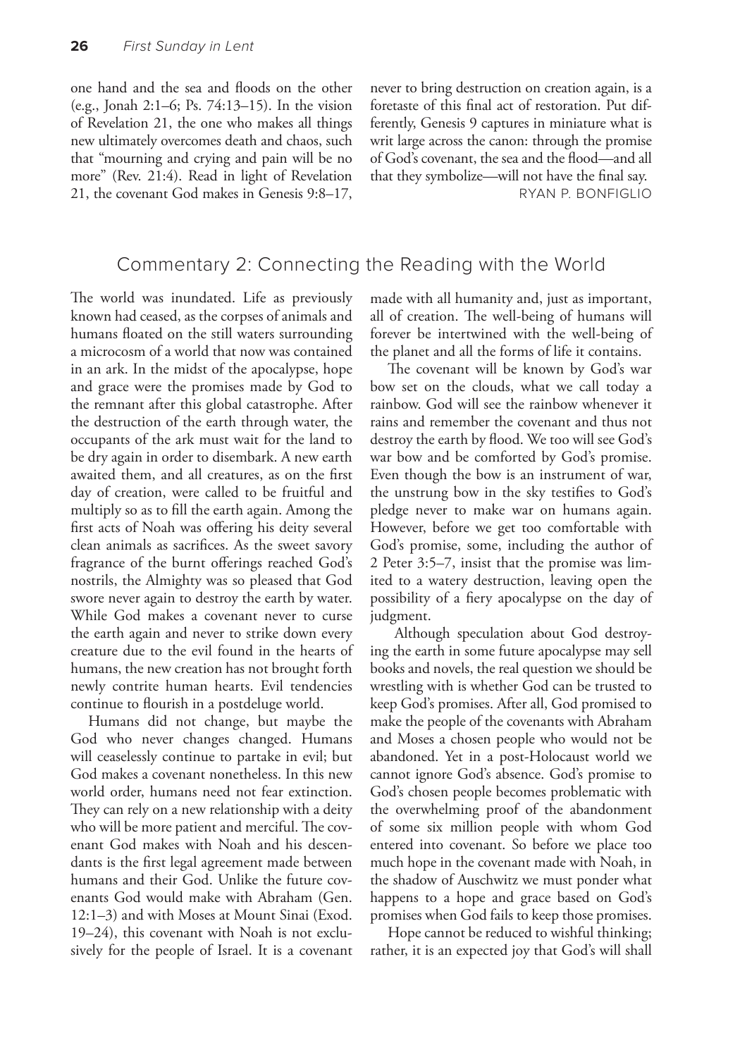one hand and the sea and floods on the other (e.g., Jonah 2:1–6; Ps. 74:13–15). In the vision of Revelation 21, the one who makes all things new ultimately overcomes death and chaos, such that "mourning and crying and pain will be no more" (Rev. 21:4). Read in light of Revelation 21, the covenant God makes in Genesis 9:8–17, never to bring destruction on creation again, is a foretaste of this final act of restoration. Put differently, Genesis 9 captures in miniature what is writ large across the canon: through the promise of God's covenant, the sea and the flood—and all that they symbolize—will not have the final say.

RYAN P. BONFIGLIO

## Commentary 2: Connecting the Reading with the World

The world was inundated. Life as previously known had ceased, as the corpses of animals and humans floated on the still waters surrounding a microcosm of a world that now was contained in an ark. In the midst of the apocalypse, hope and grace were the promises made by God to the remnant after this global catastrophe. After the destruction of the earth through water, the occupants of the ark must wait for the land to be dry again in order to disembark. A new earth awaited them, and all creatures, as on the first day of creation, were called to be fruitful and multiply so as to fill the earth again. Among the first acts of Noah was offering his deity several clean animals as sacrifices. As the sweet savory fragrance of the burnt offerings reached God's nostrils, the Almighty was so pleased that God swore never again to destroy the earth by water. While God makes a covenant never to curse the earth again and never to strike down every creature due to the evil found in the hearts of humans, the new creation has not brought forth newly contrite human hearts. Evil tendencies continue to flourish in a postdeluge world.

Humans did not change, but maybe the God who never changes changed. Humans will ceaselessly continue to partake in evil; but God makes a covenant nonetheless. In this new world order, humans need not fear extinction. They can rely on a new relationship with a deity who will be more patient and merciful. The covenant God makes with Noah and his descendants is the first legal agreement made between humans and their God. Unlike the future covenants God would make with Abraham (Gen. 12:1–3) and with Moses at Mount Sinai (Exod. 19–24), this covenant with Noah is not exclusively for the people of Israel. It is a covenant made with all humanity and, just as important, all of creation. The well-being of humans will forever be intertwined with the well-being of the planet and all the forms of life it contains.

The covenant will be known by God's war bow set on the clouds, what we call today a rainbow. God will see the rainbow whenever it rains and remember the covenant and thus not destroy the earth by flood. We too will see God's war bow and be comforted by God's promise. Even though the bow is an instrument of war, the unstrung bow in the sky testifies to God's pledge never to make war on humans again. However, before we get too comfortable with God's promise, some, including the author of 2 Peter 3:5–7, insist that the promise was limited to a watery destruction, leaving open the possibility of a fiery apocalypse on the day of judgment.

Although speculation about God destroying the earth in some future apocalypse may sell books and novels, the real question we should be wrestling with is whether God can be trusted to keep God's promises. After all, God promised to make the people of the covenants with Abraham and Moses a chosen people who would not be abandoned. Yet in a post-Holocaust world we cannot ignore God's absence. God's promise to God's chosen people becomes problematic with the overwhelming proof of the abandonment of some six million people with whom God entered into covenant. So before we place too much hope in the covenant made with Noah, in the shadow of Auschwitz we must ponder what happens to a hope and grace based on God's promises when God fails to keep those promises.

Hope cannot be reduced to wishful thinking; rather, it is an expected joy that God's will shall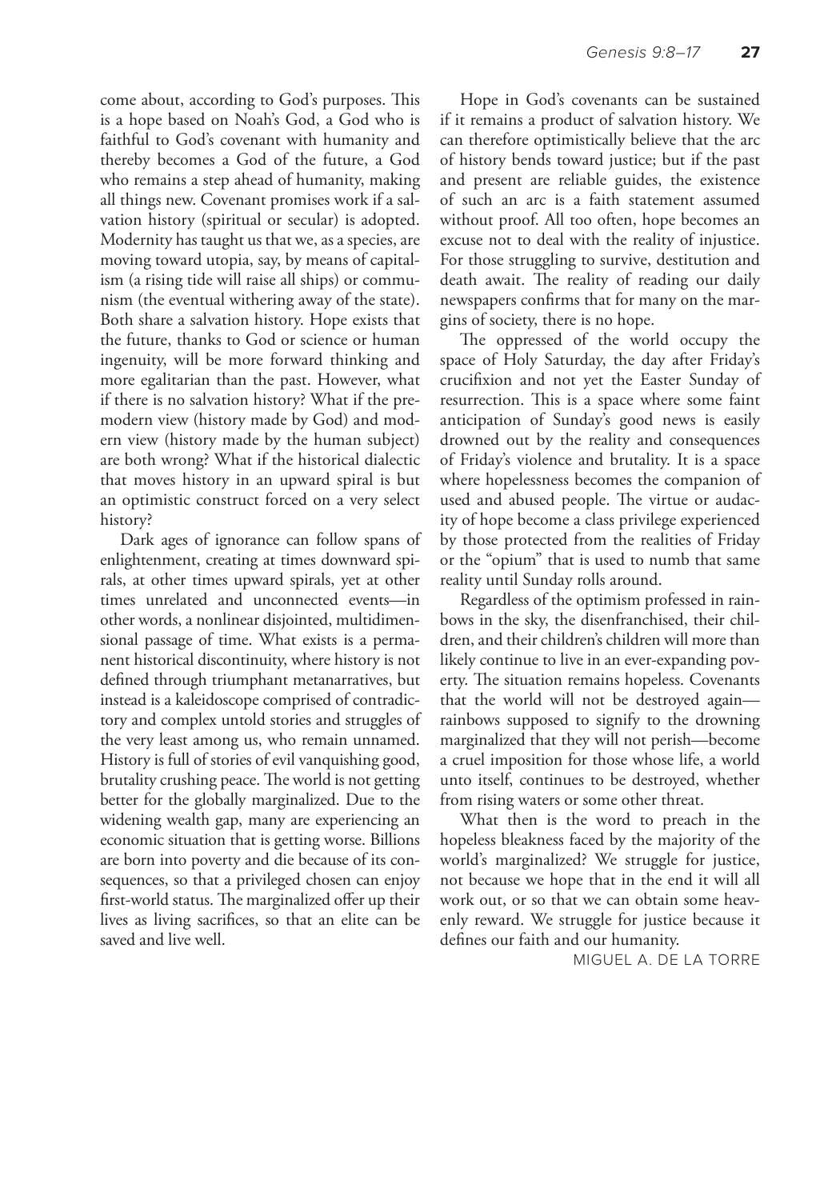come about, according to God's purposes. This is a hope based on Noah's God, a God who is faithful to God's covenant with humanity and thereby becomes a God of the future, a God who remains a step ahead of humanity, making all things new. Covenant promises work if a salvation history (spiritual or secular) is adopted. Modernity has taught us that we, as a species, are moving toward utopia, say, by means of capitalism (a rising tide will raise all ships) or communism (the eventual withering away of the state). Both share a salvation history. Hope exists that the future, thanks to God or science or human ingenuity, will be more forward thinking and more egalitarian than the past. However, what if there is no salvation history? What if the premodern view (history made by God) and modern view (history made by the human subject) are both wrong? What if the historical dialectic that moves history in an upward spiral is but an optimistic construct forced on a very select history?

Dark ages of ignorance can follow spans of enlightenment, creating at times downward spirals, at other times upward spirals, yet at other times unrelated and unconnected events—in other words, a nonlinear disjointed, multidimensional passage of time. What exists is a permanent historical discontinuity, where history is not defined through triumphant metanarratives, but instead is a kaleidoscope comprised of contradictory and complex untold stories and struggles of the very least among us, who remain unnamed. History is full of stories of evil vanquishing good, brutality crushing peace. The world is not getting better for the globally marginalized. Due to the widening wealth gap, many are experiencing an economic situation that is getting worse. Billions are born into poverty and die because of its consequences, so that a privileged chosen can enjoy first-world status. The marginalized offer up their lives as living sacrifices, so that an elite can be saved and live well.

Hope in God's covenants can be sustained if it remains a product of salvation history. We can therefore optimistically believe that the arc of history bends toward justice; but if the past and present are reliable guides, the existence of such an arc is a faith statement assumed without proof. All too often, hope becomes an excuse not to deal with the reality of injustice. For those struggling to survive, destitution and death await. The reality of reading our daily newspapers confirms that for many on the margins of society, there is no hope.

The oppressed of the world occupy the space of Holy Saturday, the day after Friday's crucifixion and not yet the Easter Sunday of resurrection. This is a space where some faint anticipation of Sunday's good news is easily drowned out by the reality and consequences of Friday's violence and brutality. It is a space where hopelessness becomes the companion of used and abused people. The virtue or audacity of hope become a class privilege experienced by those protected from the realities of Friday or the "opium" that is used to numb that same reality until Sunday rolls around.

Regardless of the optimism professed in rainbows in the sky, the disenfranchised, their children, and their children's children will more than likely continue to live in an ever-expanding poverty. The situation remains hopeless. Covenants that the world will not be destroyed again—rainbows supposed to signify to the drowning marginalized that they will not perish—become a cruel imposition for those whose life, a world unto itself, continues to be destroyed, whether from rising waters or some other threat.

What then is the word to preach in the hopeless bleakness faced by the majority of the world's marginalized? We struggle for justice, not because we hope that in the end it will all work out, or so that we can obtain some heavenly reward. We struggle for justice because it defines our faith and our humanity.

MIGUEL A. DE LA TORRE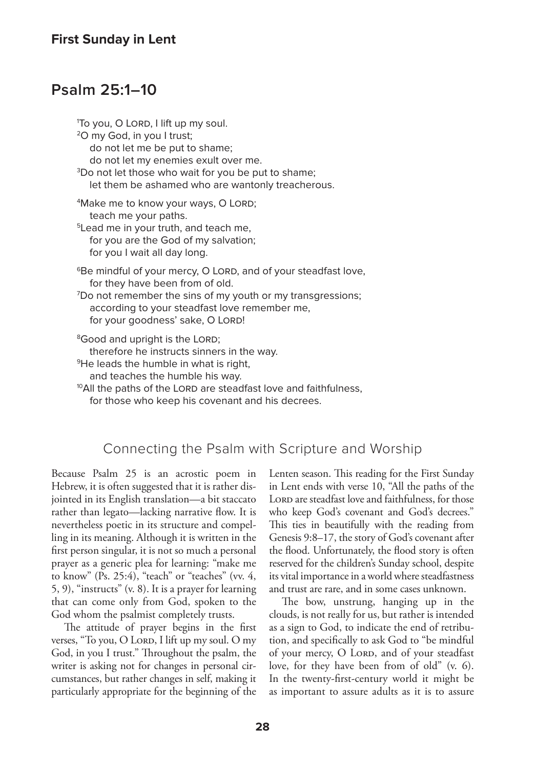## First Sunday in Lent

# Psalm 25:1–10

[1]To you, O Lord, I lift up my soul.
[2]O my God, in you I trust;
  do not let me be put to shame;
  do not let my enemies exult over me.
[3]Do not let those who wait for you be put to shame;
  let them be ashamed who are wantonly treacherous.

[4]Make me to know your ways, O Lord;
  teach me your paths.
[5]Lead me in your truth, and teach me,
  for you are the God of my salvation;
  for you I wait all day long.

[6]Be mindful of your mercy, O Lord, and of your steadfast love,
  for they have been from of old.
[7]Do not remember the sins of my youth or my transgressions;
  according to your steadfast love remember me,
  for your goodness' sake, O Lord!

[8]Good and upright is the Lord;
  therefore he instructs sinners in the way.
[9]He leads the humble in what is right,
  and teaches the humble his way.
[10]All the paths of the Lord are steadfast love and faithfulness,
  for those who keep his covenant and his decrees.

## Connecting the Psalm with Scripture and Worship

Because Psalm 25 is an acrostic poem in Hebrew, it is often suggested that it is rather disjointed in its English translation—a bit staccato rather than legato—lacking narrative flow. It is nevertheless poetic in its structure and compelling in its meaning. Although it is written in the first person singular, it is not so much a personal prayer as a generic plea for learning: "make me to know" (Ps. 25:4), "teach" or "teaches" (vv. 4, 5, 9), "instructs" (v. 8). It is a prayer for learning that can come only from God, spoken to the God whom the psalmist completely trusts.

The attitude of prayer begins in the first verses, "To you, O Lord, I lift up my soul. O my God, in you I trust." Throughout the psalm, the writer is asking not for changes in personal circumstances, but rather changes in self, making it particularly appropriate for the beginning of the Lenten season. This reading for the First Sunday in Lent ends with verse 10, "All the paths of the Lord are steadfast love and faithfulness, for those who keep God's covenant and God's decrees." This ties in beautifully with the reading from Genesis 9:8–17, the story of God's covenant after the flood. Unfortunately, the flood story is often reserved for the children's Sunday school, despite its vital importance in a world where steadfastness and trust are rare, and in some cases unknown.

The bow, unstrung, hanging up in the clouds, is not really for us, but rather is intended as a sign to God, to indicate the end of retribution, and specifically to ask God to "be mindful of your mercy, O Lord, and of your steadfast love, for they have been from of old" (v. 6). In the twenty-first-century world it might be as important to assure adults as it is to assure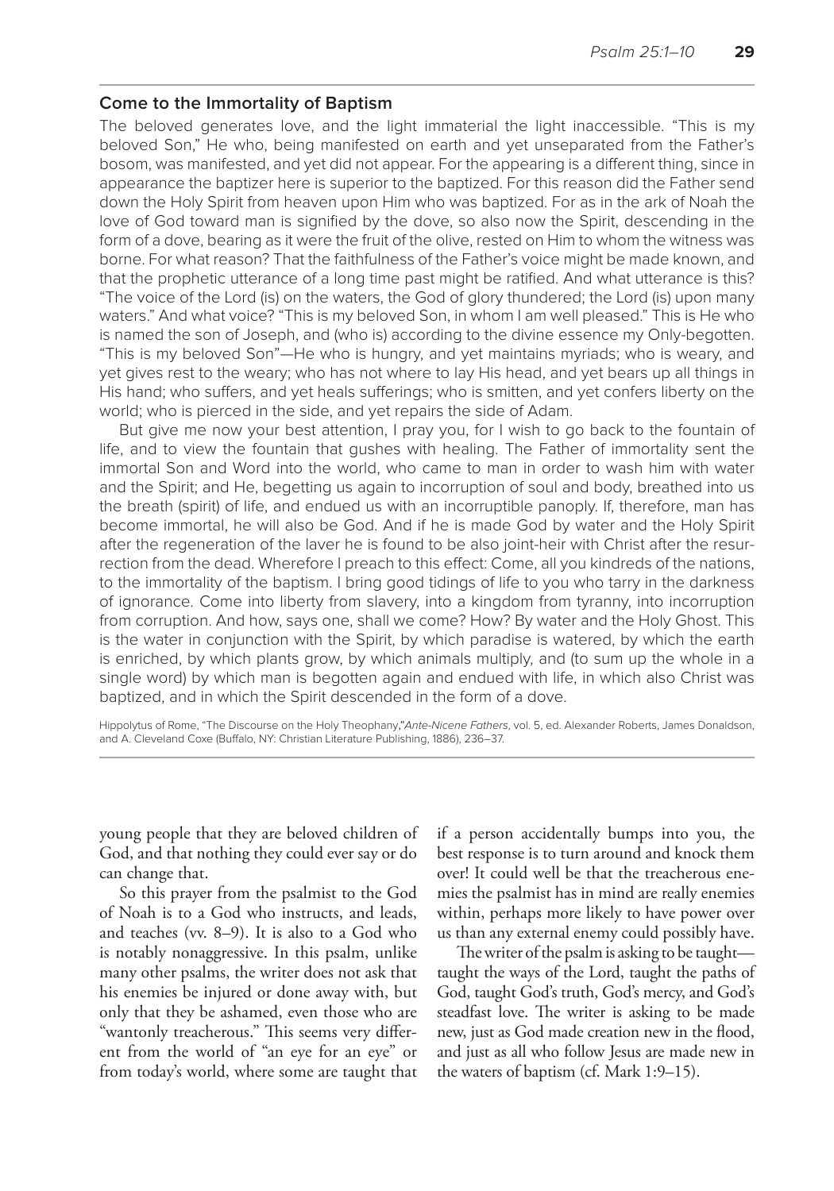## Come to the Immortality of Baptism

The beloved generates love, and the light immaterial the light inaccessible. "This is my beloved Son," He who, being manifested on earth and yet unseparated from the Father's bosom, was manifested, and yet did not appear. For the appearing is a different thing, since in appearance the baptizer here is superior to the baptized. For this reason did the Father send down the Holy Spirit from heaven upon Him who was baptized. For as in the ark of Noah the love of God toward man is signified by the dove, so also now the Spirit, descending in the form of a dove, bearing as it were the fruit of the olive, rested on Him to whom the witness was borne. For what reason? That the faithfulness of the Father's voice might be made known, and that the prophetic utterance of a long time past might be ratified. And what utterance is this? "The voice of the Lord (is) on the waters, the God of glory thundered; the Lord (is) upon many waters." And what voice? "This is my beloved Son, in whom I am well pleased." This is He who is named the son of Joseph, and (who is) according to the divine essence my Only-begotten. "This is my beloved Son"—He who is hungry, and yet maintains myriads; who is weary, and yet gives rest to the weary; who has not where to lay His head, and yet bears up all things in His hand; who suffers, and yet heals sufferings; who is smitten, and yet confers liberty on the world; who is pierced in the side, and yet repairs the side of Adam.

But give me now your best attention, I pray you, for I wish to go back to the fountain of life, and to view the fountain that gushes with healing. The Father of immortality sent the immortal Son and Word into the world, who came to man in order to wash him with water and the Spirit; and He, begetting us again to incorruption of soul and body, breathed into us the breath (spirit) of life, and endued us with an incorruptible panoply. If, therefore, man has become immortal, he will also be God. And if he is made God by water and the Holy Spirit after the regeneration of the laver he is found to be also joint-heir with Christ after the resurrection from the dead. Wherefore I preach to this effect: Come, all you kindreds of the nations, to the immortality of the baptism. I bring good tidings of life to you who tarry in the darkness of ignorance. Come into liberty from slavery, into a kingdom from tyranny, into incorruption from corruption. And how, says one, shall we come? How? By water and the Holy Ghost. This is the water in conjunction with the Spirit, by which paradise is watered, by which the earth is enriched, by which plants grow, by which animals multiply, and (to sum up the whole in a single word) by which man is begotten again and endued with life, in which also Christ was baptized, and in which the Spirit descended in the form of a dove.

Hippolytus of Rome, "The Discourse on the Holy Theophany," *Ante-Nicene Fathers*, vol. 5, ed. Alexander Roberts, James Donaldson, and A. Cleveland Coxe (Buffalo, NY: Christian Literature Publishing, 1886), 236–37.

---

young people that they are beloved children of God, and that nothing they could ever say or do can change that.

So this prayer from the psalmist to the God of Noah is to a God who instructs, and leads, and teaches (vv. 8–9). It is also to a God who is notably nonaggressive. In this psalm, unlike many other psalms, the writer does not ask that his enemies be injured or done away with, but only that they be ashamed, even those who are "wantonly treacherous." This seems very different from the world of "an eye for an eye" or from today's world, where some are taught that if a person accidentally bumps into you, the best response is to turn around and knock them over! It could well be that the treacherous enemies the psalmist has in mind are really enemies within, perhaps more likely to have power over us than any external enemy could possibly have.

The writer of the psalm is asking to be taught—taught the ways of the Lord, taught the paths of God, taught God's truth, God's mercy, and God's steadfast love. The writer is asking to be made new, just as God made creation new in the flood, and just as all who follow Jesus are made new in the waters of baptism (cf. Mark 1:9–15).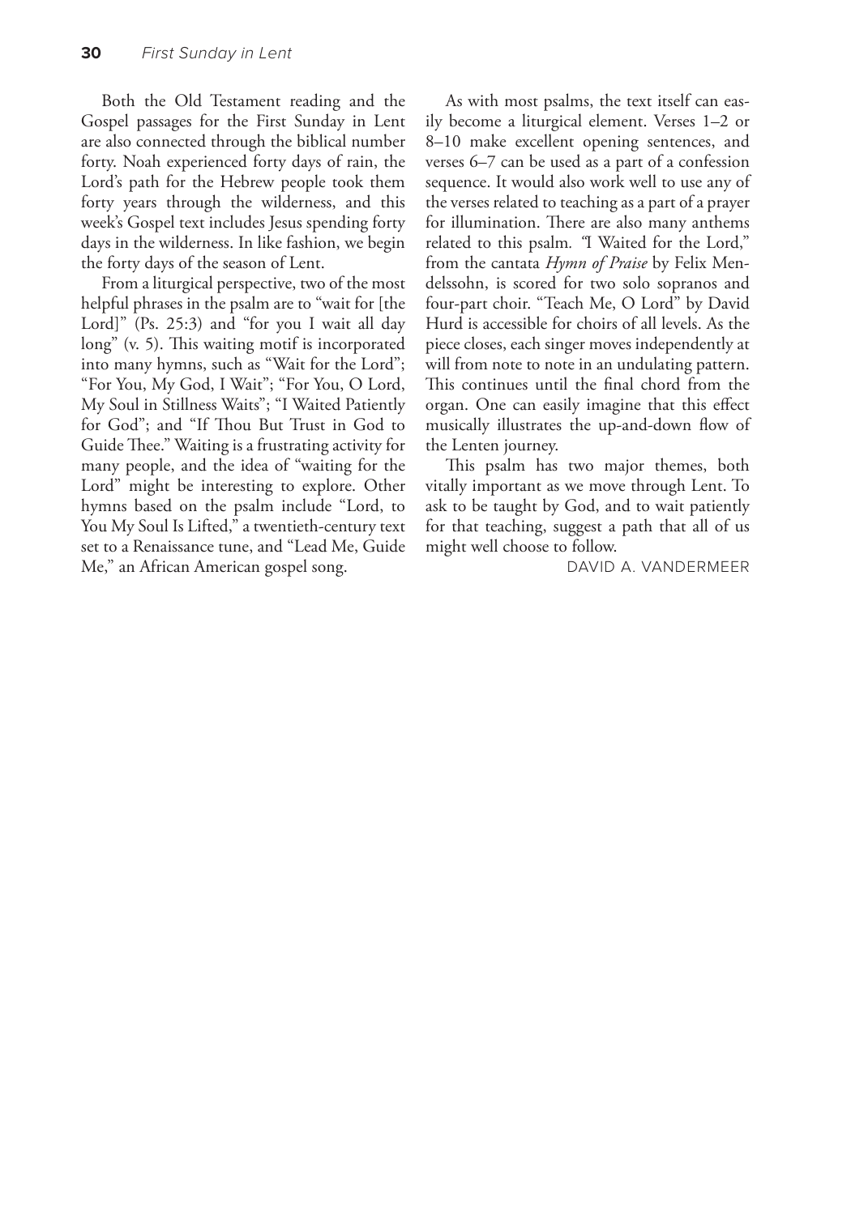Both the Old Testament reading and the Gospel passages for the First Sunday in Lent are also connected through the biblical number forty. Noah experienced forty days of rain, the Lord's path for the Hebrew people took them forty years through the wilderness, and this week's Gospel text includes Jesus spending forty days in the wilderness. In like fashion, we begin the forty days of the season of Lent.

From a liturgical perspective, two of the most helpful phrases in the psalm are to "wait for [the Lord]" (Ps. 25:3) and "for you I wait all day long" (v. 5). This waiting motif is incorporated into many hymns, such as "Wait for the Lord"; "For You, My God, I Wait"; "For You, O Lord, My Soul in Stillness Waits"; "I Waited Patiently for God"; and "If Thou But Trust in God to Guide Thee." Waiting is a frustrating activity for many people, and the idea of "waiting for the Lord" might be interesting to explore. Other hymns based on the psalm include "Lord, to You My Soul Is Lifted," a twentieth-century text set to a Renaissance tune, and "Lead Me, Guide Me," an African American gospel song.

As with most psalms, the text itself can easily become a liturgical element. Verses 1–2 or 8–10 make excellent opening sentences, and verses 6–7 can be used as a part of a confession sequence. It would also work well to use any of the verses related to teaching as a part of a prayer for illumination. There are also many anthems related to this psalm. "I Waited for the Lord," from the cantata *Hymn of Praise* by Felix Mendelssohn, is scored for two solo sopranos and four-part choir. "Teach Me, O Lord" by David Hurd is accessible for choirs of all levels. As the piece closes, each singer moves independently at will from note to note in an undulating pattern. This continues until the final chord from the organ. One can easily imagine that this effect musically illustrates the up-and-down flow of the Lenten journey.

This psalm has two major themes, both vitally important as we move through Lent. To ask to be taught by God, and to wait patiently for that teaching, suggest a path that all of us might well choose to follow.

DAVID A. VANDERMEER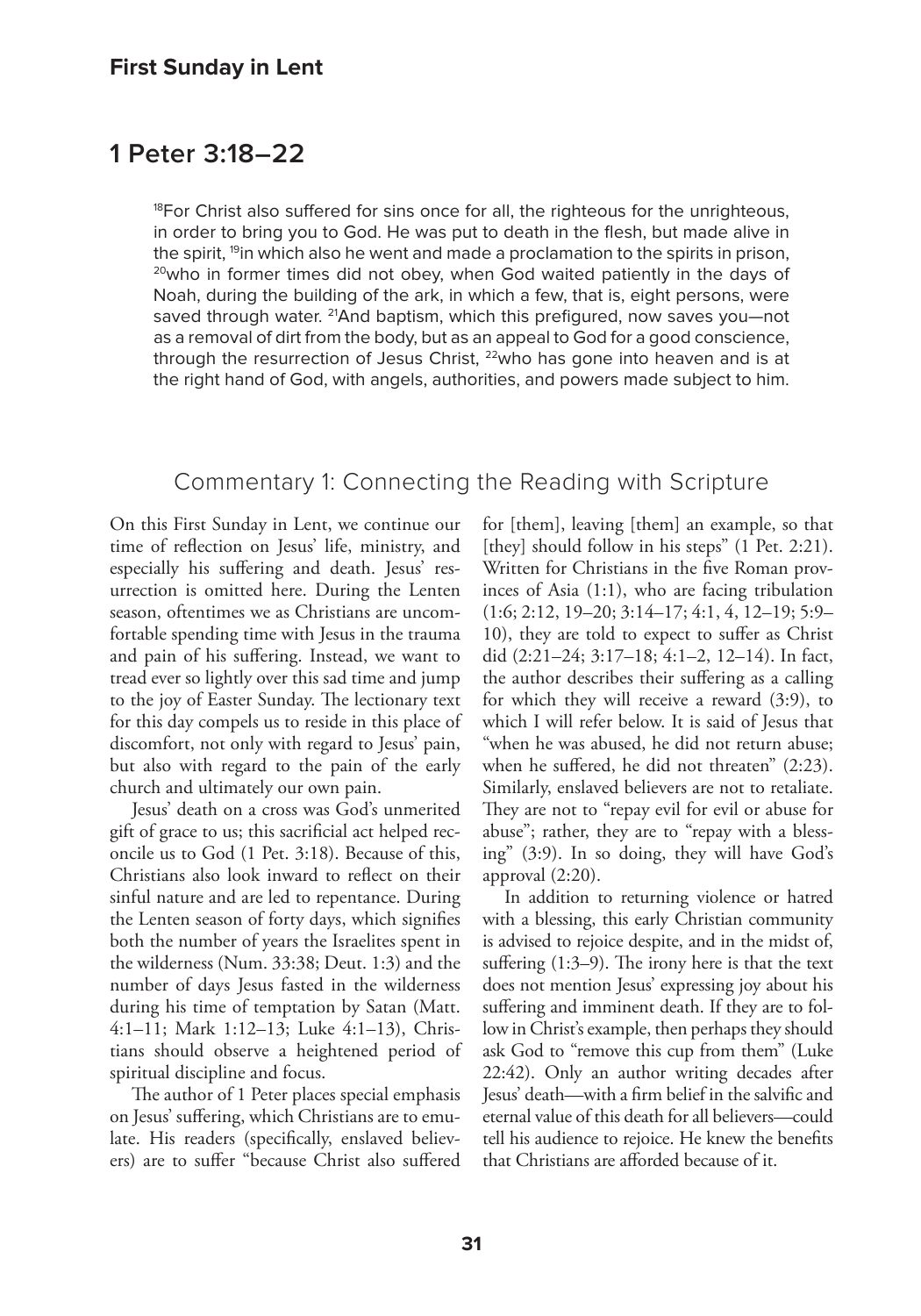## First Sunday in Lent

# 1 Peter 3:18–22

> [18]For Christ also suffered for sins once for all, the righteous for the unrighteous, in order to bring you to God. He was put to death in the flesh, but made alive in the spirit, [19]in which also he went and made a proclamation to the spirits in prison, [20]who in former times did not obey, when God waited patiently in the days of Noah, during the building of the ark, in which a few, that is, eight persons, were saved through water. [21]And baptism, which this prefigured, now saves you—not as a removal of dirt from the body, but as an appeal to God for a good conscience, through the resurrection of Jesus Christ, [22]who has gone into heaven and is at the right hand of God, with angels, authorities, and powers made subject to him.

### Commentary 1: Connecting the Reading with Scripture

On this First Sunday in Lent, we continue our time of reflection on Jesus' life, ministry, and especially his suffering and death. Jesus' resurrection is omitted here. During the Lenten season, oftentimes we as Christians are uncomfortable spending time with Jesus in the trauma and pain of his suffering. Instead, we want to tread ever so lightly over this sad time and jump to the joy of Easter Sunday. The lectionary text for this day compels us to reside in this place of discomfort, not only with regard to Jesus' pain, but also with regard to the pain of the early church and ultimately our own pain.

Jesus' death on a cross was God's unmerited gift of grace to us; this sacrificial act helped reconcile us to God (1 Pet. 3:18). Because of this, Christians also look inward to reflect on their sinful nature and are led to repentance. During the Lenten season of forty days, which signifies both the number of years the Israelites spent in the wilderness (Num. 33:38; Deut. 1:3) and the number of days Jesus fasted in the wilderness during his time of temptation by Satan (Matt. 4:1–11; Mark 1:12–13; Luke 4:1–13), Christians should observe a heightened period of spiritual discipline and focus.

The author of 1 Peter places special emphasis on Jesus' suffering, which Christians are to emulate. His readers (specifically, enslaved believers) are to suffer "because Christ also suffered for [them], leaving [them] an example, so that [they] should follow in his steps" (1 Pet. 2:21). Written for Christians in the five Roman provinces of Asia (1:1), who are facing tribulation (1:6; 2:12, 19–20; 3:14–17; 4:1, 4, 12–19; 5:9–10), they are told to expect to suffer as Christ did (2:21–24; 3:17–18; 4:1–2, 12–14). In fact, the author describes their suffering as a calling for which they will receive a reward (3:9), to which I will refer below. It is said of Jesus that "when he was abused, he did not return abuse; when he suffered, he did not threaten" (2:23). Similarly, enslaved believers are not to retaliate. They are not to "repay evil for evil or abuse for abuse"; rather, they are to "repay with a blessing" (3:9). In so doing, they will have God's approval (2:20).

In addition to returning violence or hatred with a blessing, this early Christian community is advised to rejoice despite, and in the midst of, suffering (1:3–9). The irony here is that the text does not mention Jesus' expressing joy about his suffering and imminent death. If they are to follow in Christ's example, then perhaps they should ask God to "remove this cup from them" (Luke 22:42). Only an author writing decades after Jesus' death—with a firm belief in the salvific and eternal value of this death for all believers—could tell his audience to rejoice. He knew the benefits that Christians are afforded because of it.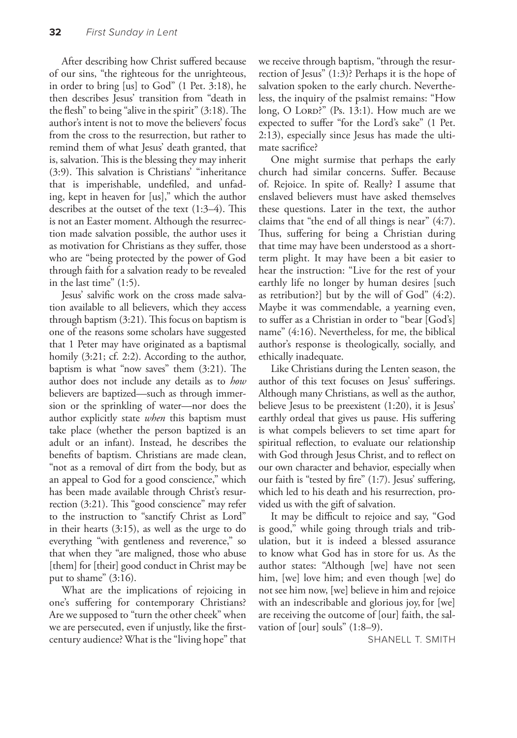After describing how Christ suffered because of our sins, "the righteous for the unrighteous, in order to bring [us] to God" (1 Pet. 3:18), he then describes Jesus' transition from "death in the flesh" to being "alive in the spirit" (3:18). The author's intent is not to move the believers' focus from the cross to the resurrection, but rather to remind them of what Jesus' death granted, that is, salvation. This is the blessing they may inherit (3:9). This salvation is Christians' "inheritance that is imperishable, undefiled, and unfading, kept in heaven for [us]," which the author describes at the outset of the text (1:3–4). This is not an Easter moment. Although the resurrection made salvation possible, the author uses it as motivation for Christians as they suffer, those who are "being protected by the power of God through faith for a salvation ready to be revealed in the last time" (1:5).

Jesus' salvific work on the cross made salvation available to all believers, which they access through baptism (3:21). This focus on baptism is one of the reasons some scholars have suggested that 1 Peter may have originated as a baptismal homily (3:21; cf. 2:2). According to the author, baptism is what "now saves" them (3:21). The author does not include any details as to *how* believers are baptized—such as through immersion or the sprinkling of water—nor does the author explicitly state *when* this baptism must take place (whether the person baptized is an adult or an infant). Instead, he describes the benefits of baptism. Christians are made clean, "not as a removal of dirt from the body, but as an appeal to God for a good conscience," which has been made available through Christ's resurrection (3:21). This "good conscience" may refer to the instruction to "sanctify Christ as Lord" in their hearts (3:15), as well as the urge to do everything "with gentleness and reverence," so that when they "are maligned, those who abuse [them] for [their] good conduct in Christ may be put to shame" (3:16).

What are the implications of rejoicing in one's suffering for contemporary Christians? Are we supposed to "turn the other cheek" when we are persecuted, even if unjustly, like the first-century audience? What is the "living hope" that we receive through baptism, "through the resurrection of Jesus" (1:3)? Perhaps it is the hope of salvation spoken to the early church. Nevertheless, the inquiry of the psalmist remains: "How long, O Lord?" (Ps. 13:1). How much are we expected to suffer "for the Lord's sake" (1 Pet. 2:13), especially since Jesus has made the ultimate sacrifice?

One might surmise that perhaps the early church had similar concerns. Suffer. Because of. Rejoice. In spite of. Really? I assume that enslaved believers must have asked themselves these questions. Later in the text, the author claims that "the end of all things is near" (4:7). Thus, suffering for being a Christian during that time may have been understood as a short-term plight. It may have been a bit easier to hear the instruction: "Live for the rest of your earthly life no longer by human desires [such as retribution?] but by the will of God" (4:2). Maybe it was commendable, a yearning even, to suffer as a Christian in order to "bear [God's] name" (4:16). Nevertheless, for me, the biblical author's response is theologically, socially, and ethically inadequate.

Like Christians during the Lenten season, the author of this text focuses on Jesus' sufferings. Although many Christians, as well as the author, believe Jesus to be preexistent (1:20), it is Jesus' earthly ordeal that gives us pause. His suffering is what compels believers to set time apart for spiritual reflection, to evaluate our relationship with God through Jesus Christ, and to reflect on our own character and behavior, especially when our faith is "tested by fire" (1:7). Jesus' suffering, which led to his death and his resurrection, provided us with the gift of salvation.

It may be difficult to rejoice and say, "God is good," while going through trials and tribulation, but it is indeed a blessed assurance to know what God has in store for us. As the author states: "Although [we] have not seen him, [we] love him; and even though [we] do not see him now, [we] believe in him and rejoice with an indescribable and glorious joy, for [we] are receiving the outcome of [our] faith, the salvation of [our] souls" (1:8–9).

SHANELL T. SMITH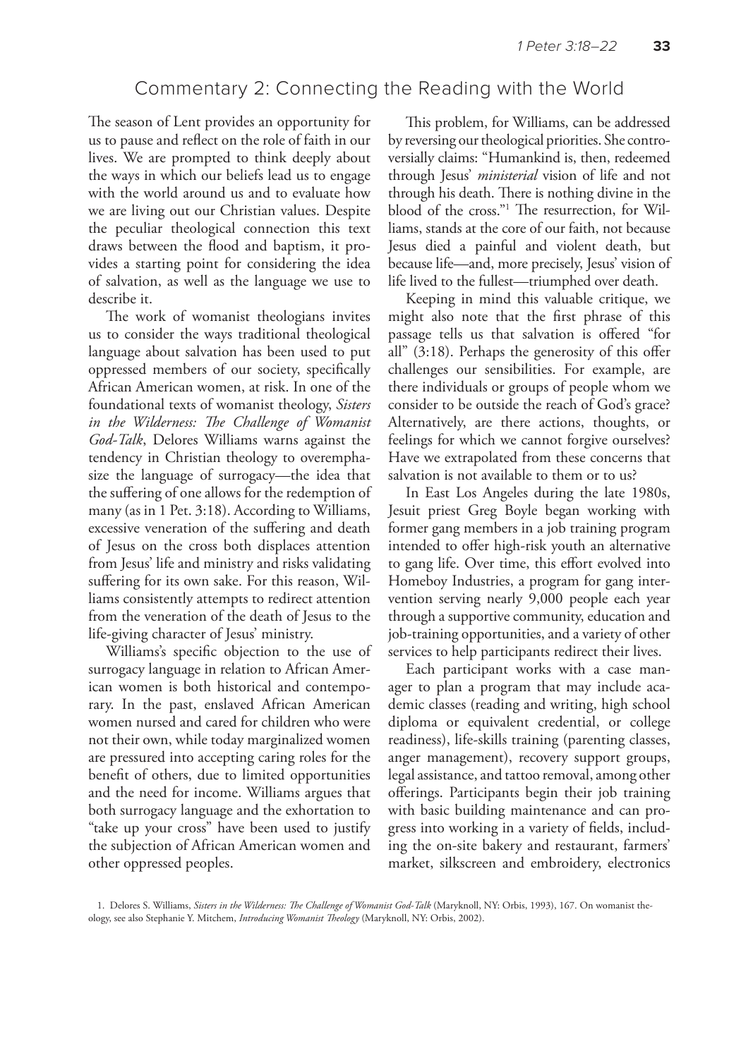## Commentary 2: Connecting the Reading with the World

The season of Lent provides an opportunity for us to pause and reflect on the role of faith in our lives. We are prompted to think deeply about the ways in which our beliefs lead us to engage with the world around us and to evaluate how we are living out our Christian values. Despite the peculiar theological connection this text draws between the flood and baptism, it provides a starting point for considering the idea of salvation, as well as the language we use to describe it.

The work of womanist theologians invites us to consider the ways traditional theological language about salvation has been used to put oppressed members of our society, specifically African American women, at risk. In one of the foundational texts of womanist theology, *Sisters in the Wilderness: The Challenge of Womanist God-Talk*, Delores Williams warns against the tendency in Christian theology to overemphasize the language of surrogacy—the idea that the suffering of one allows for the redemption of many (as in 1 Pet. 3:18). According to Williams, excessive veneration of the suffering and death of Jesus on the cross both displaces attention from Jesus' life and ministry and risks validating suffering for its own sake. For this reason, Williams consistently attempts to redirect attention from the veneration of the death of Jesus to the life-giving character of Jesus' ministry.

Williams's specific objection to the use of surrogacy language in relation to African American women is both historical and contemporary. In the past, enslaved African American women nursed and cared for children who were not their own, while today marginalized women are pressured into accepting caring roles for the benefit of others, due to limited opportunities and the need for income. Williams argues that both surrogacy language and the exhortation to "take up your cross" have been used to justify the subjection of African American women and other oppressed peoples.

This problem, for Williams, can be addressed by reversing our theological priorities. She controversially claims: "Humankind is, then, redeemed through Jesus' *ministerial* vision of life and not through his death. There is nothing divine in the blood of the cross."[1] The resurrection, for Williams, stands at the core of our faith, not because Jesus died a painful and violent death, but because life—and, more precisely, Jesus' vision of life lived to the fullest—triumphed over death.

Keeping in mind this valuable critique, we might also note that the first phrase of this passage tells us that salvation is offered "for all" (3:18). Perhaps the generosity of this offer challenges our sensibilities. For example, are there individuals or groups of people whom we consider to be outside the reach of God's grace? Alternatively, are there actions, thoughts, or feelings for which we cannot forgive ourselves? Have we extrapolated from these concerns that salvation is not available to them or to us?

In East Los Angeles during the late 1980s, Jesuit priest Greg Boyle began working with former gang members in a job training program intended to offer high-risk youth an alternative to gang life. Over time, this effort evolved into Homeboy Industries, a program for gang intervention serving nearly 9,000 people each year through a supportive community, education and job-training opportunities, and a variety of other services to help participants redirect their lives.

Each participant works with a case manager to plan a program that may include academic classes (reading and writing, high school diploma or equivalent credential, or college readiness), life-skills training (parenting classes, anger management), recovery support groups, legal assistance, and tattoo removal, among other offerings. Participants begin their job training with basic building maintenance and can progress into working in a variety of fields, including the on-site bakery and restaurant, farmers' market, silkscreen and embroidery, electronics

1. Delores S. Williams, *Sisters in the Wilderness: The Challenge of Womanist God-Talk* (Maryknoll, NY: Orbis, 1993), 167. On womanist theology, see also Stephanie Y. Mitchem, *Introducing Womanist Theology* (Maryknoll, NY: Orbis, 2002).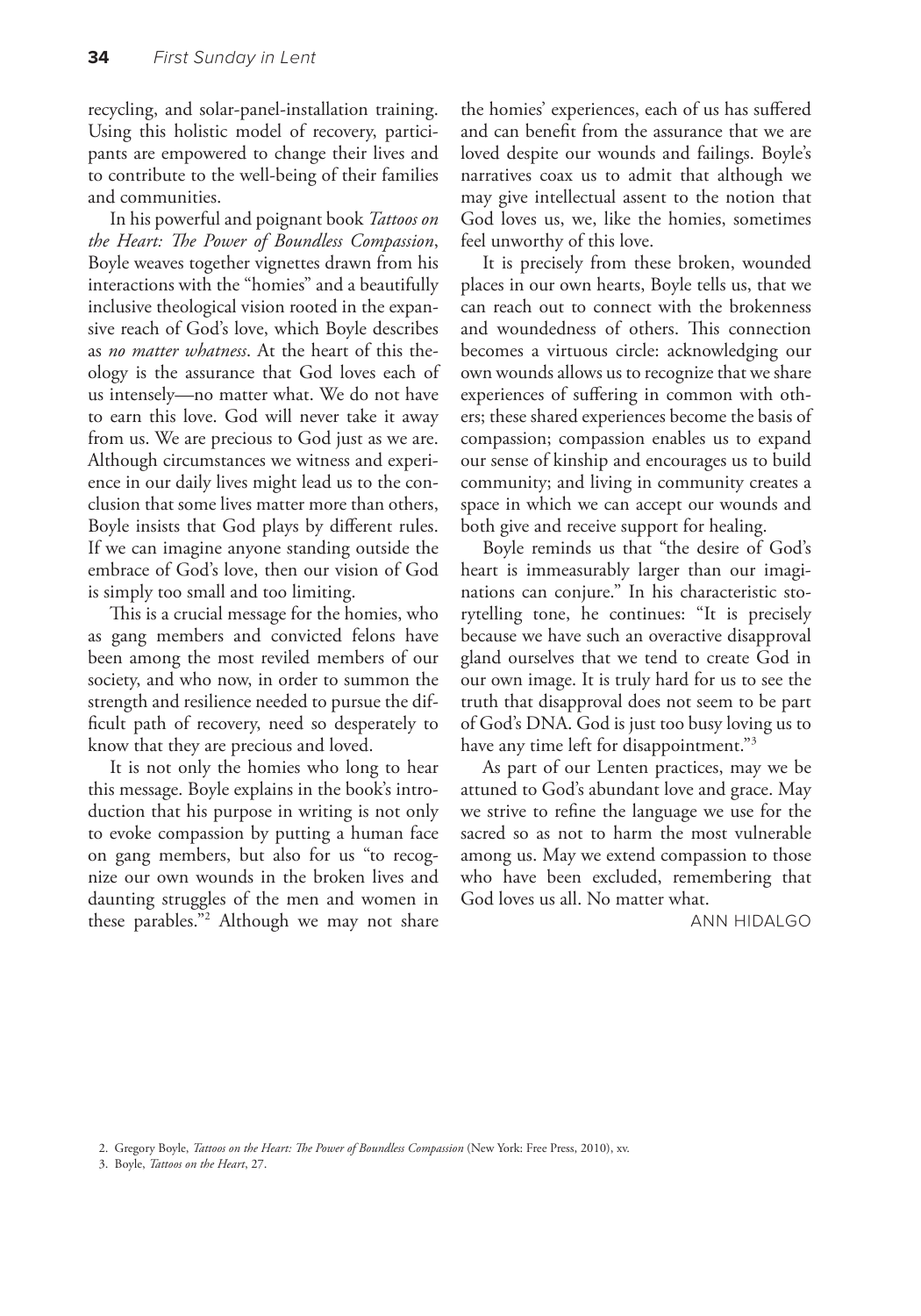recycling, and solar-panel-installation training. Using this holistic model of recovery, participants are empowered to change their lives and to contribute to the well-being of their families and communities.

In his powerful and poignant book *Tattoos on the Heart: The Power of Boundless Compassion*, Boyle weaves together vignettes drawn from his interactions with the "homies" and a beautifully inclusive theological vision rooted in the expansive reach of God's love, which Boyle describes as *no matter whatness*. At the heart of this theology is the assurance that God loves each of us intensely—no matter what. We do not have to earn this love. God will never take it away from us. We are precious to God just as we are. Although circumstances we witness and experience in our daily lives might lead us to the conclusion that some lives matter more than others, Boyle insists that God plays by different rules. If we can imagine anyone standing outside the embrace of God's love, then our vision of God is simply too small and too limiting.

This is a crucial message for the homies, who as gang members and convicted felons have been among the most reviled members of our society, and who now, in order to summon the strength and resilience needed to pursue the difficult path of recovery, need so desperately to know that they are precious and loved.

It is not only the homies who long to hear this message. Boyle explains in the book's introduction that his purpose in writing is not only to evoke compassion by putting a human face on gang members, but also for us "to recognize our own wounds in the broken lives and daunting struggles of the men and women in these parables."[2] Although we may not share the homies' experiences, each of us has suffered and can benefit from the assurance that we are loved despite our wounds and failings. Boyle's narratives coax us to admit that although we may give intellectual assent to the notion that God loves us, we, like the homies, sometimes feel unworthy of this love.

It is precisely from these broken, wounded places in our own hearts, Boyle tells us, that we can reach out to connect with the brokenness and woundedness of others. This connection becomes a virtuous circle: acknowledging our own wounds allows us to recognize that we share experiences of suffering in common with others; these shared experiences become the basis of compassion; compassion enables us to expand our sense of kinship and encourages us to build community; and living in community creates a space in which we can accept our wounds and both give and receive support for healing.

Boyle reminds us that "the desire of God's heart is immeasurably larger than our imaginations can conjure." In his characteristic storytelling tone, he continues: "It is precisely because we have such an overactive disapproval gland ourselves that we tend to create God in our own image. It is truly hard for us to see the truth that disapproval does not seem to be part of God's DNA. God is just too busy loving us to have any time left for disappointment."[3]

As part of our Lenten practices, may we be attuned to God's abundant love and grace. May we strive to refine the language we use for the sacred so as not to harm the most vulnerable among us. May we extend compassion to those who have been excluded, remembering that God loves us all. No matter what.

ANN HIDALGO

2. Gregory Boyle, *Tattoos on the Heart: The Power of Boundless Compassion* (New York: Free Press, 2010), xv.

3. Boyle, *Tattoos on the Heart*, 27.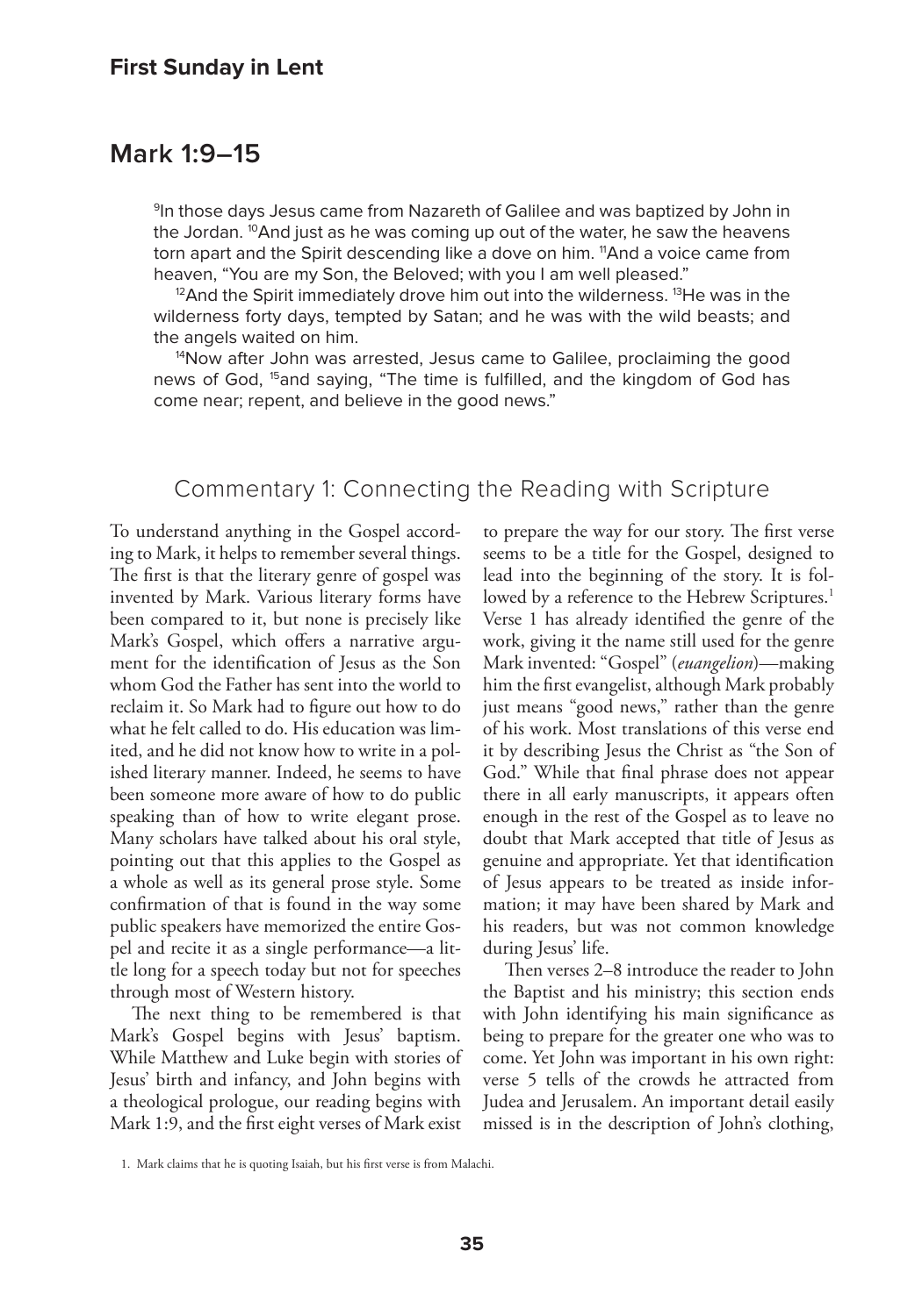## First Sunday in Lent

# Mark 1:9–15

[9]In those days Jesus came from Nazareth of Galilee and was baptized by John in the Jordan. [10]And just as he was coming up out of the water, he saw the heavens torn apart and the Spirit descending like a dove on him. [11]And a voice came from heaven, "You are my Son, the Beloved; with you I am well pleased."

[12]And the Spirit immediately drove him out into the wilderness. [13]He was in the wilderness forty days, tempted by Satan; and he was with the wild beasts; and the angels waited on him.

[14]Now after John was arrested, Jesus came to Galilee, proclaiming the good news of God, [15]and saying, "The time is fulfilled, and the kingdom of God has come near; repent, and believe in the good news."

## Commentary 1: Connecting the Reading with Scripture

To understand anything in the Gospel according to Mark, it helps to remember several things. The first is that the literary genre of gospel was invented by Mark. Various literary forms have been compared to it, but none is precisely like Mark's Gospel, which offers a narrative argument for the identification of Jesus as the Son whom God the Father has sent into the world to reclaim it. So Mark had to figure out how to do what he felt called to do. His education was limited, and he did not know how to write in a polished literary manner. Indeed, he seems to have been someone more aware of how to do public speaking than of how to write elegant prose. Many scholars have talked about his oral style, pointing out that this applies to the Gospel as a whole as well as its general prose style. Some confirmation of that is found in the way some public speakers have memorized the entire Gospel and recite it as a single performance—a little long for a speech today but not for speeches through most of Western history.

The next thing to be remembered is that Mark's Gospel begins with Jesus' baptism. While Matthew and Luke begin with stories of Jesus' birth and infancy, and John begins with a theological prologue, our reading begins with Mark 1:9, and the first eight verses of Mark exist to prepare the way for our story. The first verse seems to be a title for the Gospel, designed to lead into the beginning of the story. It is followed by a reference to the Hebrew Scriptures.[1] Verse 1 has already identified the genre of the work, giving it the name still used for the genre Mark invented: "Gospel" (*euangelion*)—making him the first evangelist, although Mark probably just means "good news," rather than the genre of his work. Most translations of this verse end it by describing Jesus the Christ as "the Son of God." While that final phrase does not appear there in all early manuscripts, it appears often enough in the rest of the Gospel as to leave no doubt that Mark accepted that title of Jesus as genuine and appropriate. Yet that identification of Jesus appears to be treated as inside information; it may have been shared by Mark and his readers, but was not common knowledge during Jesus' life.

Then verses 2–8 introduce the reader to John the Baptist and his ministry; this section ends with John identifying his main significance as being to prepare for the greater one who was to come. Yet John was important in his own right: verse 5 tells of the crowds he attracted from Judea and Jerusalem. An important detail easily missed is in the description of John's clothing,

1. Mark claims that he is quoting Isaiah, but his first verse is from Malachi.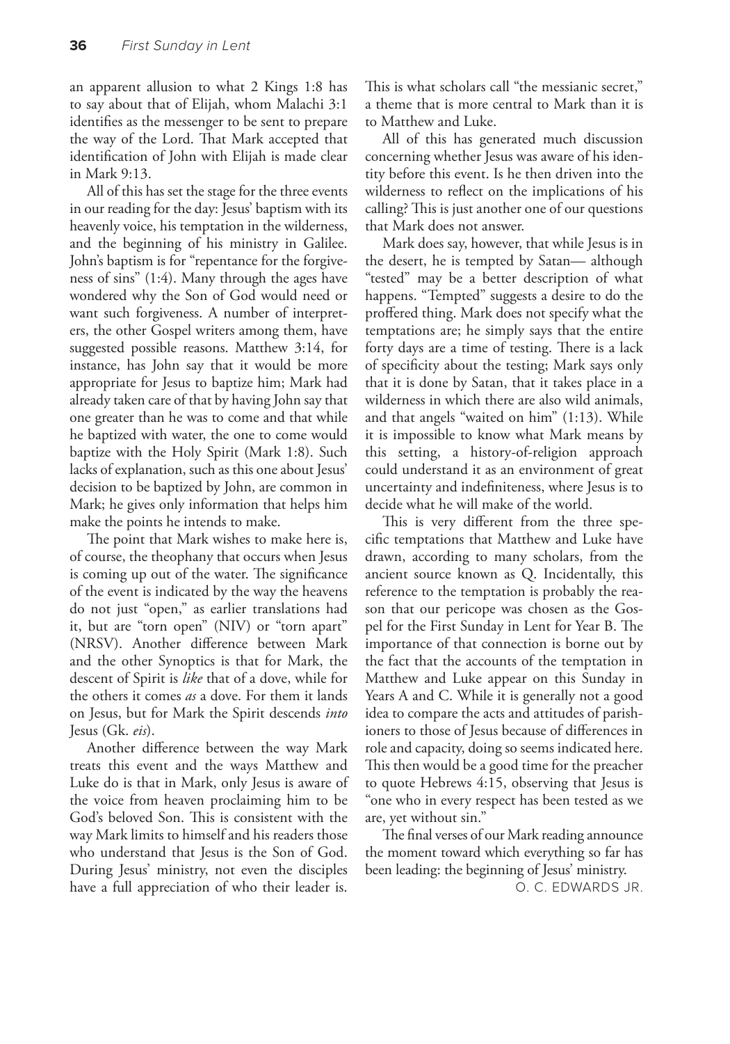an apparent allusion to what 2 Kings 1:8 has to say about that of Elijah, whom Malachi 3:1 identifies as the messenger to be sent to prepare the way of the Lord. That Mark accepted that identification of John with Elijah is made clear in Mark 9:13.

All of this has set the stage for the three events in our reading for the day: Jesus' baptism with its heavenly voice, his temptation in the wilderness, and the beginning of his ministry in Galilee. John's baptism is for "repentance for the forgiveness of sins" (1:4). Many through the ages have wondered why the Son of God would need or want such forgiveness. A number of interpreters, the other Gospel writers among them, have suggested possible reasons. Matthew 3:14, for instance, has John say that it would be more appropriate for Jesus to baptize him; Mark had already taken care of that by having John say that one greater than he was to come and that while he baptized with water, the one to come would baptize with the Holy Spirit (Mark 1:8). Such lacks of explanation, such as this one about Jesus' decision to be baptized by John, are common in Mark; he gives only information that helps him make the points he intends to make.

The point that Mark wishes to make here is, of course, the theophany that occurs when Jesus is coming up out of the water. The significance of the event is indicated by the way the heavens do not just "open," as earlier translations had it, but are "torn open" (NIV) or "torn apart" (NRSV). Another difference between Mark and the other Synoptics is that for Mark, the descent of Spirit is *like* that of a dove, while for the others it comes *as* a dove. For them it lands on Jesus, but for Mark the Spirit descends *into* Jesus (Gk. *eis*).

Another difference between the way Mark treats this event and the ways Matthew and Luke do is that in Mark, only Jesus is aware of the voice from heaven proclaiming him to be God's beloved Son. This is consistent with the way Mark limits to himself and his readers those who understand that Jesus is the Son of God. During Jesus' ministry, not even the disciples have a full appreciation of who their leader is. This is what scholars call "the messianic secret," a theme that is more central to Mark than it is to Matthew and Luke.

All of this has generated much discussion concerning whether Jesus was aware of his identity before this event. Is he then driven into the wilderness to reflect on the implications of his calling? This is just another one of our questions that Mark does not answer.

Mark does say, however, that while Jesus is in the desert, he is tempted by Satan— although "tested" may be a better description of what happens. "Tempted" suggests a desire to do the proffered thing. Mark does not specify what the temptations are; he simply says that the entire forty days are a time of testing. There is a lack of specificity about the testing; Mark says only that it is done by Satan, that it takes place in a wilderness in which there are also wild animals, and that angels "waited on him" (1:13). While it is impossible to know what Mark means by this setting, a history-of-religion approach could understand it as an environment of great uncertainty and indefiniteness, where Jesus is to decide what he will make of the world.

This is very different from the three specific temptations that Matthew and Luke have drawn, according to many scholars, from the ancient source known as Q. Incidentally, this reference to the temptation is probably the reason that our pericope was chosen as the Gospel for the First Sunday in Lent for Year B. The importance of that connection is borne out by the fact that the accounts of the temptation in Matthew and Luke appear on this Sunday in Years A and C. While it is generally not a good idea to compare the acts and attitudes of parishioners to those of Jesus because of differences in role and capacity, doing so seems indicated here. This then would be a good time for the preacher to quote Hebrews 4:15, observing that Jesus is "one who in every respect has been tested as we are, yet without sin."

The final verses of our Mark reading announce the moment toward which everything so far has been leading: the beginning of Jesus' ministry.

O. C. EDWARDS JR.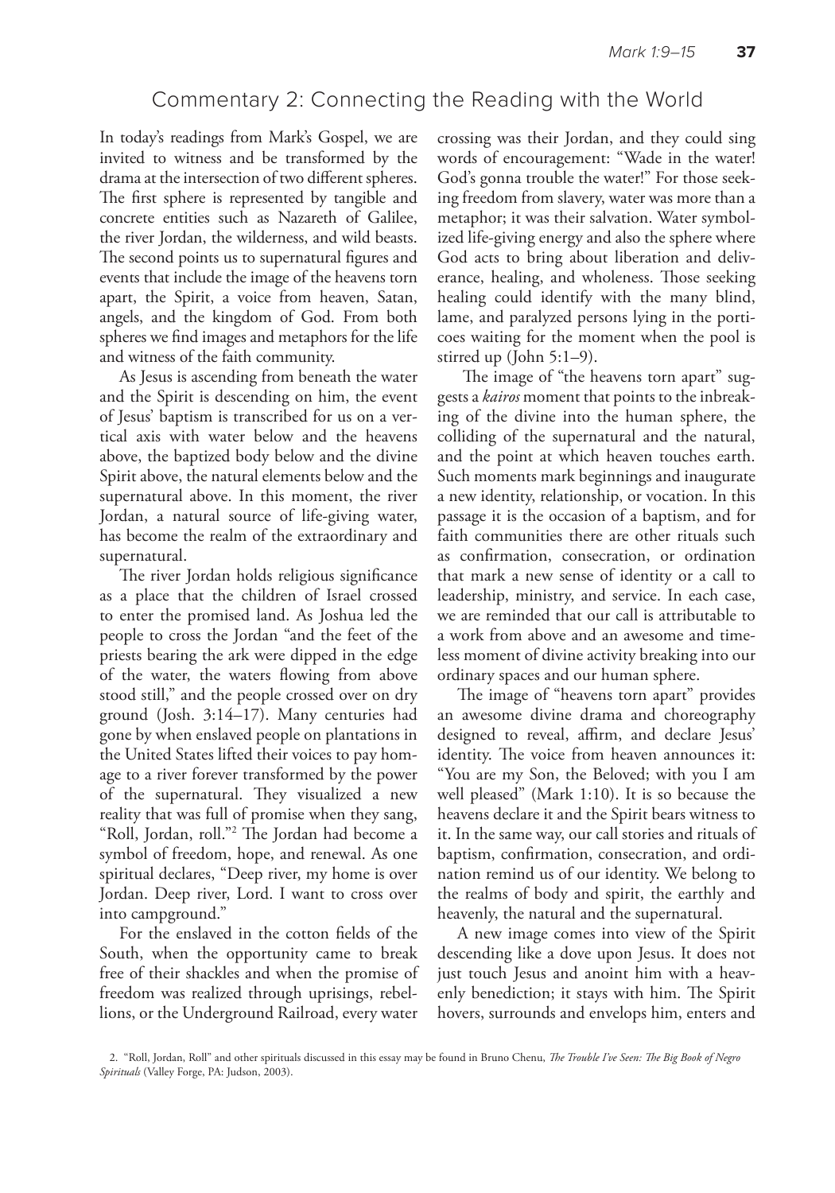## Commentary 2: Connecting the Reading with the World

In today's readings from Mark's Gospel, we are invited to witness and be transformed by the drama at the intersection of two different spheres. The first sphere is represented by tangible and concrete entities such as Nazareth of Galilee, the river Jordan, the wilderness, and wild beasts. The second points us to supernatural figures and events that include the image of the heavens torn apart, the Spirit, a voice from heaven, Satan, angels, and the kingdom of God. From both spheres we find images and metaphors for the life and witness of the faith community.

As Jesus is ascending from beneath the water and the Spirit is descending on him, the event of Jesus' baptism is transcribed for us on a vertical axis with water below and the heavens above, the baptized body below and the divine Spirit above, the natural elements below and the supernatural above. In this moment, the river Jordan, a natural source of life-giving water, has become the realm of the extraordinary and supernatural.

The river Jordan holds religious significance as a place that the children of Israel crossed to enter the promised land. As Joshua led the people to cross the Jordan "and the feet of the priests bearing the ark were dipped in the edge of the water, the waters flowing from above stood still," and the people crossed over on dry ground (Josh. 3:14–17). Many centuries had gone by when enslaved people on plantations in the United States lifted their voices to pay homage to a river forever transformed by the power of the supernatural. They visualized a new reality that was full of promise when they sang, "Roll, Jordan, roll."[2] The Jordan had become a symbol of freedom, hope, and renewal. As one spiritual declares, "Deep river, my home is over Jordan. Deep river, Lord. I want to cross over into campground."

For the enslaved in the cotton fields of the South, when the opportunity came to break free of their shackles and when the promise of freedom was realized through uprisings, rebellions, or the Underground Railroad, every water crossing was their Jordan, and they could sing words of encouragement: "Wade in the water! God's gonna trouble the water!" For those seeking freedom from slavery, water was more than a metaphor; it was their salvation. Water symbolized life-giving energy and also the sphere where God acts to bring about liberation and deliverance, healing, and wholeness. Those seeking healing could identify with the many blind, lame, and paralyzed persons lying in the porticoes waiting for the moment when the pool is stirred up (John 5:1–9).

The image of "the heavens torn apart" suggests a *kairos* moment that points to the inbreaking of the divine into the human sphere, the colliding of the supernatural and the natural, and the point at which heaven touches earth. Such moments mark beginnings and inaugurate a new identity, relationship, or vocation. In this passage it is the occasion of a baptism, and for faith communities there are other rituals such as confirmation, consecration, or ordination that mark a new sense of identity or a call to leadership, ministry, and service. In each case, we are reminded that our call is attributable to a work from above and an awesome and timeless moment of divine activity breaking into our ordinary spaces and our human sphere.

The image of "heavens torn apart" provides an awesome divine drama and choreography designed to reveal, affirm, and declare Jesus' identity. The voice from heaven announces it: "You are my Son, the Beloved; with you I am well pleased" (Mark 1:10). It is so because the heavens declare it and the Spirit bears witness to it. In the same way, our call stories and rituals of baptism, confirmation, consecration, and ordination remind us of our identity. We belong to the realms of body and spirit, the earthly and heavenly, the natural and the supernatural.

A new image comes into view of the Spirit descending like a dove upon Jesus. It does not just touch Jesus and anoint him with a heavenly benediction; it stays with him. The Spirit hovers, surrounds and envelops him, enters and

2. "Roll, Jordan, Roll" and other spirituals discussed in this essay may be found in Bruno Chenu, *The Trouble I've Seen: The Big Book of Negro Spirituals* (Valley Forge, PA: Judson, 2003).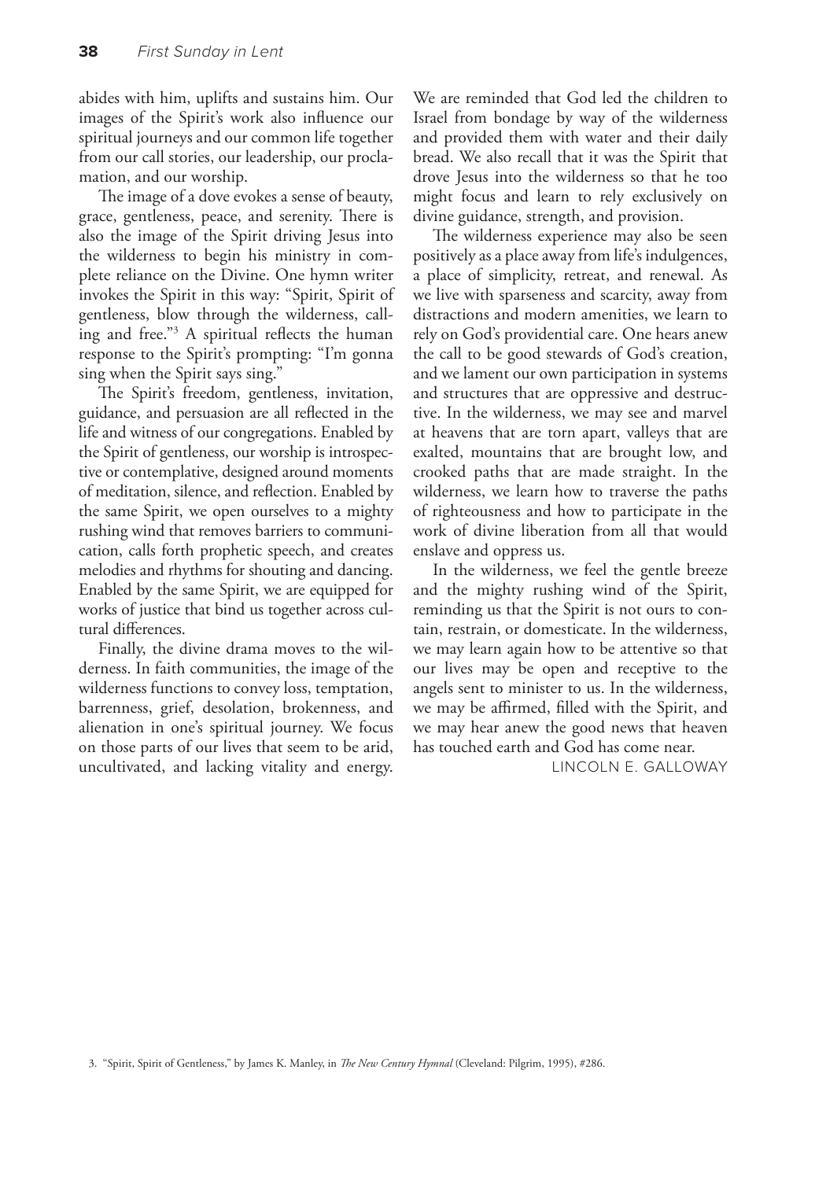abides with him, uplifts and sustains him. Our images of the Spirit's work also influence our spiritual journeys and our common life together from our call stories, our leadership, our proclamation, and our worship.

The image of a dove evokes a sense of beauty, grace, gentleness, peace, and serenity. There is also the image of the Spirit driving Jesus into the wilderness to begin his ministry in complete reliance on the Divine. One hymn writer invokes the Spirit in this way: "Spirit, Spirit of gentleness, blow through the wilderness, calling and free."[3] A spiritual reflects the human response to the Spirit's prompting: "I'm gonna sing when the Spirit says sing."

The Spirit's freedom, gentleness, invitation, guidance, and persuasion are all reflected in the life and witness of our congregations. Enabled by the Spirit of gentleness, our worship is introspective or contemplative, designed around moments of meditation, silence, and reflection. Enabled by the same Spirit, we open ourselves to a mighty rushing wind that removes barriers to communication, calls forth prophetic speech, and creates melodies and rhythms for shouting and dancing. Enabled by the same Spirit, we are equipped for works of justice that bind us together across cultural differences.

Finally, the divine drama moves to the wilderness. In faith communities, the image of the wilderness functions to convey loss, temptation, barrenness, grief, desolation, brokenness, and alienation in one's spiritual journey. We focus on those parts of our lives that seem to be arid, uncultivated, and lacking vitality and energy. We are reminded that God led the children to Israel from bondage by way of the wilderness and provided them with water and their daily bread. We also recall that it was the Spirit that drove Jesus into the wilderness so that he too might focus and learn to rely exclusively on divine guidance, strength, and provision.

The wilderness experience may also be seen positively as a place away from life's indulgences, a place of simplicity, retreat, and renewal. As we live with sparseness and scarcity, away from distractions and modern amenities, we learn to rely on God's providential care. One hears anew the call to be good stewards of God's creation, and we lament our own participation in systems and structures that are oppressive and destructive. In the wilderness, we may see and marvel at heavens that are torn apart, valleys that are exalted, mountains that are brought low, and crooked paths that are made straight. In the wilderness, we learn how to traverse the paths of righteousness and how to participate in the work of divine liberation from all that would enslave and oppress us.

In the wilderness, we feel the gentle breeze and the mighty rushing wind of the Spirit, reminding us that the Spirit is not ours to contain, restrain, or domesticate. In the wilderness, we may learn again how to be attentive so that our lives may be open and receptive to the angels sent to minister to us. In the wilderness, we may be affirmed, filled with the Spirit, and we may hear anew the good news that heaven has touched earth and God has come near.

LINCOLN E. GALLOWAY

3. "Spirit, Spirit of Gentleness," by James K. Manley, in *The New Century Hymnal* (Cleveland: Pilgrim, 1995), #286.